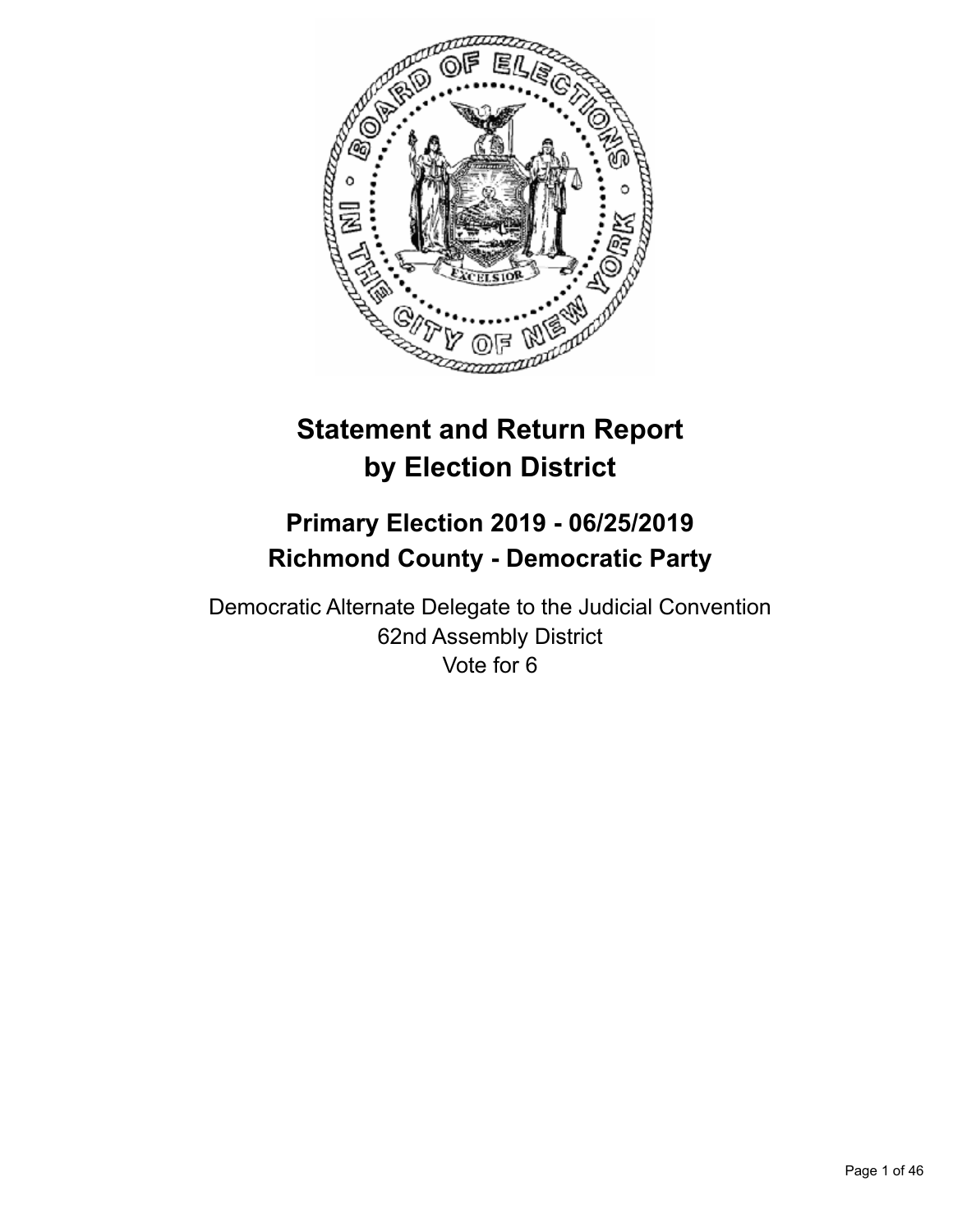# Statement and Return Report by Election District

## Primary Election 2019 - 06/25/2019
## Richmond County - Democratic Party

Democratic Alternate Delegate to the Judicial Convention
62nd Assembly District
Vote for 6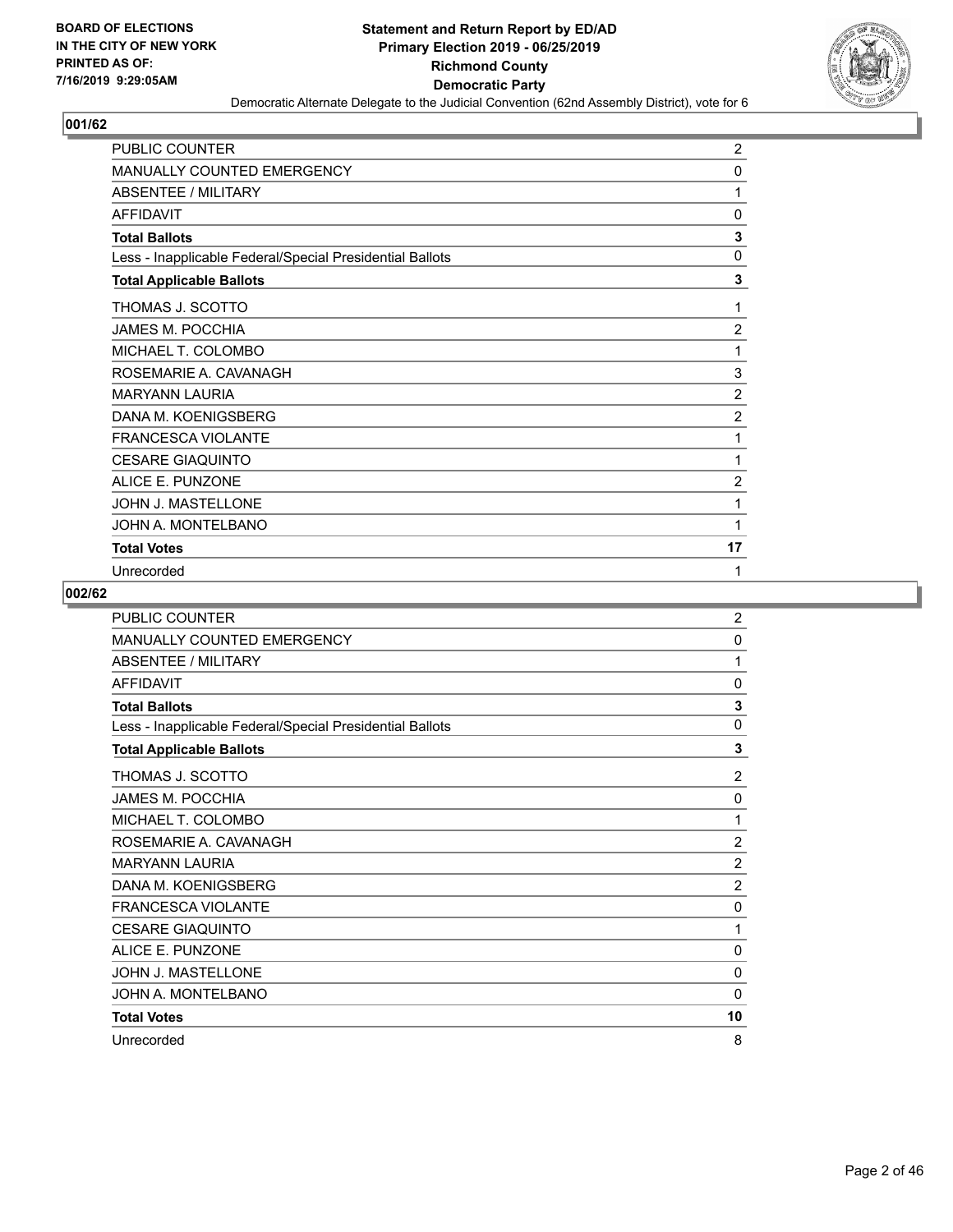**BOARD OF ELECTIONS IN THE CITY OF NEW YORK PRINTED AS OF: 7/16/2019 9:29:05AM**

# Statement and Return Report by ED/AD
## Primary Election 2019 - 06/25/2019
## Richmond County
## Democratic Party
### Democratic Alternate Delegate to the Judicial Convention (62nd Assembly District), vote for 6

## 001/62

| | |
|---|---|
| PUBLIC COUNTER | 2 |
| MANUALLY COUNTED EMERGENCY | 0 |
| ABSENTEE / MILITARY | 1 |
| AFFIDAVIT | 0 |
| **Total Ballots** | **3** |
| Less - Inapplicable Federal/Special Presidential Ballots | 0 |
| **Total Applicable Ballots** | **3** |
| THOMAS J. SCOTTO | 1 |
| JAMES M. POCCHIA | 2 |
| MICHAEL T. COLOMBO | 1 |
| ROSEMARIE A. CAVANAGH | 3 |
| MARYANN LAURIA | 2 |
| DANA M. KOENIGSBERG | 2 |
| FRANCESCA VIOLANTE | 1 |
| CESARE GIAQUINTO | 1 |
| ALICE E. PUNZONE | 2 |
| JOHN J. MASTELLONE | 1 |
| JOHN A. MONTELBANO | 1 |
| **Total Votes** | **17** |
| Unrecorded | 1 |

## 002/62

| | |
|---|---|
| PUBLIC COUNTER | 2 |
| MANUALLY COUNTED EMERGENCY | 0 |
| ABSENTEE / MILITARY | 1 |
| AFFIDAVIT | 0 |
| **Total Ballots** | **3** |
| Less - Inapplicable Federal/Special Presidential Ballots | 0 |
| **Total Applicable Ballots** | **3** |
| THOMAS J. SCOTTO | 2 |
| JAMES M. POCCHIA | 0 |
| MICHAEL T. COLOMBO | 1 |
| ROSEMARIE A. CAVANAGH | 2 |
| MARYANN LAURIA | 2 |
| DANA M. KOENIGSBERG | 2 |
| FRANCESCA VIOLANTE | 0 |
| CESARE GIAQUINTO | 1 |
| ALICE E. PUNZONE | 0 |
| JOHN J. MASTELLONE | 0 |
| JOHN A. MONTELBANO | 0 |
| **Total Votes** | **10** |
| Unrecorded | 8 |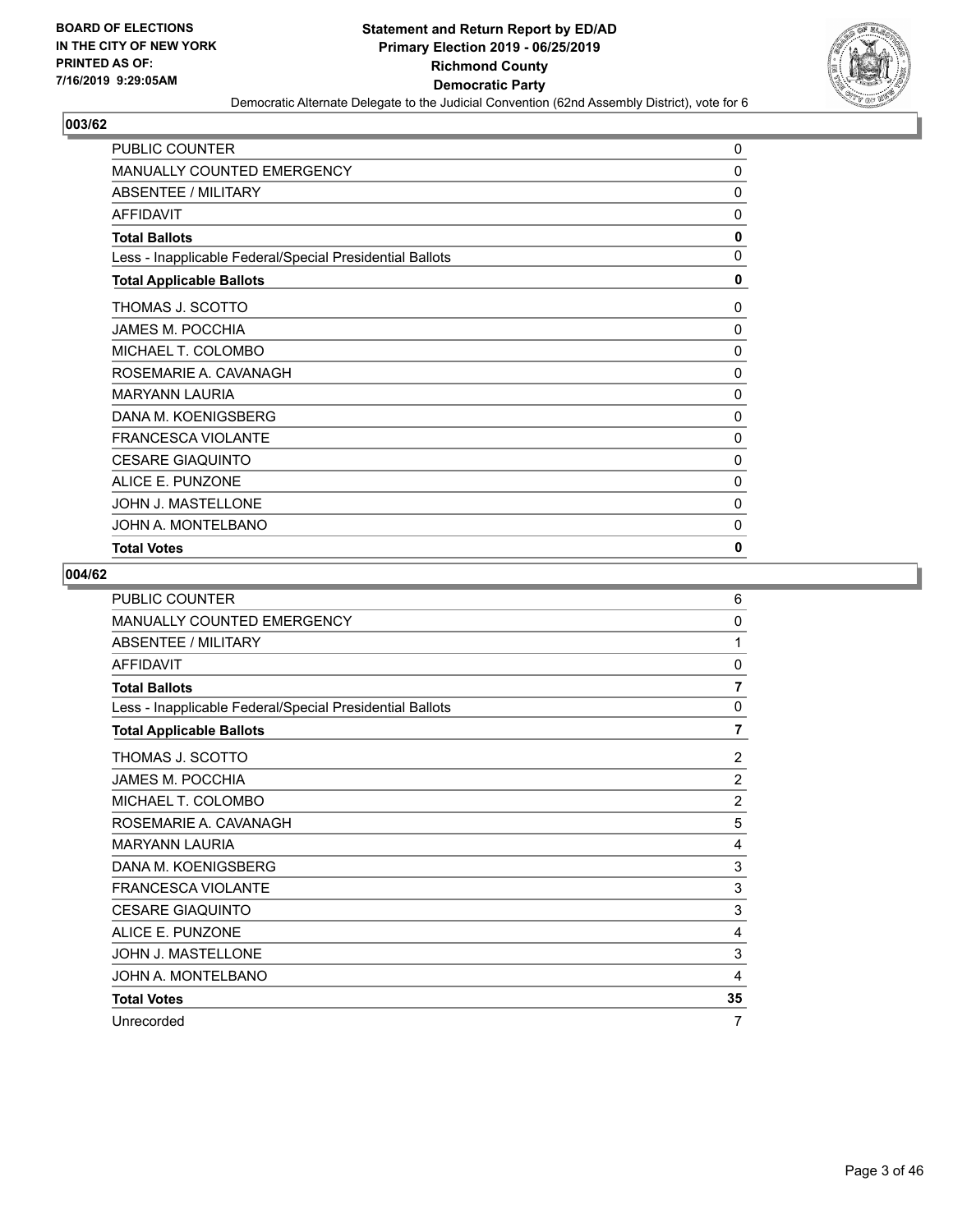BOARD OF ELECTIONS
IN THE CITY OF NEW YORK
PRINTED AS OF:
7/16/2019 9:29:05AM

# Statement and Return Report by ED/AD
## Primary Election 2019 - 06/25/2019
## Richmond County
## Democratic Party

Democratic Alternate Delegate to the Judicial Convention (62nd Assembly District), vote for 6

### 003/62

| | |
|---|---|
| PUBLIC COUNTER | 0 |
| MANUALLY COUNTED EMERGENCY | 0 |
| ABSENTEE / MILITARY | 0 |
| AFFIDAVIT | 0 |
| **Total Ballots** | **0** |
| Less - Inapplicable Federal/Special Presidential Ballots | 0 |
| **Total Applicable Ballots** | **0** |
| THOMAS J. SCOTTO | 0 |
| JAMES M. POCCHIA | 0 |
| MICHAEL T. COLOMBO | 0 |
| ROSEMARIE A. CAVANAGH | 0 |
| MARYANN LAURIA | 0 |
| DANA M. KOENIGSBERG | 0 |
| FRANCESCA VIOLANTE | 0 |
| CESARE GIAQUINTO | 0 |
| ALICE E. PUNZONE | 0 |
| JOHN J. MASTELLONE | 0 |
| JOHN A. MONTELBANO | 0 |
| **Total Votes** | **0** |

### 004/62

| | |
|---|---|
| PUBLIC COUNTER | 6 |
| MANUALLY COUNTED EMERGENCY | 0 |
| ABSENTEE / MILITARY | 1 |
| AFFIDAVIT | 0 |
| **Total Ballots** | **7** |
| Less - Inapplicable Federal/Special Presidential Ballots | 0 |
| **Total Applicable Ballots** | **7** |
| THOMAS J. SCOTTO | 2 |
| JAMES M. POCCHIA | 2 |
| MICHAEL T. COLOMBO | 2 |
| ROSEMARIE A. CAVANAGH | 5 |
| MARYANN LAURIA | 4 |
| DANA M. KOENIGSBERG | 3 |
| FRANCESCA VIOLANTE | 3 |
| CESARE GIAQUINTO | 3 |
| ALICE E. PUNZONE | 4 |
| JOHN J. MASTELLONE | 3 |
| JOHN A. MONTELBANO | 4 |
| **Total Votes** | **35** |
| Unrecorded | 7 |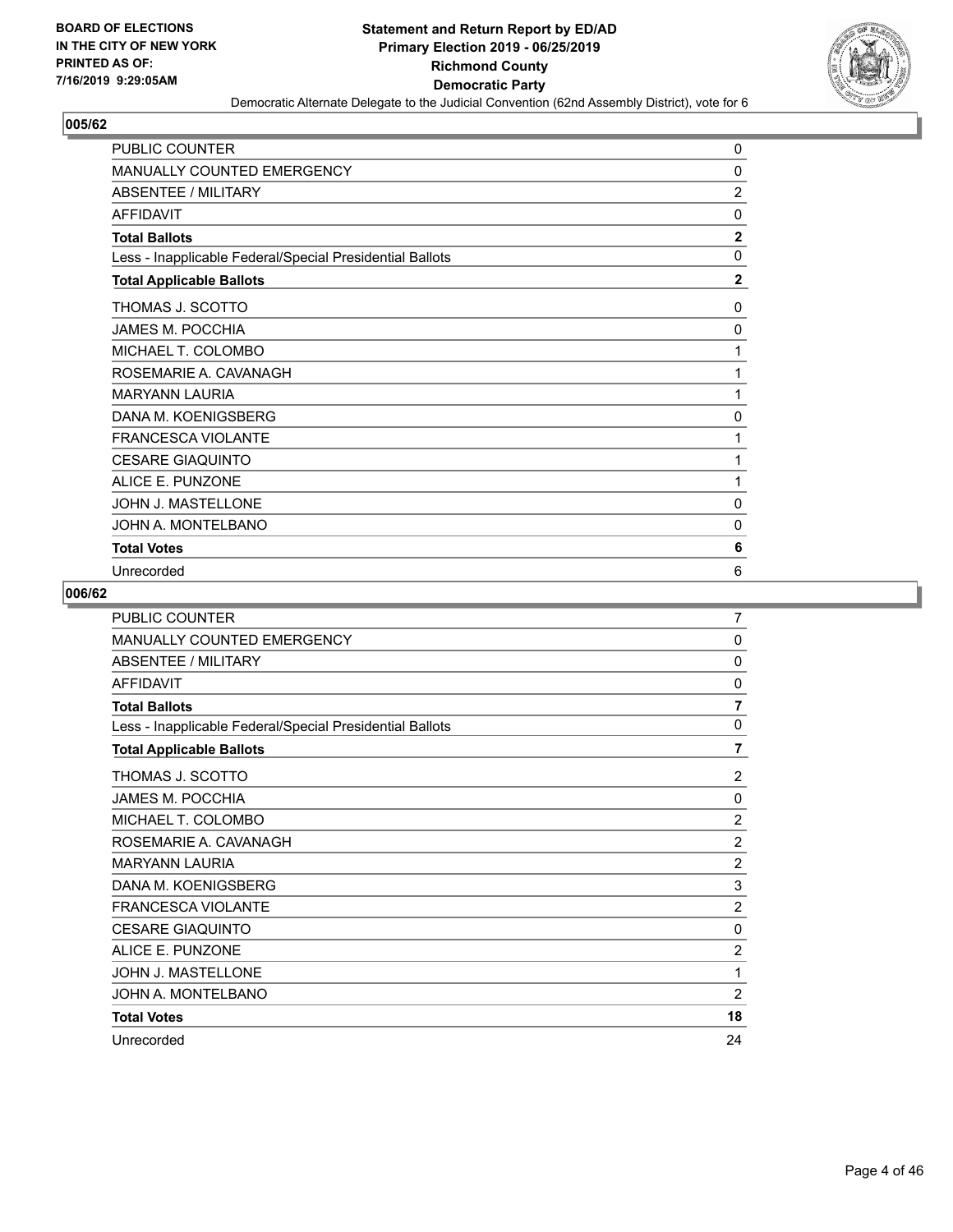**BOARD OF ELECTIONS IN THE CITY OF NEW YORK PRINTED AS OF: 7/16/2019 9:29:05AM**

**Statement and Return Report by ED/AD**
**Primary Election 2019 - 06/25/2019**
**Richmond County**
**Democratic Party**

Democratic Alternate Delegate to the Judicial Convention (62nd Assembly District), vote for 6

## 005/62

| | |
|---|---|
| PUBLIC COUNTER | 0 |
| MANUALLY COUNTED EMERGENCY | 0 |
| ABSENTEE / MILITARY | 2 |
| AFFIDAVIT | 0 |
| **Total Ballots** | **2** |
| Less - Inapplicable Federal/Special Presidential Ballots | 0 |
| **Total Applicable Ballots** | **2** |
| THOMAS J. SCOTTO | 0 |
| JAMES M. POCCHIA | 0 |
| MICHAEL T. COLOMBO | 1 |
| ROSEMARIE A. CAVANAGH | 1 |
| MARYANN LAURIA | 1 |
| DANA M. KOENIGSBERG | 0 |
| FRANCESCA VIOLANTE | 1 |
| CESARE GIAQUINTO | 1 |
| ALICE E. PUNZONE | 1 |
| JOHN J. MASTELLONE | 0 |
| JOHN A. MONTELBANO | 0 |
| **Total Votes** | **6** |
| Unrecorded | 6 |

## 006/62

| | |
|---|---|
| PUBLIC COUNTER | 7 |
| MANUALLY COUNTED EMERGENCY | 0 |
| ABSENTEE / MILITARY | 0 |
| AFFIDAVIT | 0 |
| **Total Ballots** | **7** |
| Less - Inapplicable Federal/Special Presidential Ballots | 0 |
| **Total Applicable Ballots** | **7** |
| THOMAS J. SCOTTO | 2 |
| JAMES M. POCCHIA | 0 |
| MICHAEL T. COLOMBO | 2 |
| ROSEMARIE A. CAVANAGH | 2 |
| MARYANN LAURIA | 2 |
| DANA M. KOENIGSBERG | 3 |
| FRANCESCA VIOLANTE | 2 |
| CESARE GIAQUINTO | 0 |
| ALICE E. PUNZONE | 2 |
| JOHN J. MASTELLONE | 1 |
| JOHN A. MONTELBANO | 2 |
| **Total Votes** | **18** |
| Unrecorded | 24 |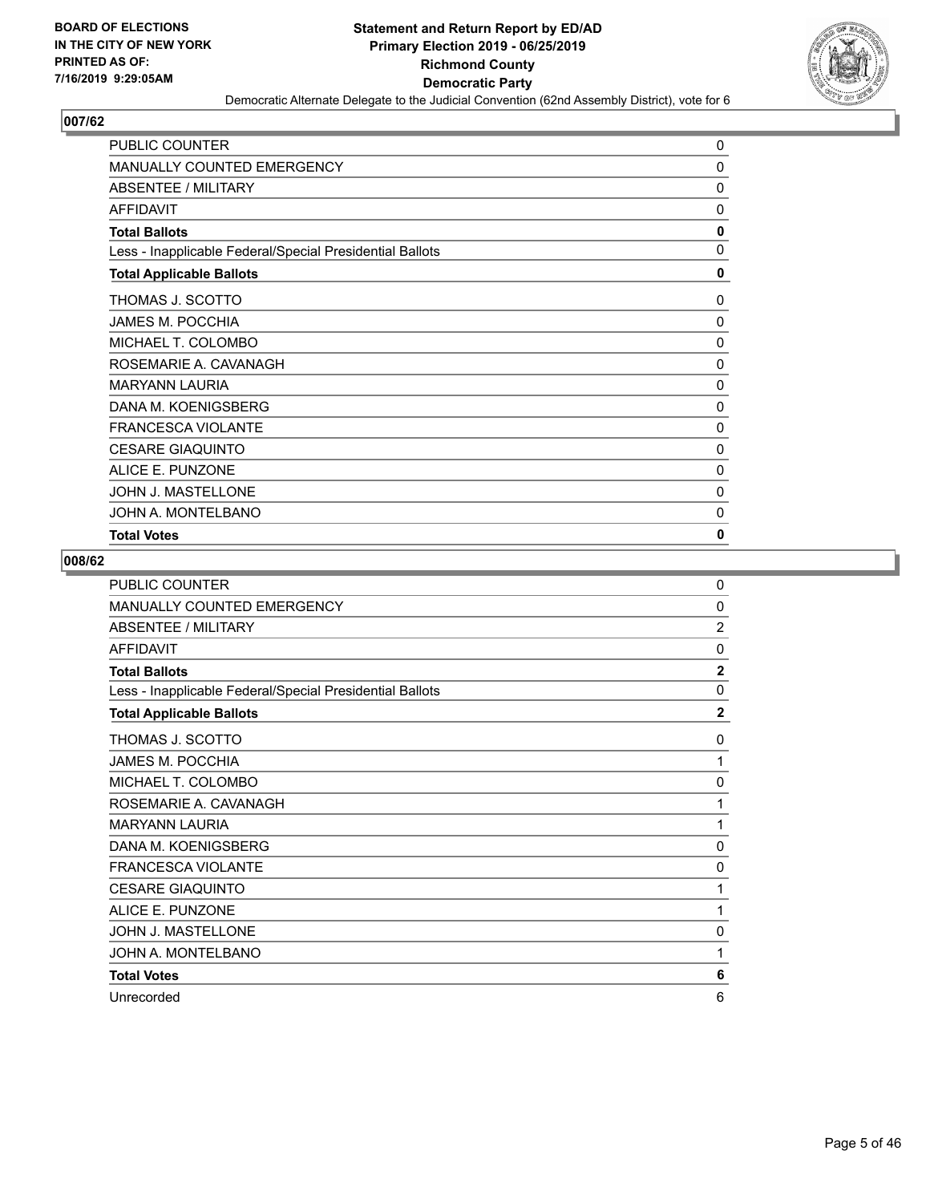## 007/62

| | |
|---|---|
| PUBLIC COUNTER | 0 |
| MANUALLY COUNTED EMERGENCY | 0 |
| ABSENTEE / MILITARY | 0 |
| AFFIDAVIT | 0 |
| **Total Ballots** | **0** |
| Less - Inapplicable Federal/Special Presidential Ballots | 0 |
| **Total Applicable Ballots** | **0** |
| THOMAS J. SCOTTO | 0 |
| JAMES M. POCCHIA | 0 |
| MICHAEL T. COLOMBO | 0 |
| ROSEMARIE A. CAVANAGH | 0 |
| MARYANN LAURIA | 0 |
| DANA M. KOENIGSBERG | 0 |
| FRANCESCA VIOLANTE | 0 |
| CESARE GIAQUINTO | 0 |
| ALICE E. PUNZONE | 0 |
| JOHN J. MASTELLONE | 0 |
| JOHN A. MONTELBANO | 0 |
| **Total Votes** | **0** |

## 008/62

| | |
|---|---|
| PUBLIC COUNTER | 0 |
| MANUALLY COUNTED EMERGENCY | 0 |
| ABSENTEE / MILITARY | 2 |
| AFFIDAVIT | 0 |
| **Total Ballots** | **2** |
| Less - Inapplicable Federal/Special Presidential Ballots | 0 |
| **Total Applicable Ballots** | **2** |
| THOMAS J. SCOTTO | 0 |
| JAMES M. POCCHIA | 1 |
| MICHAEL T. COLOMBO | 0 |
| ROSEMARIE A. CAVANAGH | 1 |
| MARYANN LAURIA | 1 |
| DANA M. KOENIGSBERG | 0 |
| FRANCESCA VIOLANTE | 0 |
| CESARE GIAQUINTO | 1 |
| ALICE E. PUNZONE | 1 |
| JOHN J. MASTELLONE | 0 |
| JOHN A. MONTELBANO | 1 |
| **Total Votes** | **6** |
| Unrecorded | 6 |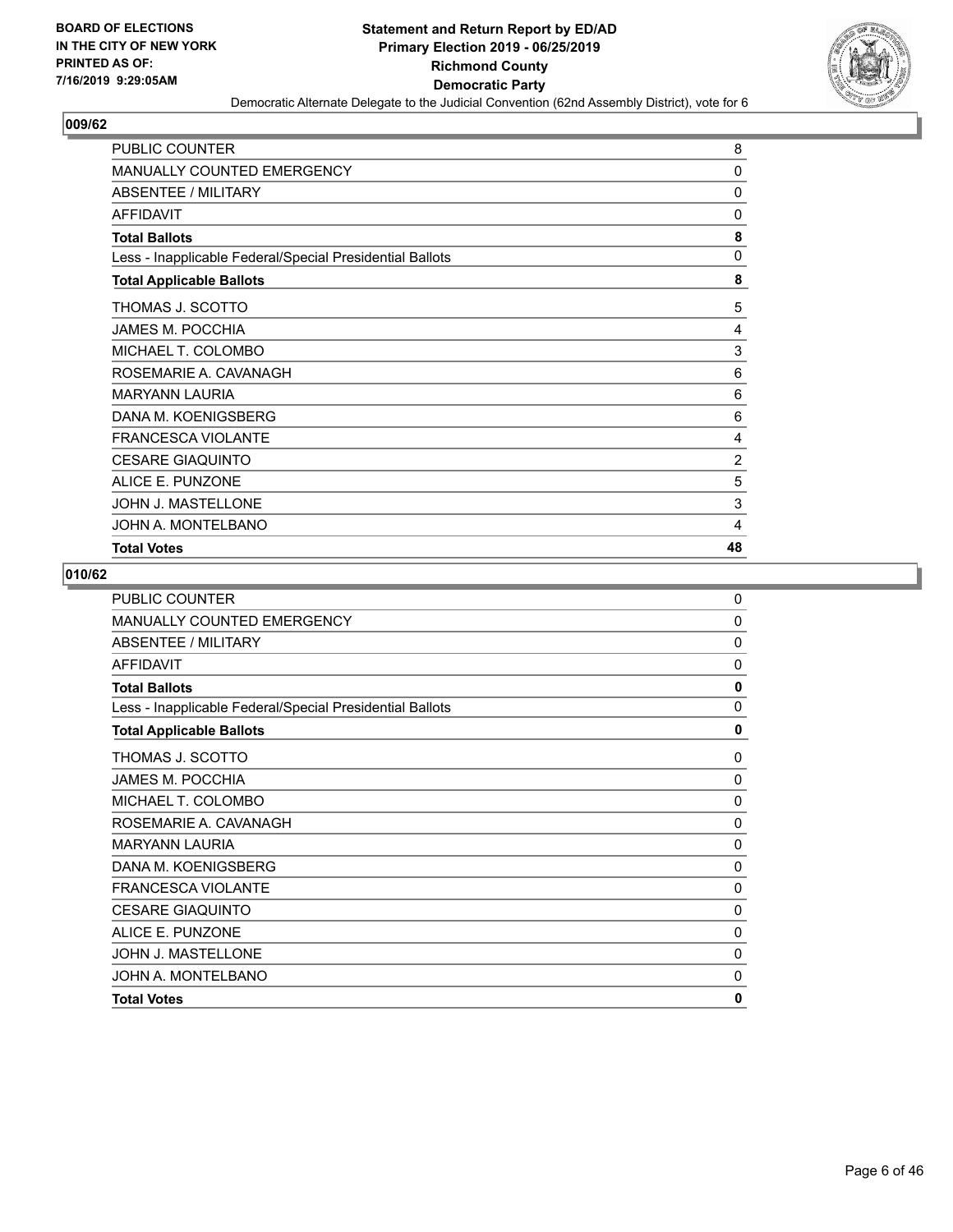## 009/62

| | |
|---|---|
| PUBLIC COUNTER | 8 |
| MANUALLY COUNTED EMERGENCY | 0 |
| ABSENTEE / MILITARY | 0 |
| AFFIDAVIT | 0 |
| **Total Ballots** | **8** |
| Less - Inapplicable Federal/Special Presidential Ballots | 0 |
| **Total Applicable Ballots** | **8** |
| THOMAS J. SCOTTO | 5 |
| JAMES M. POCCHIA | 4 |
| MICHAEL T. COLOMBO | 3 |
| ROSEMARIE A. CAVANAGH | 6 |
| MARYANN LAURIA | 6 |
| DANA M. KOENIGSBERG | 6 |
| FRANCESCA VIOLANTE | 4 |
| CESARE GIAQUINTO | 2 |
| ALICE E. PUNZONE | 5 |
| JOHN J. MASTELLONE | 3 |
| JOHN A. MONTELBANO | 4 |
| **Total Votes** | **48** |

## 010/62

| | |
|---|---|
| PUBLIC COUNTER | 0 |
| MANUALLY COUNTED EMERGENCY | 0 |
| ABSENTEE / MILITARY | 0 |
| AFFIDAVIT | 0 |
| **Total Ballots** | **0** |
| Less - Inapplicable Federal/Special Presidential Ballots | 0 |
| **Total Applicable Ballots** | **0** |
| THOMAS J. SCOTTO | 0 |
| JAMES M. POCCHIA | 0 |
| MICHAEL T. COLOMBO | 0 |
| ROSEMARIE A. CAVANAGH | 0 |
| MARYANN LAURIA | 0 |
| DANA M. KOENIGSBERG | 0 |
| FRANCESCA VIOLANTE | 0 |
| CESARE GIAQUINTO | 0 |
| ALICE E. PUNZONE | 0 |
| JOHN J. MASTELLONE | 0 |
| JOHN A. MONTELBANO | 0 |
| **Total Votes** | **0** |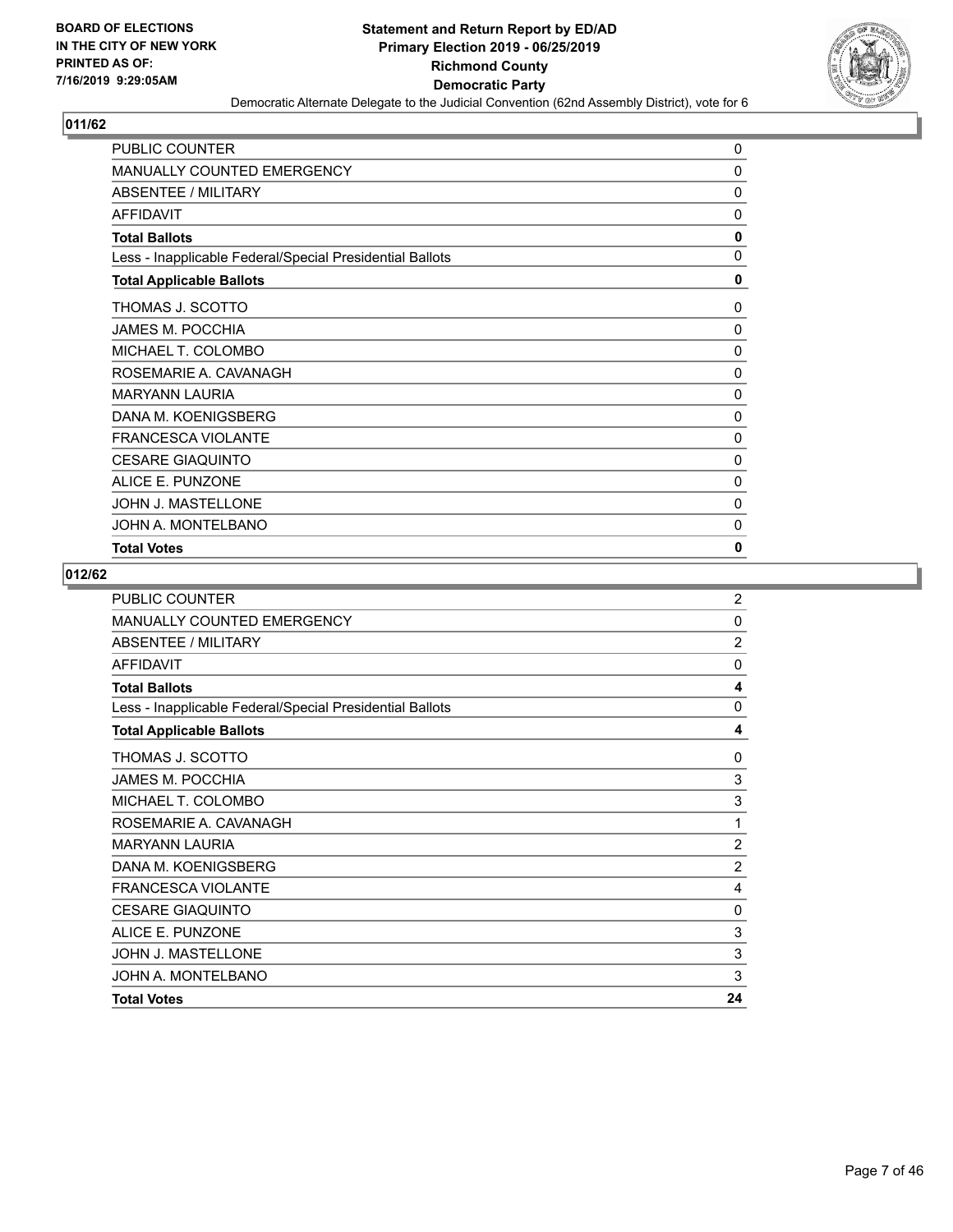BOARD OF ELECTIONS
IN THE CITY OF NEW YORK
PRINTED AS OF:
7/16/2019 9:29:05AM

**Statement and Return Report by ED/AD**
**Primary Election 2019 - 06/25/2019**
**Richmond County**
**Democratic Party**
Democratic Alternate Delegate to the Judicial Convention (62nd Assembly District), vote for 6

## 011/62

| | |
|---|---|
| PUBLIC COUNTER | 0 |
| MANUALLY COUNTED EMERGENCY | 0 |
| ABSENTEE / MILITARY | 0 |
| AFFIDAVIT | 0 |
| **Total Ballots** | **0** |
| Less - Inapplicable Federal/Special Presidential Ballots | 0 |
| **Total Applicable Ballots** | **0** |
| THOMAS J. SCOTTO | 0 |
| JAMES M. POCCHIA | 0 |
| MICHAEL T. COLOMBO | 0 |
| ROSEMARIE A. CAVANAGH | 0 |
| MARYANN LAURIA | 0 |
| DANA M. KOENIGSBERG | 0 |
| FRANCESCA VIOLANTE | 0 |
| CESARE GIAQUINTO | 0 |
| ALICE E. PUNZONE | 0 |
| JOHN J. MASTELLONE | 0 |
| JOHN A. MONTELBANO | 0 |
| **Total Votes** | **0** |

## 012/62

| | |
|---|---|
| PUBLIC COUNTER | 2 |
| MANUALLY COUNTED EMERGENCY | 0 |
| ABSENTEE / MILITARY | 2 |
| AFFIDAVIT | 0 |
| **Total Ballots** | **4** |
| Less - Inapplicable Federal/Special Presidential Ballots | 0 |
| **Total Applicable Ballots** | **4** |
| THOMAS J. SCOTTO | 0 |
| JAMES M. POCCHIA | 3 |
| MICHAEL T. COLOMBO | 3 |
| ROSEMARIE A. CAVANAGH | 1 |
| MARYANN LAURIA | 2 |
| DANA M. KOENIGSBERG | 2 |
| FRANCESCA VIOLANTE | 4 |
| CESARE GIAQUINTO | 0 |
| ALICE E. PUNZONE | 3 |
| JOHN J. MASTELLONE | 3 |
| JOHN A. MONTELBANO | 3 |
| **Total Votes** | **24** |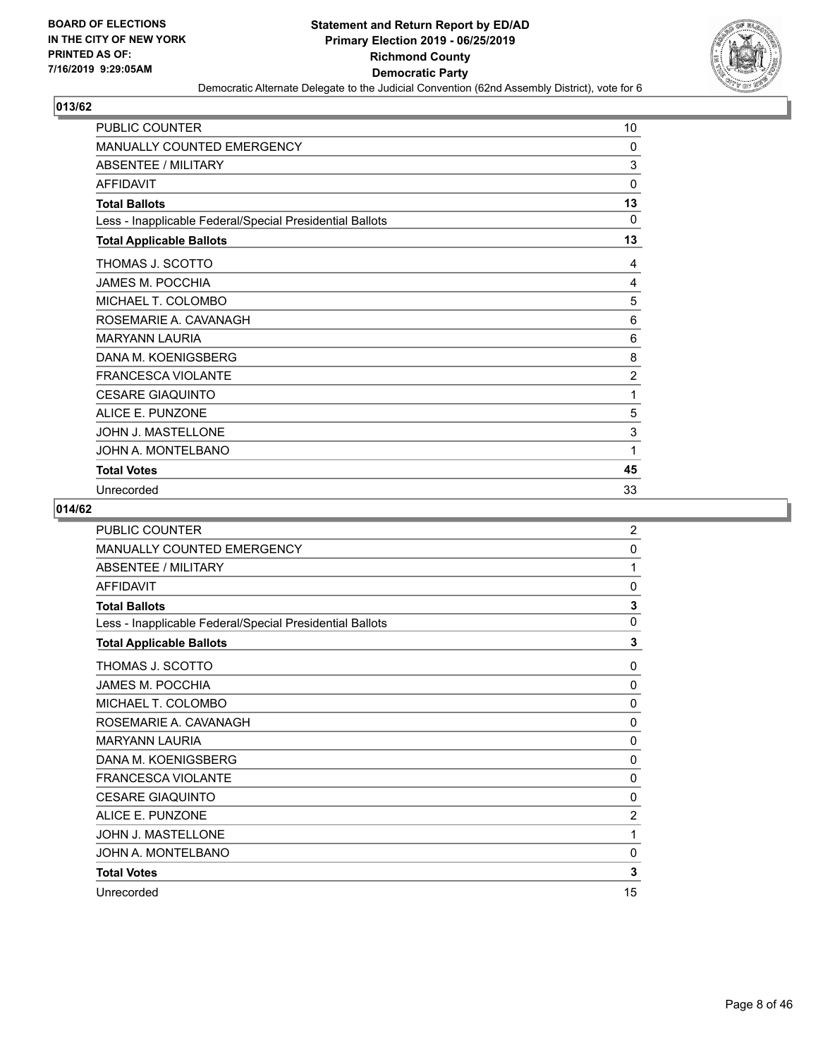# Statement and Return Report by ED/AD
## Primary Election 2019 - 06/25/2019
## Richmond County
## Democratic Party
### Democratic Alternate Delegate to the Judicial Convention (62nd Assembly District), vote for 6

BOARD OF ELECTIONS IN THE CITY OF NEW YORK PRINTED AS OF: 7/16/2019 9:29:05AM

### 013/62

| | |
|---|---|
| PUBLIC COUNTER | 10 |
| MANUALLY COUNTED EMERGENCY | 0 |
| ABSENTEE / MILITARY | 3 |
| AFFIDAVIT | 0 |
| **Total Ballots** | **13** |
| Less - Inapplicable Federal/Special Presidential Ballots | 0 |
| **Total Applicable Ballots** | **13** |
| THOMAS J. SCOTTO | 4 |
| JAMES M. POCCHIA | 4 |
| MICHAEL T. COLOMBO | 5 |
| ROSEMARIE A. CAVANAGH | 6 |
| MARYANN LAURIA | 6 |
| DANA M. KOENIGSBERG | 8 |
| FRANCESCA VIOLANTE | 2 |
| CESARE GIAQUINTO | 1 |
| ALICE E. PUNZONE | 5 |
| JOHN J. MASTELLONE | 3 |
| JOHN A. MONTELBANO | 1 |
| **Total Votes** | **45** |
| Unrecorded | 33 |

### 014/62

| | |
|---|---|
| PUBLIC COUNTER | 2 |
| MANUALLY COUNTED EMERGENCY | 0 |
| ABSENTEE / MILITARY | 1 |
| AFFIDAVIT | 0 |
| **Total Ballots** | **3** |
| Less - Inapplicable Federal/Special Presidential Ballots | 0 |
| **Total Applicable Ballots** | **3** |
| THOMAS J. SCOTTO | 0 |
| JAMES M. POCCHIA | 0 |
| MICHAEL T. COLOMBO | 0 |
| ROSEMARIE A. CAVANAGH | 0 |
| MARYANN LAURIA | 0 |
| DANA M. KOENIGSBERG | 0 |
| FRANCESCA VIOLANTE | 0 |
| CESARE GIAQUINTO | 0 |
| ALICE E. PUNZONE | 2 |
| JOHN J. MASTELLONE | 1 |
| JOHN A. MONTELBANO | 0 |
| **Total Votes** | **3** |
| Unrecorded | 15 |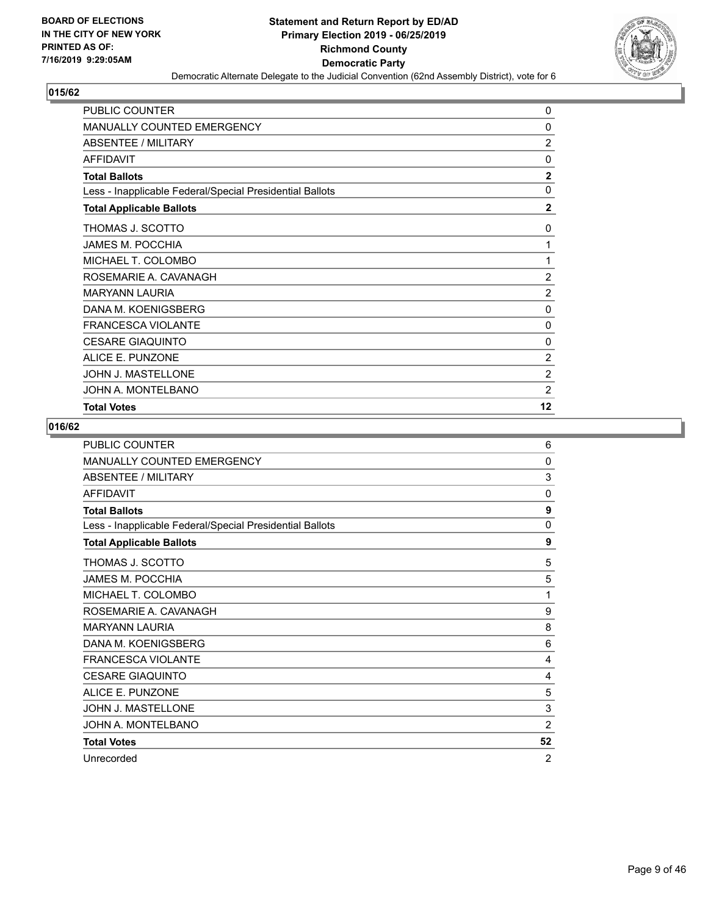**BOARD OF ELECTIONS IN THE CITY OF NEW YORK PRINTED AS OF: 7/16/2019 9:29:05AM**

# Statement and Return Report by ED/AD
## Primary Election 2019 - 06/25/2019
## Richmond County
## Democratic Party

Democratic Alternate Delegate to the Judicial Convention (62nd Assembly District), vote for 6

### 015/62

| | |
|---|---|
| PUBLIC COUNTER | 0 |
| MANUALLY COUNTED EMERGENCY | 0 |
| ABSENTEE / MILITARY | 2 |
| AFFIDAVIT | 0 |
| **Total Ballots** | **2** |
| Less - Inapplicable Federal/Special Presidential Ballots | 0 |
| **Total Applicable Ballots** | **2** |
| THOMAS J. SCOTTO | 0 |
| JAMES M. POCCHIA | 1 |
| MICHAEL T. COLOMBO | 1 |
| ROSEMARIE A. CAVANAGH | 2 |
| MARYANN LAURIA | 2 |
| DANA M. KOENIGSBERG | 0 |
| FRANCESCA VIOLANTE | 0 |
| CESARE GIAQUINTO | 0 |
| ALICE E. PUNZONE | 2 |
| JOHN J. MASTELLONE | 2 |
| JOHN A. MONTELBANO | 2 |
| **Total Votes** | **12** |

### 016/62

| | |
|---|---|
| PUBLIC COUNTER | 6 |
| MANUALLY COUNTED EMERGENCY | 0 |
| ABSENTEE / MILITARY | 3 |
| AFFIDAVIT | 0 |
| **Total Ballots** | **9** |
| Less - Inapplicable Federal/Special Presidential Ballots | 0 |
| **Total Applicable Ballots** | **9** |
| THOMAS J. SCOTTO | 5 |
| JAMES M. POCCHIA | 5 |
| MICHAEL T. COLOMBO | 1 |
| ROSEMARIE A. CAVANAGH | 9 |
| MARYANN LAURIA | 8 |
| DANA M. KOENIGSBERG | 6 |
| FRANCESCA VIOLANTE | 4 |
| CESARE GIAQUINTO | 4 |
| ALICE E. PUNZONE | 5 |
| JOHN J. MASTELLONE | 3 |
| JOHN A. MONTELBANO | 2 |
| **Total Votes** | **52** |
| Unrecorded | 2 |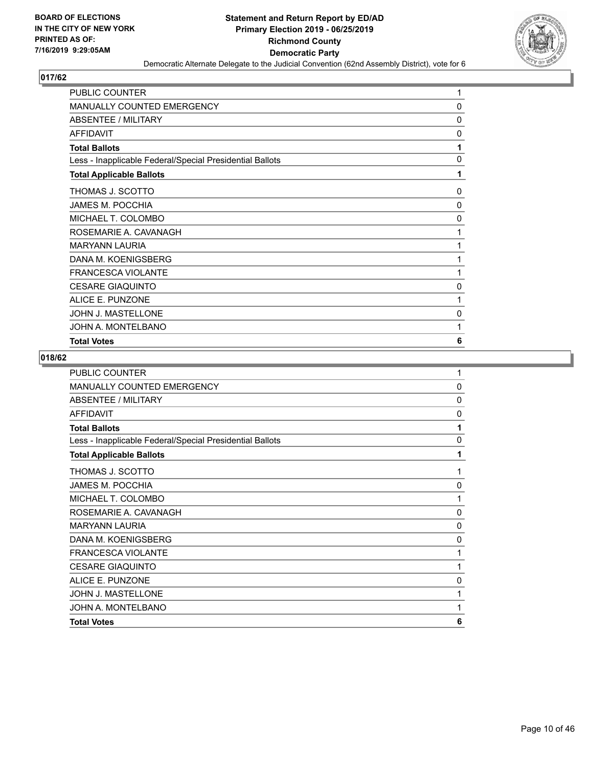## 017/62

| | |
|---|---|
| PUBLIC COUNTER | 1 |
| MANUALLY COUNTED EMERGENCY | 0 |
| ABSENTEE / MILITARY | 0 |
| AFFIDAVIT | 0 |
| **Total Ballots** | **1** |
| Less - Inapplicable Federal/Special Presidential Ballots | 0 |
| **Total Applicable Ballots** | **1** |
| THOMAS J. SCOTTO | 0 |
| JAMES M. POCCHIA | 0 |
| MICHAEL T. COLOMBO | 0 |
| ROSEMARIE A. CAVANAGH | 1 |
| MARYANN LAURIA | 1 |
| DANA M. KOENIGSBERG | 1 |
| FRANCESCA VIOLANTE | 1 |
| CESARE GIAQUINTO | 0 |
| ALICE E. PUNZONE | 1 |
| JOHN J. MASTELLONE | 0 |
| JOHN A. MONTELBANO | 1 |
| **Total Votes** | **6** |

## 018/62

| | |
|---|---|
| PUBLIC COUNTER | 1 |
| MANUALLY COUNTED EMERGENCY | 0 |
| ABSENTEE / MILITARY | 0 |
| AFFIDAVIT | 0 |
| **Total Ballots** | **1** |
| Less - Inapplicable Federal/Special Presidential Ballots | 0 |
| **Total Applicable Ballots** | **1** |
| THOMAS J. SCOTTO | 1 |
| JAMES M. POCCHIA | 0 |
| MICHAEL T. COLOMBO | 1 |
| ROSEMARIE A. CAVANAGH | 0 |
| MARYANN LAURIA | 0 |
| DANA M. KOENIGSBERG | 0 |
| FRANCESCA VIOLANTE | 1 |
| CESARE GIAQUINTO | 1 |
| ALICE E. PUNZONE | 0 |
| JOHN J. MASTELLONE | 1 |
| JOHN A. MONTELBANO | 1 |
| **Total Votes** | **6** |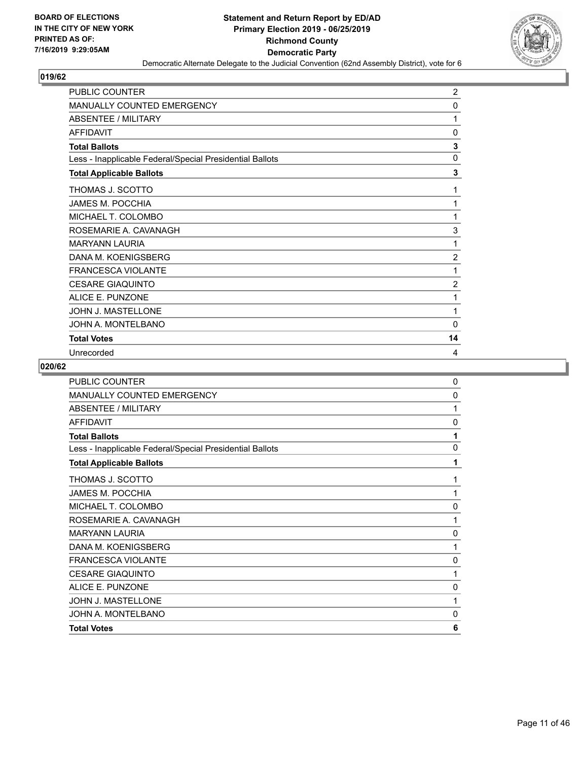BOARD OF ELECTIONS
IN THE CITY OF NEW YORK
PRINTED AS OF:
7/16/2019 9:29:05AM

# Statement and Return Report by ED/AD
## Primary Election 2019 - 06/25/2019
## Richmond County
## Democratic Party

Democratic Alternate Delegate to the Judicial Convention (62nd Assembly District), vote for 6

### 019/62

| | |
|---|---|
| PUBLIC COUNTER | 2 |
| MANUALLY COUNTED EMERGENCY | 0 |
| ABSENTEE / MILITARY | 1 |
| AFFIDAVIT | 0 |
| **Total Ballots** | **3** |
| Less - Inapplicable Federal/Special Presidential Ballots | 0 |
| **Total Applicable Ballots** | **3** |
| THOMAS J. SCOTTO | 1 |
| JAMES M. POCCHIA | 1 |
| MICHAEL T. COLOMBO | 1 |
| ROSEMARIE A. CAVANAGH | 3 |
| MARYANN LAURIA | 1 |
| DANA M. KOENIGSBERG | 2 |
| FRANCESCA VIOLANTE | 1 |
| CESARE GIAQUINTO | 2 |
| ALICE E. PUNZONE | 1 |
| JOHN J. MASTELLONE | 1 |
| JOHN A. MONTELBANO | 0 |
| **Total Votes** | **14** |
| Unrecorded | 4 |

### 020/62

| | |
|---|---|
| PUBLIC COUNTER | 0 |
| MANUALLY COUNTED EMERGENCY | 0 |
| ABSENTEE / MILITARY | 1 |
| AFFIDAVIT | 0 |
| **Total Ballots** | **1** |
| Less - Inapplicable Federal/Special Presidential Ballots | 0 |
| **Total Applicable Ballots** | **1** |
| THOMAS J. SCOTTO | 1 |
| JAMES M. POCCHIA | 1 |
| MICHAEL T. COLOMBO | 0 |
| ROSEMARIE A. CAVANAGH | 1 |
| MARYANN LAURIA | 0 |
| DANA M. KOENIGSBERG | 1 |
| FRANCESCA VIOLANTE | 0 |
| CESARE GIAQUINTO | 1 |
| ALICE E. PUNZONE | 0 |
| JOHN J. MASTELLONE | 1 |
| JOHN A. MONTELBANO | 0 |
| **Total Votes** | **6** |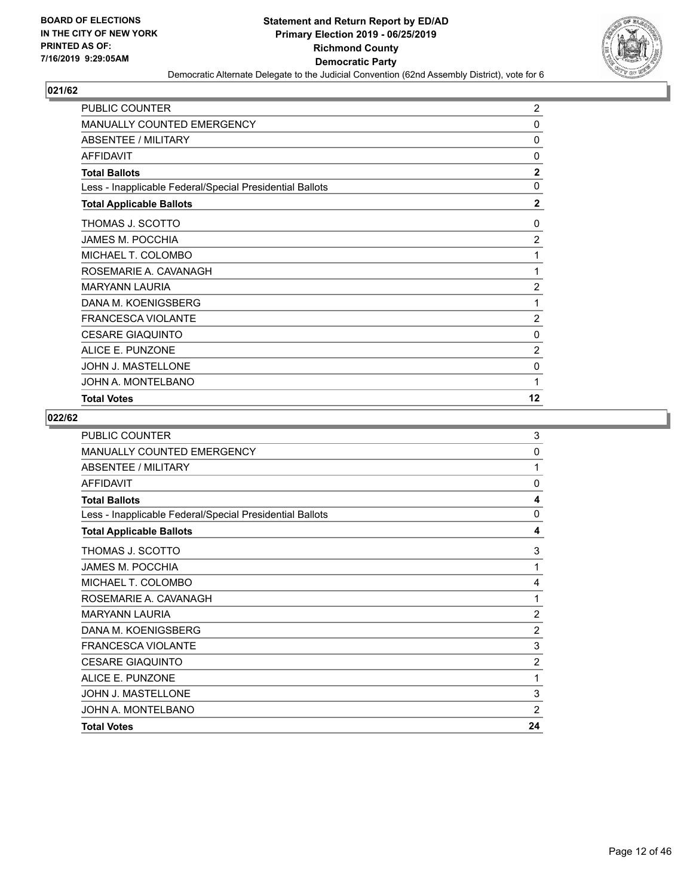BOARD OF ELECTIONS
IN THE CITY OF NEW YORK
PRINTED AS OF:
7/16/2019 9:29:05AM

**Statement and Return Report by ED/AD**
**Primary Election 2019 - 06/25/2019**
**Richmond County**
**Democratic Party**
Democratic Alternate Delegate to the Judicial Convention (62nd Assembly District), vote for 6

### 021/62

| | |
|---|---|
| PUBLIC COUNTER | 2 |
| MANUALLY COUNTED EMERGENCY | 0 |
| ABSENTEE / MILITARY | 0 |
| AFFIDAVIT | 0 |
| **Total Ballots** | **2** |
| Less - Inapplicable Federal/Special Presidential Ballots | 0 |
| **Total Applicable Ballots** | **2** |
| THOMAS J. SCOTTO | 0 |
| JAMES M. POCCHIA | 2 |
| MICHAEL T. COLOMBO | 1 |
| ROSEMARIE A. CAVANAGH | 1 |
| MARYANN LAURIA | 2 |
| DANA M. KOENIGSBERG | 1 |
| FRANCESCA VIOLANTE | 2 |
| CESARE GIAQUINTO | 0 |
| ALICE E. PUNZONE | 2 |
| JOHN J. MASTELLONE | 0 |
| JOHN A. MONTELBANO | 1 |
| **Total Votes** | **12** |

### 022/62

| | |
|---|---|
| PUBLIC COUNTER | 3 |
| MANUALLY COUNTED EMERGENCY | 0 |
| ABSENTEE / MILITARY | 1 |
| AFFIDAVIT | 0 |
| **Total Ballots** | **4** |
| Less - Inapplicable Federal/Special Presidential Ballots | 0 |
| **Total Applicable Ballots** | **4** |
| THOMAS J. SCOTTO | 3 |
| JAMES M. POCCHIA | 1 |
| MICHAEL T. COLOMBO | 4 |
| ROSEMARIE A. CAVANAGH | 1 |
| MARYANN LAURIA | 2 |
| DANA M. KOENIGSBERG | 2 |
| FRANCESCA VIOLANTE | 3 |
| CESARE GIAQUINTO | 2 |
| ALICE E. PUNZONE | 1 |
| JOHN J. MASTELLONE | 3 |
| JOHN A. MONTELBANO | 2 |
| **Total Votes** | **24** |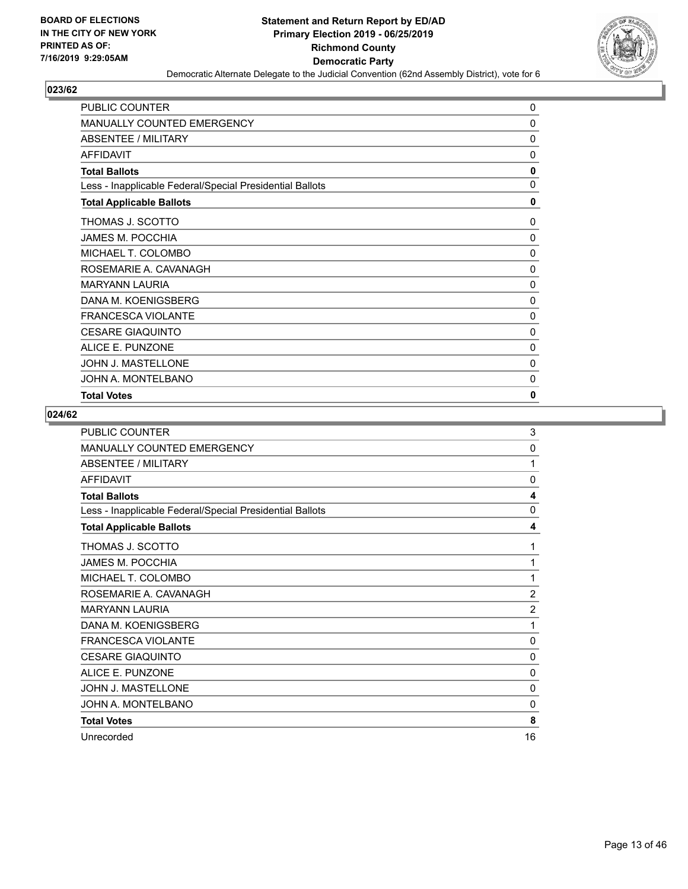## 023/62

| | |
|---|---|
| PUBLIC COUNTER | 0 |
| MANUALLY COUNTED EMERGENCY | 0 |
| ABSENTEE / MILITARY | 0 |
| AFFIDAVIT | 0 |
| **Total Ballots** | **0** |
| Less - Inapplicable Federal/Special Presidential Ballots | 0 |
| **Total Applicable Ballots** | **0** |
| THOMAS J. SCOTTO | 0 |
| JAMES M. POCCHIA | 0 |
| MICHAEL T. COLOMBO | 0 |
| ROSEMARIE A. CAVANAGH | 0 |
| MARYANN LAURIA | 0 |
| DANA M. KOENIGSBERG | 0 |
| FRANCESCA VIOLANTE | 0 |
| CESARE GIAQUINTO | 0 |
| ALICE E. PUNZONE | 0 |
| JOHN J. MASTELLONE | 0 |
| JOHN A. MONTELBANO | 0 |
| **Total Votes** | **0** |

## 024/62

| | |
|---|---|
| PUBLIC COUNTER | 3 |
| MANUALLY COUNTED EMERGENCY | 0 |
| ABSENTEE / MILITARY | 1 |
| AFFIDAVIT | 0 |
| **Total Ballots** | **4** |
| Less - Inapplicable Federal/Special Presidential Ballots | 0 |
| **Total Applicable Ballots** | **4** |
| THOMAS J. SCOTTO | 1 |
| JAMES M. POCCHIA | 1 |
| MICHAEL T. COLOMBO | 1 |
| ROSEMARIE A. CAVANAGH | 2 |
| MARYANN LAURIA | 2 |
| DANA M. KOENIGSBERG | 1 |
| FRANCESCA VIOLANTE | 0 |
| CESARE GIAQUINTO | 0 |
| ALICE E. PUNZONE | 0 |
| JOHN J. MASTELLONE | 0 |
| JOHN A. MONTELBANO | 0 |
| **Total Votes** | **8** |
| Unrecorded | 16 |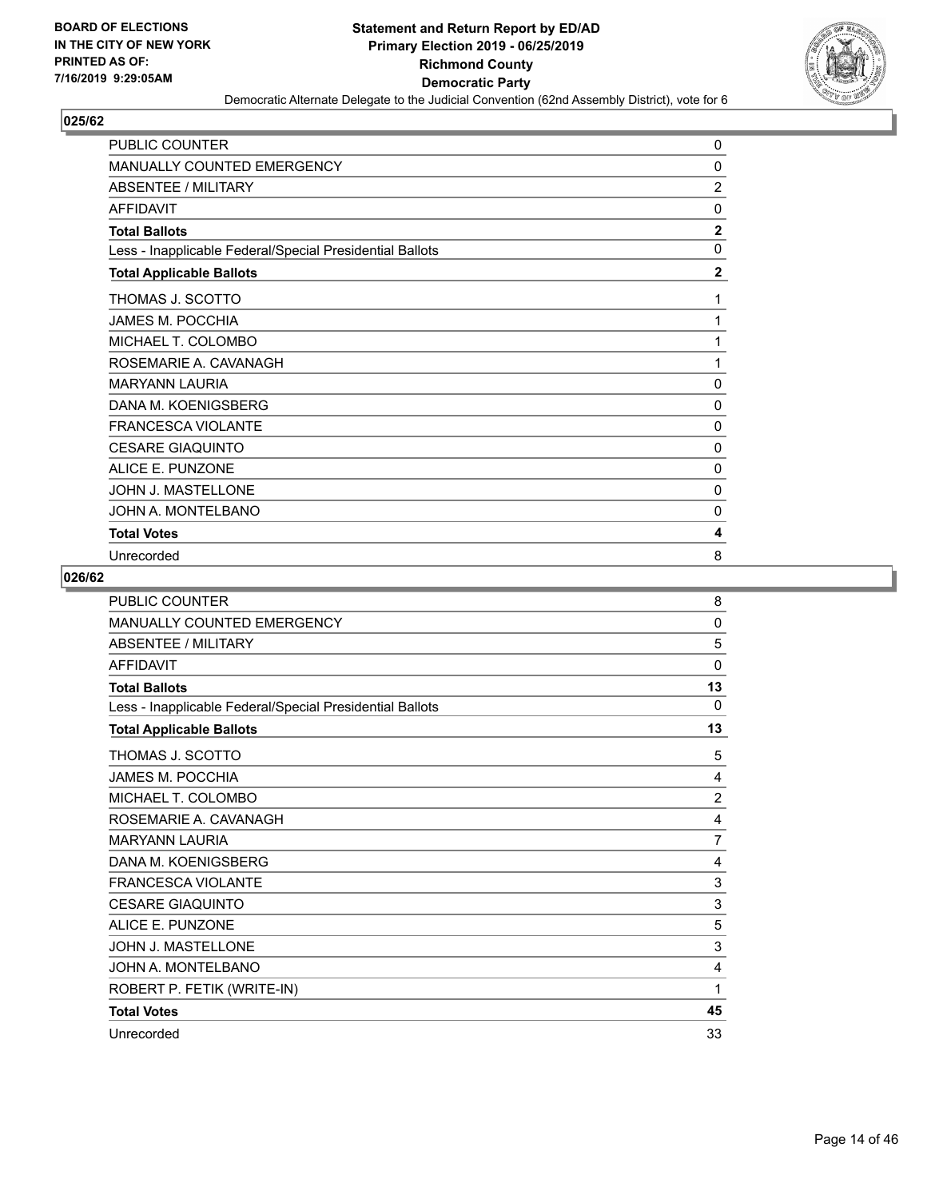BOARD OF ELECTIONS IN THE CITY OF NEW YORK PRINTED AS OF: 7/16/2019 9:29:05AM

**Statement and Return Report by ED/AD**
**Primary Election 2019 - 06/25/2019**
**Richmond County**
**Democratic Party**
Democratic Alternate Delegate to the Judicial Convention (62nd Assembly District), vote for 6

### 025/62

| | |
|---|---|
| PUBLIC COUNTER | 0 |
| MANUALLY COUNTED EMERGENCY | 0 |
| ABSENTEE / MILITARY | 2 |
| AFFIDAVIT | 0 |
| **Total Ballots** | **2** |
| Less - Inapplicable Federal/Special Presidential Ballots | 0 |
| **Total Applicable Ballots** | **2** |
| THOMAS J. SCOTTO | 1 |
| JAMES M. POCCHIA | 1 |
| MICHAEL T. COLOMBO | 1 |
| ROSEMARIE A. CAVANAGH | 1 |
| MARYANN LAURIA | 0 |
| DANA M. KOENIGSBERG | 0 |
| FRANCESCA VIOLANTE | 0 |
| CESARE GIAQUINTO | 0 |
| ALICE E. PUNZONE | 0 |
| JOHN J. MASTELLONE | 0 |
| JOHN A. MONTELBANO | 0 |
| **Total Votes** | **4** |
| Unrecorded | 8 |

### 026/62

| | |
|---|---|
| PUBLIC COUNTER | 8 |
| MANUALLY COUNTED EMERGENCY | 0 |
| ABSENTEE / MILITARY | 5 |
| AFFIDAVIT | 0 |
| **Total Ballots** | **13** |
| Less - Inapplicable Federal/Special Presidential Ballots | 0 |
| **Total Applicable Ballots** | **13** |
| THOMAS J. SCOTTO | 5 |
| JAMES M. POCCHIA | 4 |
| MICHAEL T. COLOMBO | 2 |
| ROSEMARIE A. CAVANAGH | 4 |
| MARYANN LAURIA | 7 |
| DANA M. KOENIGSBERG | 4 |
| FRANCESCA VIOLANTE | 3 |
| CESARE GIAQUINTO | 3 |
| ALICE E. PUNZONE | 5 |
| JOHN J. MASTELLONE | 3 |
| JOHN A. MONTELBANO | 4 |
| ROBERT P. FETIK (WRITE-IN) | 1 |
| **Total Votes** | **45** |
| Unrecorded | 33 |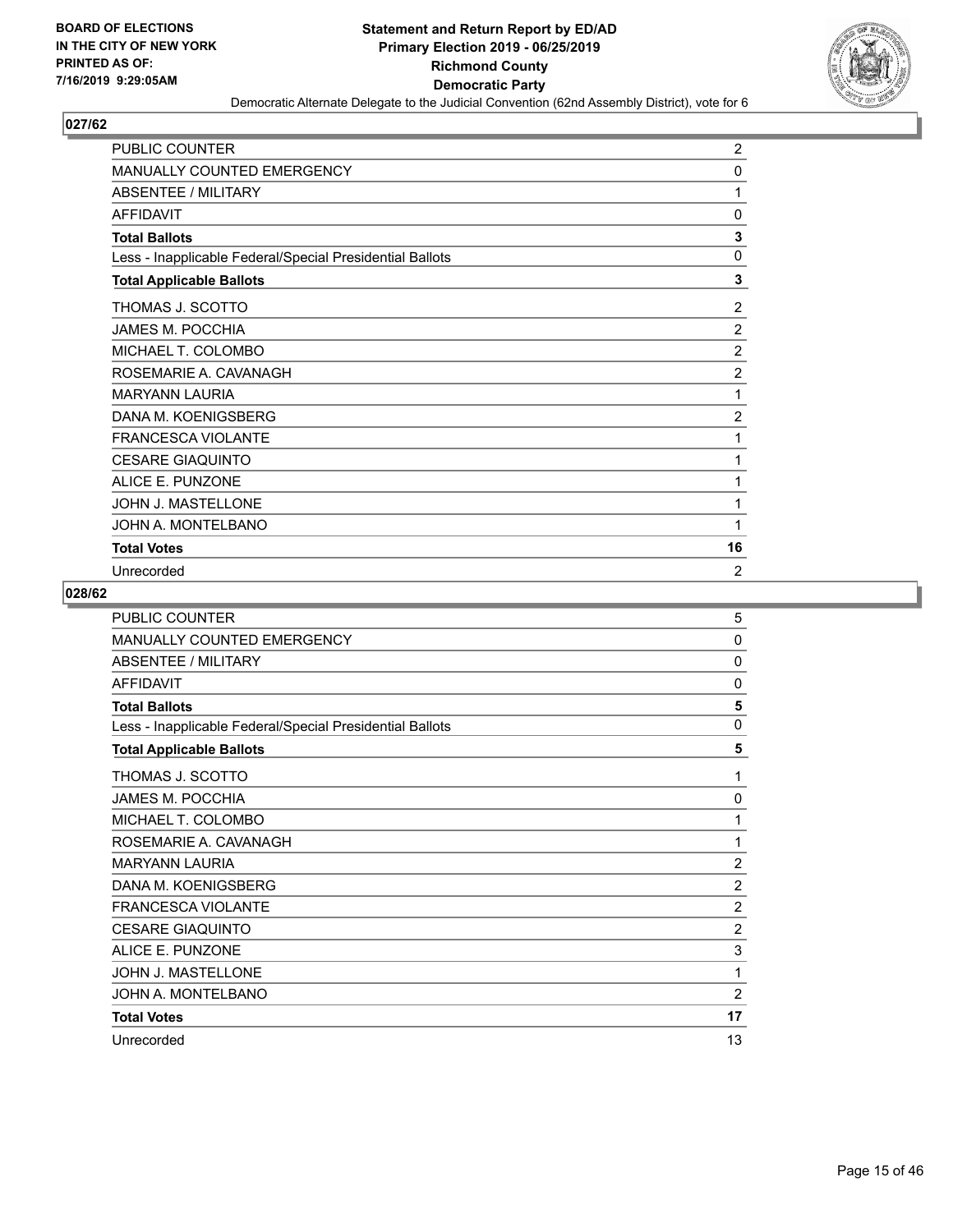**BOARD OF ELECTIONS IN THE CITY OF NEW YORK PRINTED AS OF: 7/16/2019 9:29:05AM**

# Statement and Return Report by ED/AD
## Primary Election 2019 - 06/25/2019
## Richmond County
## Democratic Party
### Democratic Alternate Delegate to the Judicial Convention (62nd Assembly District), vote for 6

## 027/62

| | |
|---|---|
| PUBLIC COUNTER | 2 |
| MANUALLY COUNTED EMERGENCY | 0 |
| ABSENTEE / MILITARY | 1 |
| AFFIDAVIT | 0 |
| **Total Ballots** | **3** |
| Less - Inapplicable Federal/Special Presidential Ballots | 0 |
| **Total Applicable Ballots** | **3** |
| THOMAS J. SCOTTO | 2 |
| JAMES M. POCCHIA | 2 |
| MICHAEL T. COLOMBO | 2 |
| ROSEMARIE A. CAVANAGH | 2 |
| MARYANN LAURIA | 1 |
| DANA M. KOENIGSBERG | 2 |
| FRANCESCA VIOLANTE | 1 |
| CESARE GIAQUINTO | 1 |
| ALICE E. PUNZONE | 1 |
| JOHN J. MASTELLONE | 1 |
| JOHN A. MONTELBANO | 1 |
| **Total Votes** | **16** |
| Unrecorded | 2 |

## 028/62

| | |
|---|---|
| PUBLIC COUNTER | 5 |
| MANUALLY COUNTED EMERGENCY | 0 |
| ABSENTEE / MILITARY | 0 |
| AFFIDAVIT | 0 |
| **Total Ballots** | **5** |
| Less - Inapplicable Federal/Special Presidential Ballots | 0 |
| **Total Applicable Ballots** | **5** |
| THOMAS J. SCOTTO | 1 |
| JAMES M. POCCHIA | 0 |
| MICHAEL T. COLOMBO | 1 |
| ROSEMARIE A. CAVANAGH | 1 |
| MARYANN LAURIA | 2 |
| DANA M. KOENIGSBERG | 2 |
| FRANCESCA VIOLANTE | 2 |
| CESARE GIAQUINTO | 2 |
| ALICE E. PUNZONE | 3 |
| JOHN J. MASTELLONE | 1 |
| JOHN A. MONTELBANO | 2 |
| **Total Votes** | **17** |
| Unrecorded | 13 |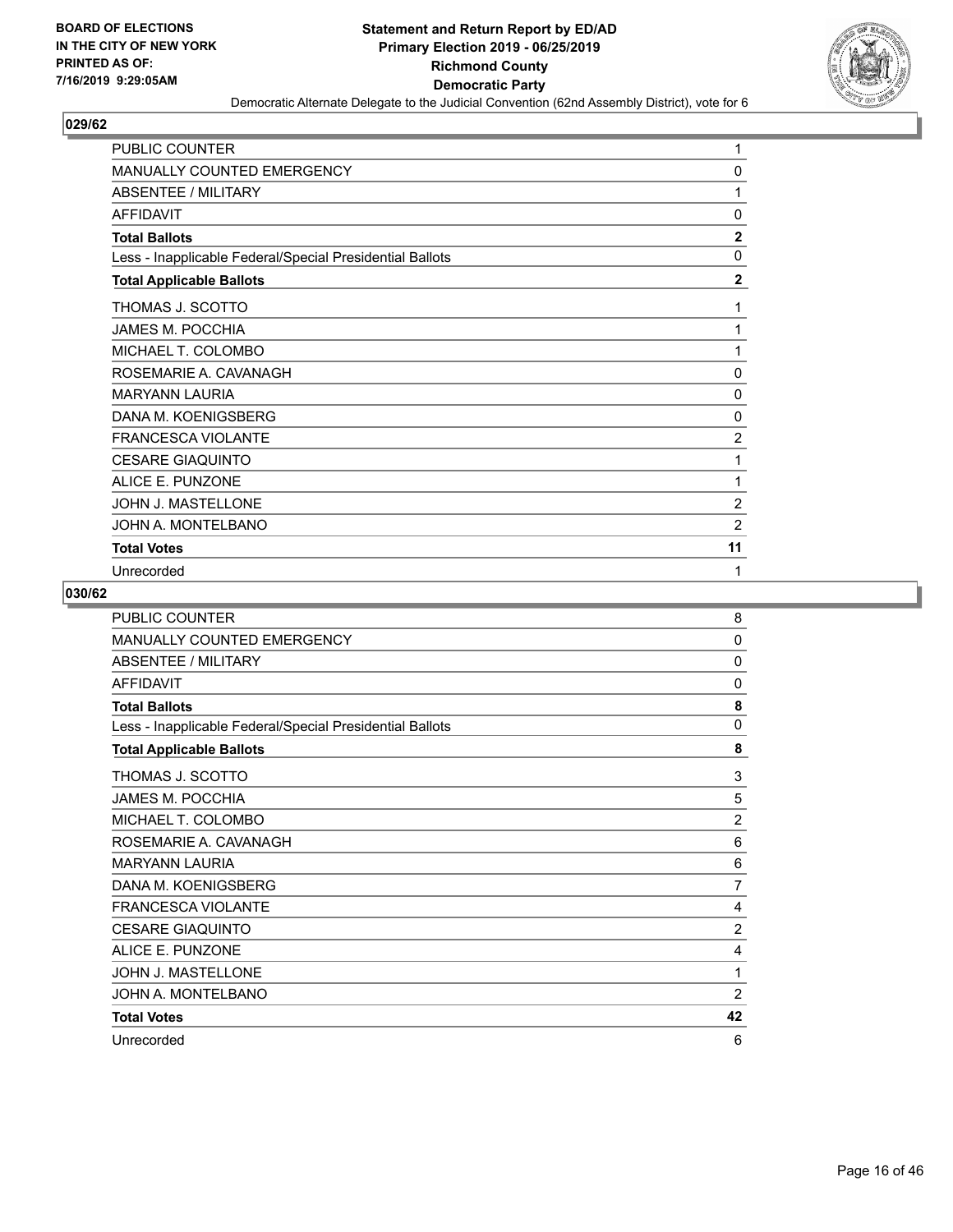**BOARD OF ELECTIONS IN THE CITY OF NEW YORK PRINTED AS OF: 7/16/2019 9:29:05AM**

**Statement and Return Report by ED/AD**
**Primary Election 2019 - 06/25/2019**
**Richmond County**
**Democratic Party**
Democratic Alternate Delegate to the Judicial Convention (62nd Assembly District), vote for 6

## 029/62

| | |
|---|---|
| PUBLIC COUNTER | 1 |
| MANUALLY COUNTED EMERGENCY | 0 |
| ABSENTEE / MILITARY | 1 |
| AFFIDAVIT | 0 |
| **Total Ballots** | **2** |
| Less - Inapplicable Federal/Special Presidential Ballots | 0 |
| **Total Applicable Ballots** | **2** |
| THOMAS J. SCOTTO | 1 |
| JAMES M. POCCHIA | 1 |
| MICHAEL T. COLOMBO | 1 |
| ROSEMARIE A. CAVANAGH | 0 |
| MARYANN LAURIA | 0 |
| DANA M. KOENIGSBERG | 0 |
| FRANCESCA VIOLANTE | 2 |
| CESARE GIAQUINTO | 1 |
| ALICE E. PUNZONE | 1 |
| JOHN J. MASTELLONE | 2 |
| JOHN A. MONTELBANO | 2 |
| **Total Votes** | **11** |
| Unrecorded | 1 |

## 030/62

| | |
|---|---|
| PUBLIC COUNTER | 8 |
| MANUALLY COUNTED EMERGENCY | 0 |
| ABSENTEE / MILITARY | 0 |
| AFFIDAVIT | 0 |
| **Total Ballots** | **8** |
| Less - Inapplicable Federal/Special Presidential Ballots | 0 |
| **Total Applicable Ballots** | **8** |
| THOMAS J. SCOTTO | 3 |
| JAMES M. POCCHIA | 5 |
| MICHAEL T. COLOMBO | 2 |
| ROSEMARIE A. CAVANAGH | 6 |
| MARYANN LAURIA | 6 |
| DANA M. KOENIGSBERG | 7 |
| FRANCESCA VIOLANTE | 4 |
| CESARE GIAQUINTO | 2 |
| ALICE E. PUNZONE | 4 |
| JOHN J. MASTELLONE | 1 |
| JOHN A. MONTELBANO | 2 |
| **Total Votes** | **42** |
| Unrecorded | 6 |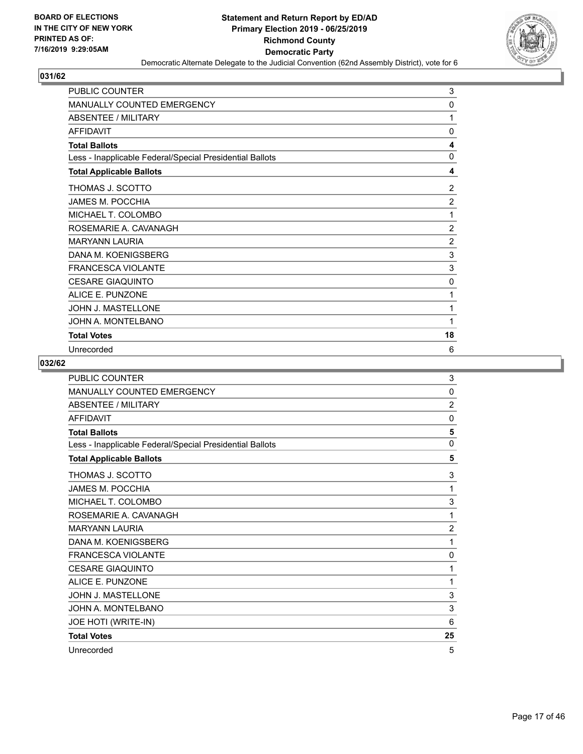**BOARD OF ELECTIONS IN THE CITY OF NEW YORK PRINTED AS OF: 7/16/2019 9:29:05AM**

**Statement and Return Report by ED/AD**
**Primary Election 2019 - 06/25/2019**
**Richmond County**
**Democratic Party**
Democratic Alternate Delegate to the Judicial Convention (62nd Assembly District), vote for 6

## 031/62

| | |
|---|---|
| PUBLIC COUNTER | 3 |
| MANUALLY COUNTED EMERGENCY | 0 |
| ABSENTEE / MILITARY | 1 |
| AFFIDAVIT | 0 |
| **Total Ballots** | **4** |
| Less - Inapplicable Federal/Special Presidential Ballots | 0 |
| **Total Applicable Ballots** | **4** |
| THOMAS J. SCOTTO | 2 |
| JAMES M. POCCHIA | 2 |
| MICHAEL T. COLOMBO | 1 |
| ROSEMARIE A. CAVANAGH | 2 |
| MARYANN LAURIA | 2 |
| DANA M. KOENIGSBERG | 3 |
| FRANCESCA VIOLANTE | 3 |
| CESARE GIAQUINTO | 0 |
| ALICE E. PUNZONE | 1 |
| JOHN J. MASTELLONE | 1 |
| JOHN A. MONTELBANO | 1 |
| **Total Votes** | **18** |
| Unrecorded | 6 |

## 032/62

| | |
|---|---|
| PUBLIC COUNTER | 3 |
| MANUALLY COUNTED EMERGENCY | 0 |
| ABSENTEE / MILITARY | 2 |
| AFFIDAVIT | 0 |
| **Total Ballots** | **5** |
| Less - Inapplicable Federal/Special Presidential Ballots | 0 |
| **Total Applicable Ballots** | **5** |
| THOMAS J. SCOTTO | 3 |
| JAMES M. POCCHIA | 1 |
| MICHAEL T. COLOMBO | 3 |
| ROSEMARIE A. CAVANAGH | 1 |
| MARYANN LAURIA | 2 |
| DANA M. KOENIGSBERG | 1 |
| FRANCESCA VIOLANTE | 0 |
| CESARE GIAQUINTO | 1 |
| ALICE E. PUNZONE | 1 |
| JOHN J. MASTELLONE | 3 |
| JOHN A. MONTELBANO | 3 |
| JOE HOTI (WRITE-IN) | 6 |
| **Total Votes** | **25** |
| Unrecorded | 5 |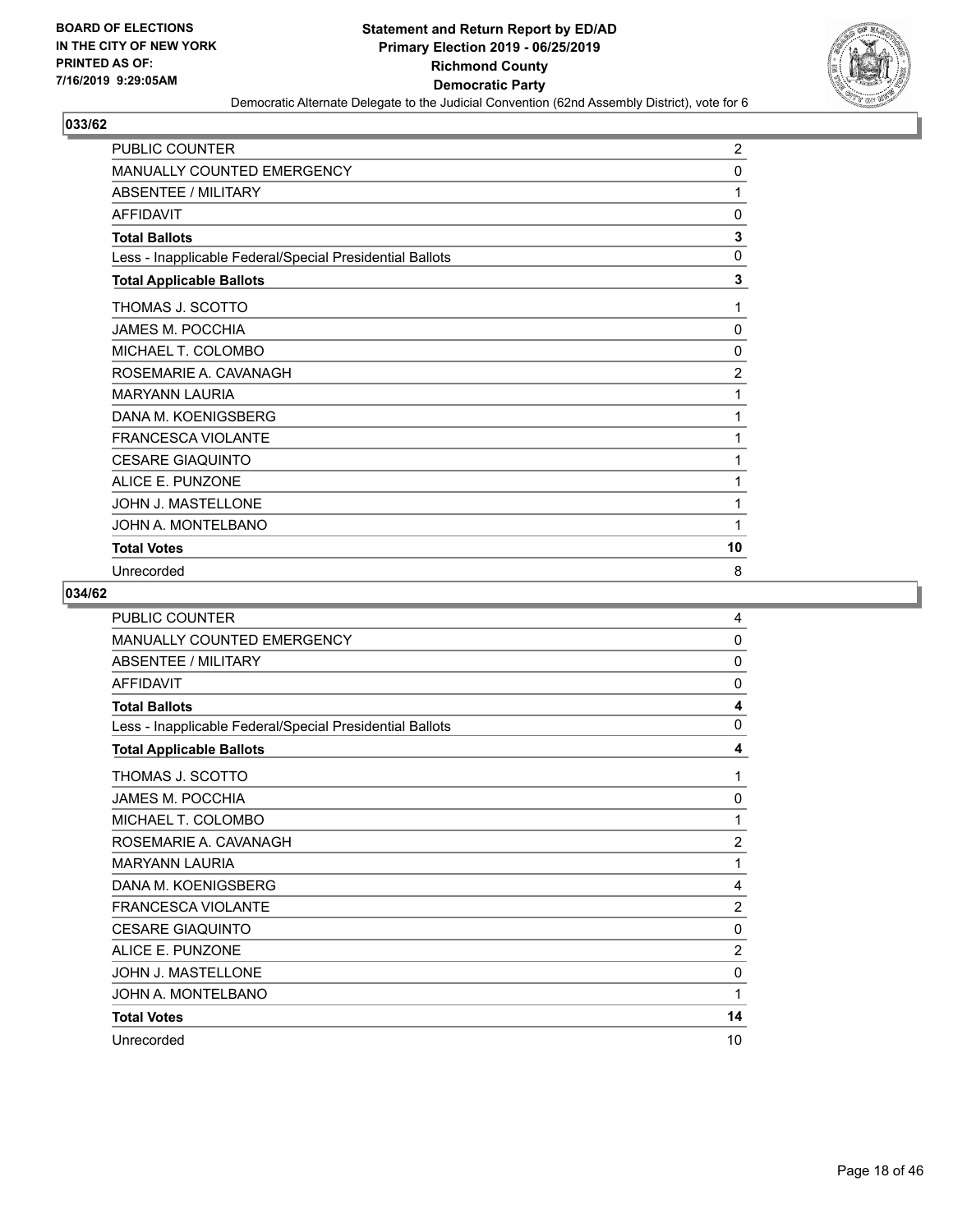BOARD OF ELECTIONS
IN THE CITY OF NEW YORK
PRINTED AS OF:
7/16/2019 9:29:05AM

**Statement and Return Report by ED/AD**
**Primary Election 2019 - 06/25/2019**
**Richmond County**
**Democratic Party**
Democratic Alternate Delegate to the Judicial Convention (62nd Assembly District), vote for 6

## 033/62

| | |
|---|---|
| PUBLIC COUNTER | 2 |
| MANUALLY COUNTED EMERGENCY | 0 |
| ABSENTEE / MILITARY | 1 |
| AFFIDAVIT | 0 |
| **Total Ballots** | **3** |
| Less - Inapplicable Federal/Special Presidential Ballots | 0 |
| **Total Applicable Ballots** | **3** |
| THOMAS J. SCOTTO | 1 |
| JAMES M. POCCHIA | 0 |
| MICHAEL T. COLOMBO | 0 |
| ROSEMARIE A. CAVANAGH | 2 |
| MARYANN LAURIA | 1 |
| DANA M. KOENIGSBERG | 1 |
| FRANCESCA VIOLANTE | 1 |
| CESARE GIAQUINTO | 1 |
| ALICE E. PUNZONE | 1 |
| JOHN J. MASTELLONE | 1 |
| JOHN A. MONTELBANO | 1 |
| **Total Votes** | **10** |
| Unrecorded | 8 |

## 034/62

| | |
|---|---|
| PUBLIC COUNTER | 4 |
| MANUALLY COUNTED EMERGENCY | 0 |
| ABSENTEE / MILITARY | 0 |
| AFFIDAVIT | 0 |
| **Total Ballots** | **4** |
| Less - Inapplicable Federal/Special Presidential Ballots | 0 |
| **Total Applicable Ballots** | **4** |
| THOMAS J. SCOTTO | 1 |
| JAMES M. POCCHIA | 0 |
| MICHAEL T. COLOMBO | 1 |
| ROSEMARIE A. CAVANAGH | 2 |
| MARYANN LAURIA | 1 |
| DANA M. KOENIGSBERG | 4 |
| FRANCESCA VIOLANTE | 2 |
| CESARE GIAQUINTO | 0 |
| ALICE E. PUNZONE | 2 |
| JOHN J. MASTELLONE | 0 |
| JOHN A. MONTELBANO | 1 |
| **Total Votes** | **14** |
| Unrecorded | 10 |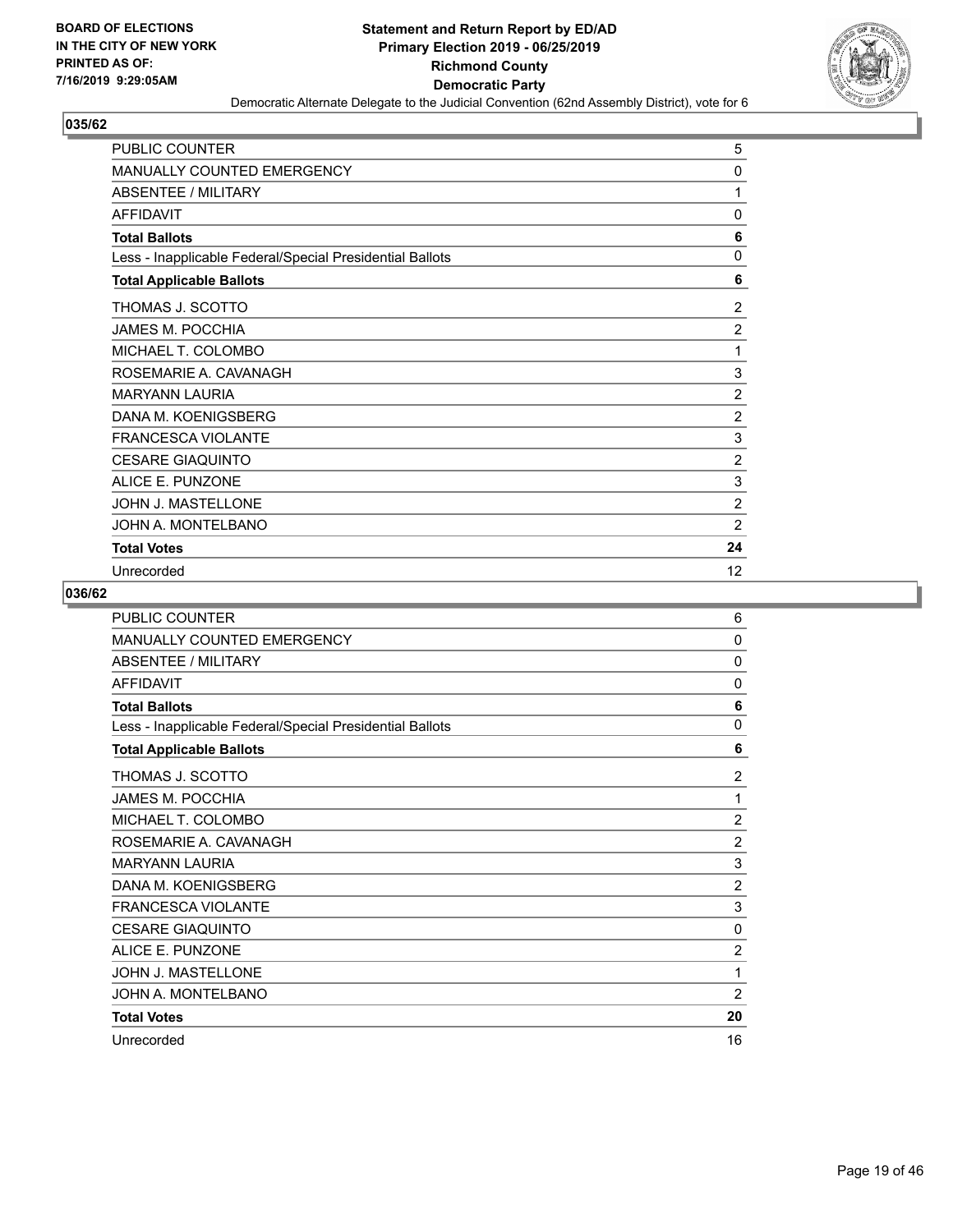**BOARD OF ELECTIONS IN THE CITY OF NEW YORK PRINTED AS OF: 7/16/2019 9:29:05AM**

**Statement and Return Report by ED/AD Primary Election 2019 - 06/25/2019 Richmond County Democratic Party**

Democratic Alternate Delegate to the Judicial Convention (62nd Assembly District), vote for 6

## 035/62

| | |
|---|---|
| PUBLIC COUNTER | 5 |
| MANUALLY COUNTED EMERGENCY | 0 |
| ABSENTEE / MILITARY | 1 |
| AFFIDAVIT | 0 |
| **Total Ballots** | **6** |
| Less - Inapplicable Federal/Special Presidential Ballots | 0 |
| **Total Applicable Ballots** | **6** |
| THOMAS J. SCOTTO | 2 |
| JAMES M. POCCHIA | 2 |
| MICHAEL T. COLOMBO | 1 |
| ROSEMARIE A. CAVANAGH | 3 |
| MARYANN LAURIA | 2 |
| DANA M. KOENIGSBERG | 2 |
| FRANCESCA VIOLANTE | 3 |
| CESARE GIAQUINTO | 2 |
| ALICE E. PUNZONE | 3 |
| JOHN J. MASTELLONE | 2 |
| JOHN A. MONTELBANO | 2 |
| **Total Votes** | **24** |
| Unrecorded | 12 |

## 036/62

| | |
|---|---|
| PUBLIC COUNTER | 6 |
| MANUALLY COUNTED EMERGENCY | 0 |
| ABSENTEE / MILITARY | 0 |
| AFFIDAVIT | 0 |
| **Total Ballots** | **6** |
| Less - Inapplicable Federal/Special Presidential Ballots | 0 |
| **Total Applicable Ballots** | **6** |
| THOMAS J. SCOTTO | 2 |
| JAMES M. POCCHIA | 1 |
| MICHAEL T. COLOMBO | 2 |
| ROSEMARIE A. CAVANAGH | 2 |
| MARYANN LAURIA | 3 |
| DANA M. KOENIGSBERG | 2 |
| FRANCESCA VIOLANTE | 3 |
| CESARE GIAQUINTO | 0 |
| ALICE E. PUNZONE | 2 |
| JOHN J. MASTELLONE | 1 |
| JOHN A. MONTELBANO | 2 |
| **Total Votes** | **20** |
| Unrecorded | 16 |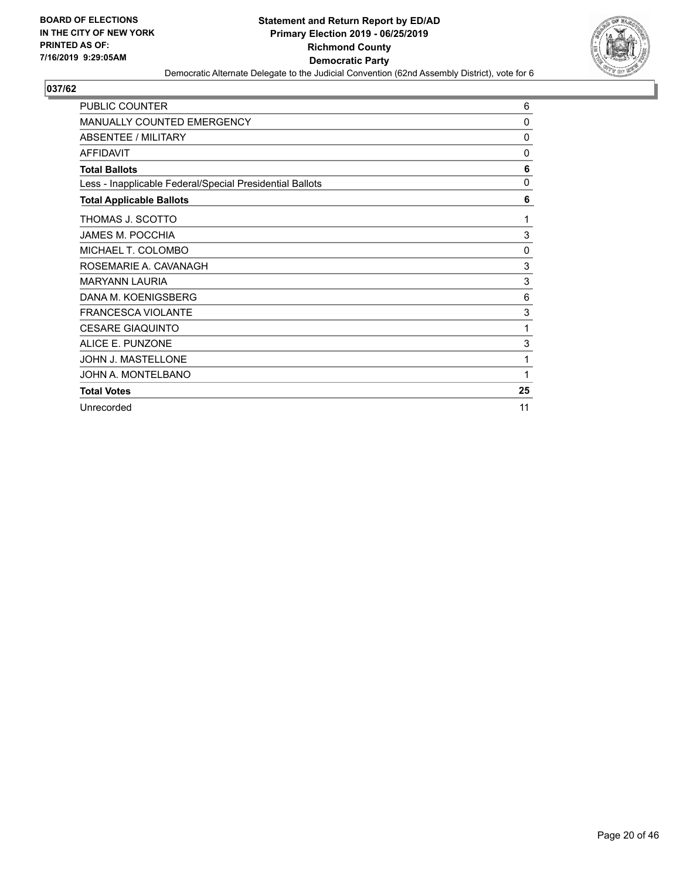BOARD OF ELECTIONS
IN THE CITY OF NEW YORK
PRINTED AS OF:
7/16/2019 9:29:05AM

**Statement and Return Report by ED/AD**
**Primary Election 2019 - 06/25/2019**
**Richmond County**
**Democratic Party**
Democratic Alternate Delegate to the Judicial Convention (62nd Assembly District), vote for 6

## 037/62

| | |
|---|---|
| PUBLIC COUNTER | 6 |
| MANUALLY COUNTED EMERGENCY | 0 |
| ABSENTEE / MILITARY | 0 |
| AFFIDAVIT | 0 |
| **Total Ballots** | **6** |
| Less - Inapplicable Federal/Special Presidential Ballots | 0 |
| **Total Applicable Ballots** | **6** |
| THOMAS J. SCOTTO | 1 |
| JAMES M. POCCHIA | 3 |
| MICHAEL T. COLOMBO | 0 |
| ROSEMARIE A. CAVANAGH | 3 |
| MARYANN LAURIA | 3 |
| DANA M. KOENIGSBERG | 6 |
| FRANCESCA VIOLANTE | 3 |
| CESARE GIAQUINTO | 1 |
| ALICE E. PUNZONE | 3 |
| JOHN J. MASTELLONE | 1 |
| JOHN A. MONTELBANO | 1 |
| **Total Votes** | **25** |
| Unrecorded | 11 |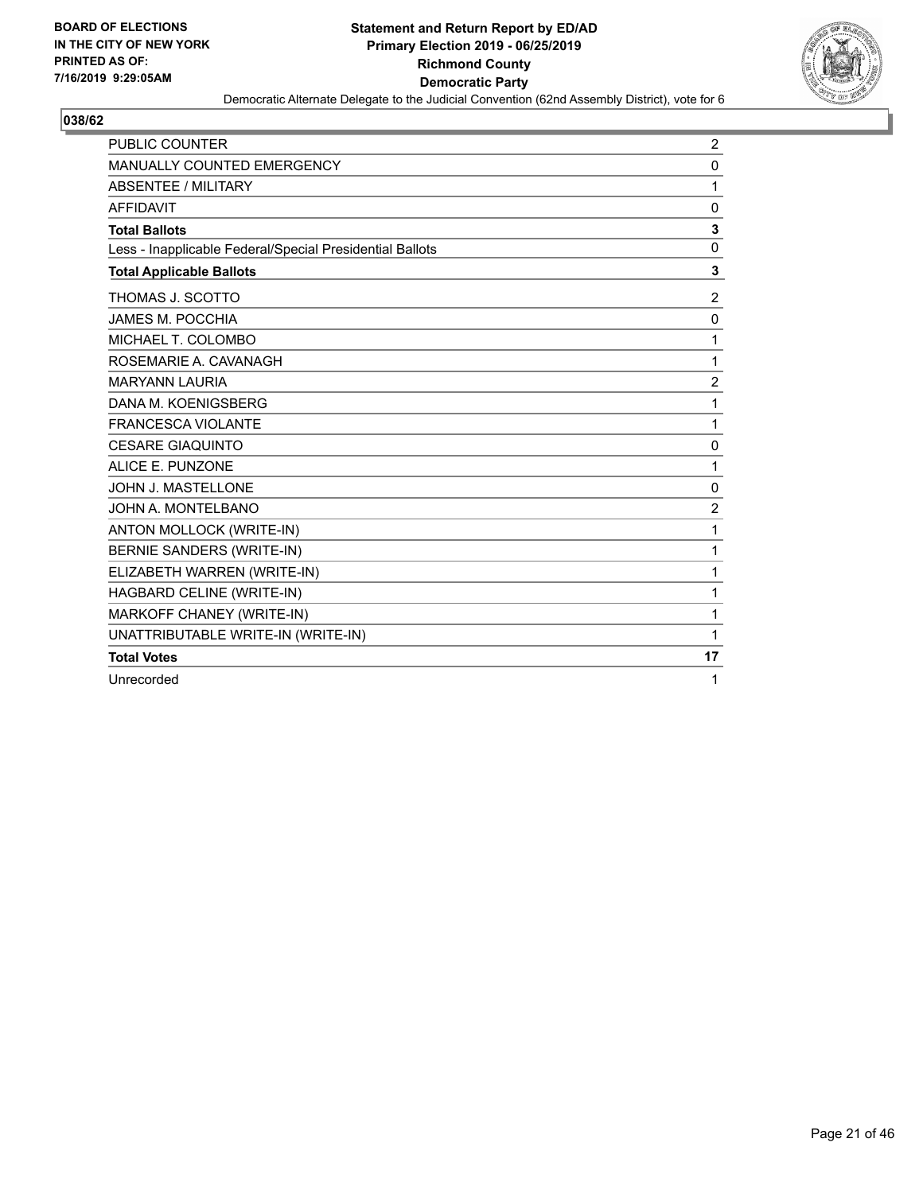**Statement and Return Report by ED/AD**
**Primary Election 2019 - 06/25/2019**
**Richmond County**
**Democratic Party**
Democratic Alternate Delegate to the Judicial Convention (62nd Assembly District), vote for 6

BOARD OF ELECTIONS IN THE CITY OF NEW YORK PRINTED AS OF: 7/16/2019 9:29:05AM

## 038/62

| | |
|---|---|
| PUBLIC COUNTER | 2 |
| MANUALLY COUNTED EMERGENCY | 0 |
| ABSENTEE / MILITARY | 1 |
| AFFIDAVIT | 0 |
| **Total Ballots** | **3** |
| Less - Inapplicable Federal/Special Presidential Ballots | 0 |
| **Total Applicable Ballots** | **3** |
| THOMAS J. SCOTTO | 2 |
| JAMES M. POCCHIA | 0 |
| MICHAEL T. COLOMBO | 1 |
| ROSEMARIE A. CAVANAGH | 1 |
| MARYANN LAURIA | 2 |
| DANA M. KOENIGSBERG | 1 |
| FRANCESCA VIOLANTE | 1 |
| CESARE GIAQUINTO | 0 |
| ALICE E. PUNZONE | 1 |
| JOHN J. MASTELLONE | 0 |
| JOHN A. MONTELBANO | 2 |
| ANTON MOLLOCK (WRITE-IN) | 1 |
| BERNIE SANDERS (WRITE-IN) | 1 |
| ELIZABETH WARREN (WRITE-IN) | 1 |
| HAGBARD CELINE (WRITE-IN) | 1 |
| MARKOFF CHANEY (WRITE-IN) | 1 |
| UNATTRIBUTABLE WRITE-IN (WRITE-IN) | 1 |
| **Total Votes** | **17** |
| Unrecorded | 1 |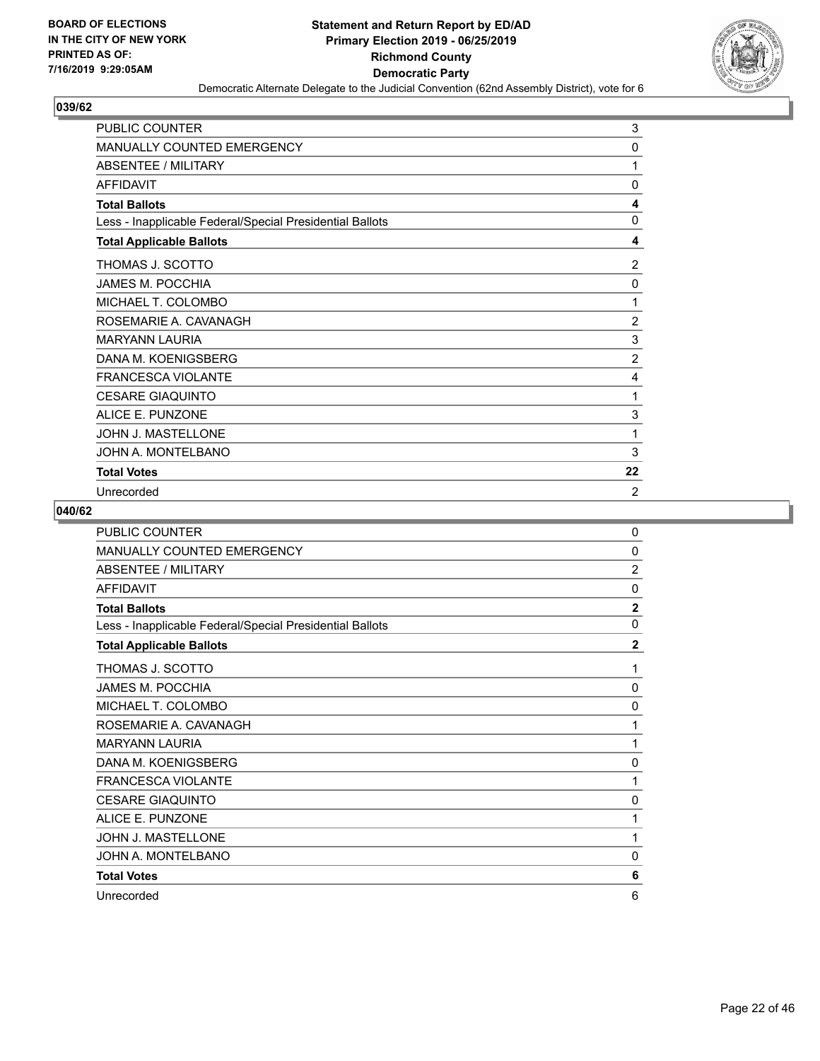**BOARD OF ELECTIONS IN THE CITY OF NEW YORK PRINTED AS OF: 7/16/2019 9:29:05AM**

# Statement and Return Report by ED/AD
## Primary Election 2019 - 06/25/2019
## Richmond County
## Democratic Party
Democratic Alternate Delegate to the Judicial Convention (62nd Assembly District), vote for 6

### 039/62

| | |
|---|---|
| PUBLIC COUNTER | 3 |
| MANUALLY COUNTED EMERGENCY | 0 |
| ABSENTEE / MILITARY | 1 |
| AFFIDAVIT | 0 |
| **Total Ballots** | **4** |
| Less - Inapplicable Federal/Special Presidential Ballots | 0 |
| **Total Applicable Ballots** | **4** |
| THOMAS J. SCOTTO | 2 |
| JAMES M. POCCHIA | 0 |
| MICHAEL T. COLOMBO | 1 |
| ROSEMARIE A. CAVANAGH | 2 |
| MARYANN LAURIA | 3 |
| DANA M. KOENIGSBERG | 2 |
| FRANCESCA VIOLANTE | 4 |
| CESARE GIAQUINTO | 1 |
| ALICE E. PUNZONE | 3 |
| JOHN J. MASTELLONE | 1 |
| JOHN A. MONTELBANO | 3 |
| **Total Votes** | **22** |
| Unrecorded | 2 |

### 040/62

| | |
|---|---|
| PUBLIC COUNTER | 0 |
| MANUALLY COUNTED EMERGENCY | 0 |
| ABSENTEE / MILITARY | 2 |
| AFFIDAVIT | 0 |
| **Total Ballots** | **2** |
| Less - Inapplicable Federal/Special Presidential Ballots | 0 |
| **Total Applicable Ballots** | **2** |
| THOMAS J. SCOTTO | 1 |
| JAMES M. POCCHIA | 0 |
| MICHAEL T. COLOMBO | 0 |
| ROSEMARIE A. CAVANAGH | 1 |
| MARYANN LAURIA | 1 |
| DANA M. KOENIGSBERG | 0 |
| FRANCESCA VIOLANTE | 1 |
| CESARE GIAQUINTO | 0 |
| ALICE E. PUNZONE | 1 |
| JOHN J. MASTELLONE | 1 |
| JOHN A. MONTELBANO | 0 |
| **Total Votes** | **6** |
| Unrecorded | 6 |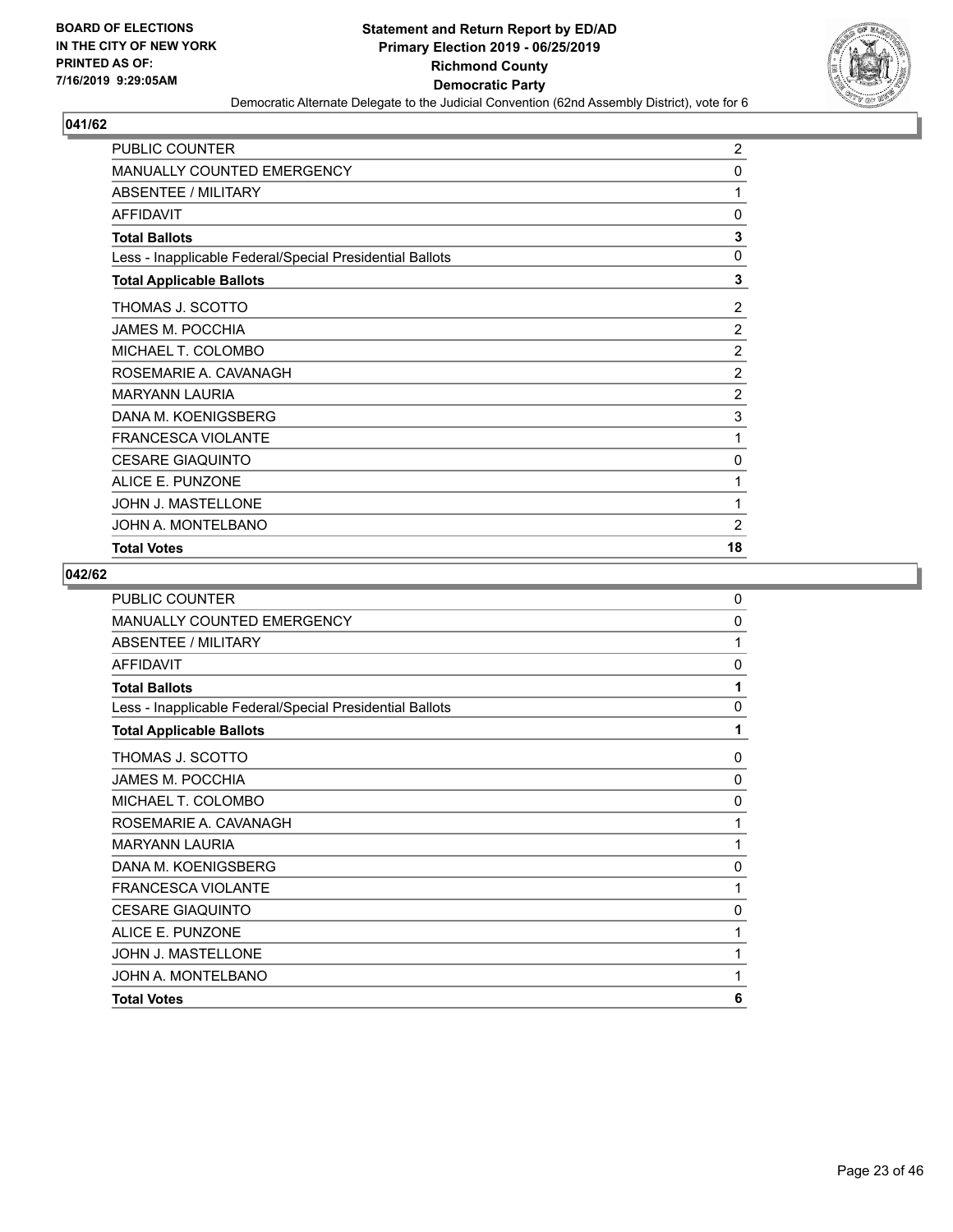**BOARD OF ELECTIONS IN THE CITY OF NEW YORK PRINTED AS OF: 7/16/2019 9:29:05AM**

**Statement and Return Report by ED/AD Primary Election 2019 - 06/25/2019 Richmond County Democratic Party**

Democratic Alternate Delegate to the Judicial Convention (62nd Assembly District), vote for 6

## 041/62

| | |
|---|---|
| PUBLIC COUNTER | 2 |
| MANUALLY COUNTED EMERGENCY | 0 |
| ABSENTEE / MILITARY | 1 |
| AFFIDAVIT | 0 |
| **Total Ballots** | **3** |
| Less - Inapplicable Federal/Special Presidential Ballots | 0 |
| **Total Applicable Ballots** | **3** |
| THOMAS J. SCOTTO | 2 |
| JAMES M. POCCHIA | 2 |
| MICHAEL T. COLOMBO | 2 |
| ROSEMARIE A. CAVANAGH | 2 |
| MARYANN LAURIA | 2 |
| DANA M. KOENIGSBERG | 3 |
| FRANCESCA VIOLANTE | 1 |
| CESARE GIAQUINTO | 0 |
| ALICE E. PUNZONE | 1 |
| JOHN J. MASTELLONE | 1 |
| JOHN A. MONTELBANO | 2 |
| **Total Votes** | **18** |

## 042/62

| | |
|---|---|
| PUBLIC COUNTER | 0 |
| MANUALLY COUNTED EMERGENCY | 0 |
| ABSENTEE / MILITARY | 1 |
| AFFIDAVIT | 0 |
| **Total Ballots** | **1** |
| Less - Inapplicable Federal/Special Presidential Ballots | 0 |
| **Total Applicable Ballots** | **1** |
| THOMAS J. SCOTTO | 0 |
| JAMES M. POCCHIA | 0 |
| MICHAEL T. COLOMBO | 0 |
| ROSEMARIE A. CAVANAGH | 1 |
| MARYANN LAURIA | 1 |
| DANA M. KOENIGSBERG | 0 |
| FRANCESCA VIOLANTE | 1 |
| CESARE GIAQUINTO | 0 |
| ALICE E. PUNZONE | 1 |
| JOHN J. MASTELLONE | 1 |
| JOHN A. MONTELBANO | 1 |
| **Total Votes** | **6** |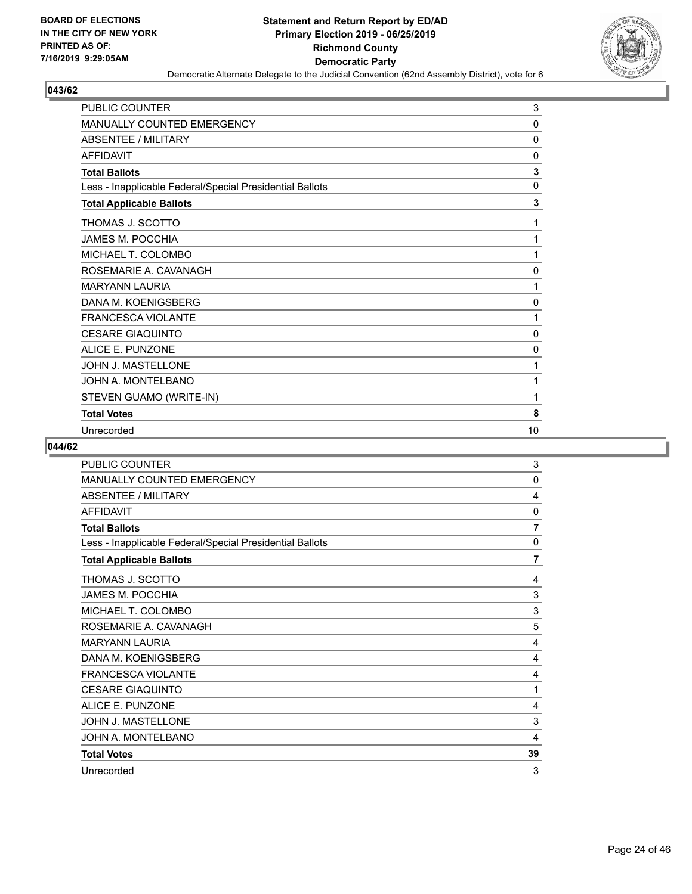**BOARD OF ELECTIONS IN THE CITY OF NEW YORK PRINTED AS OF: 7/16/2019 9:29:05AM**

**Statement and Return Report by ED/AD**
**Primary Election 2019 - 06/25/2019**
**Richmond County**
**Democratic Party**
Democratic Alternate Delegate to the Judicial Convention (62nd Assembly District), vote for 6

## 043/62

| | |
|---|---|
| PUBLIC COUNTER | 3 |
| MANUALLY COUNTED EMERGENCY | 0 |
| ABSENTEE / MILITARY | 0 |
| AFFIDAVIT | 0 |
| **Total Ballots** | **3** |
| Less - Inapplicable Federal/Special Presidential Ballots | 0 |
| **Total Applicable Ballots** | **3** |
| THOMAS J. SCOTTO | 1 |
| JAMES M. POCCHIA | 1 |
| MICHAEL T. COLOMBO | 1 |
| ROSEMARIE A. CAVANAGH | 0 |
| MARYANN LAURIA | 1 |
| DANA M. KOENIGSBERG | 0 |
| FRANCESCA VIOLANTE | 1 |
| CESARE GIAQUINTO | 0 |
| ALICE E. PUNZONE | 0 |
| JOHN J. MASTELLONE | 1 |
| JOHN A. MONTELBANO | 1 |
| STEVEN GUAMO (WRITE-IN) | 1 |
| **Total Votes** | **8** |
| Unrecorded | 10 |

## 044/62

| | |
|---|---|
| PUBLIC COUNTER | 3 |
| MANUALLY COUNTED EMERGENCY | 0 |
| ABSENTEE / MILITARY | 4 |
| AFFIDAVIT | 0 |
| **Total Ballots** | **7** |
| Less - Inapplicable Federal/Special Presidential Ballots | 0 |
| **Total Applicable Ballots** | **7** |
| THOMAS J. SCOTTO | 4 |
| JAMES M. POCCHIA | 3 |
| MICHAEL T. COLOMBO | 3 |
| ROSEMARIE A. CAVANAGH | 5 |
| MARYANN LAURIA | 4 |
| DANA M. KOENIGSBERG | 4 |
| FRANCESCA VIOLANTE | 4 |
| CESARE GIAQUINTO | 1 |
| ALICE E. PUNZONE | 4 |
| JOHN J. MASTELLONE | 3 |
| JOHN A. MONTELBANO | 4 |
| **Total Votes** | **39** |
| Unrecorded | 3 |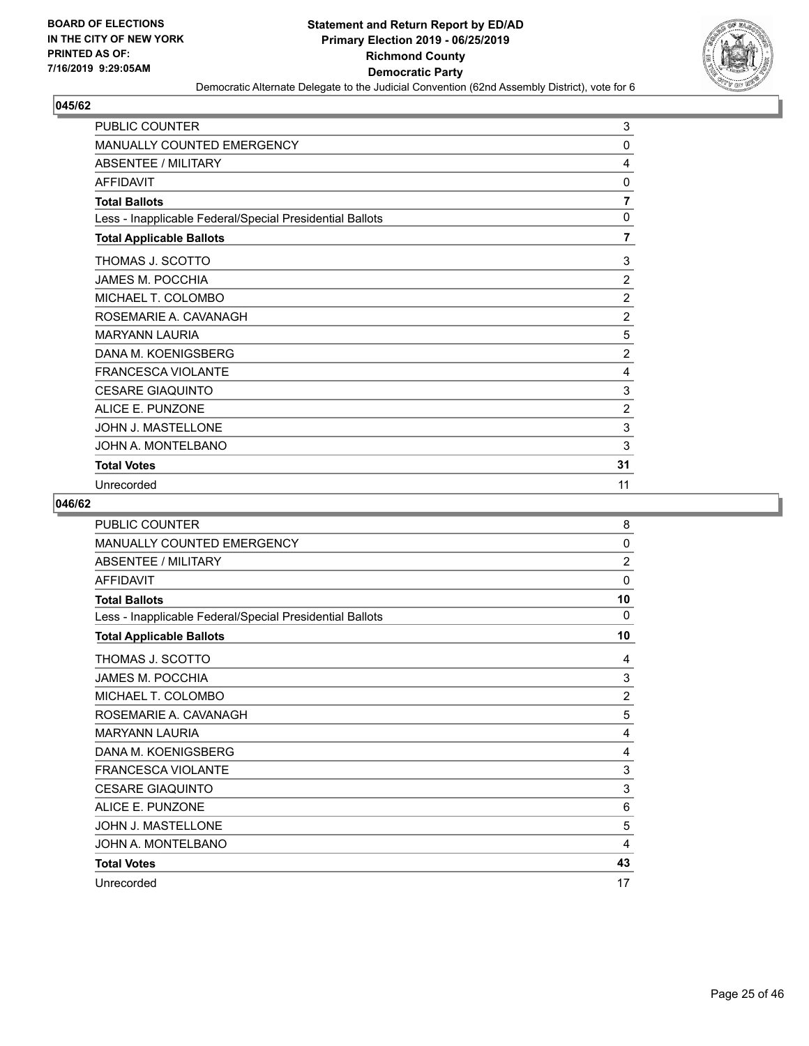**BOARD OF ELECTIONS IN THE CITY OF NEW YORK PRINTED AS OF: 7/16/2019 9:29:05AM**

**Statement and Return Report by ED/AD Primary Election 2019 - 06/25/2019 Richmond County Democratic Party**

Democratic Alternate Delegate to the Judicial Convention (62nd Assembly District), vote for 6

## 045/62

| | |
|---|---|
| PUBLIC COUNTER | 3 |
| MANUALLY COUNTED EMERGENCY | 0 |
| ABSENTEE / MILITARY | 4 |
| AFFIDAVIT | 0 |
| **Total Ballots** | **7** |
| Less - Inapplicable Federal/Special Presidential Ballots | 0 |
| **Total Applicable Ballots** | **7** |
| THOMAS J. SCOTTO | 3 |
| JAMES M. POCCHIA | 2 |
| MICHAEL T. COLOMBO | 2 |
| ROSEMARIE A. CAVANAGH | 2 |
| MARYANN LAURIA | 5 |
| DANA M. KOENIGSBERG | 2 |
| FRANCESCA VIOLANTE | 4 |
| CESARE GIAQUINTO | 3 |
| ALICE E. PUNZONE | 2 |
| JOHN J. MASTELLONE | 3 |
| JOHN A. MONTELBANO | 3 |
| **Total Votes** | **31** |
| Unrecorded | 11 |

## 046/62

| | |
|---|---|
| PUBLIC COUNTER | 8 |
| MANUALLY COUNTED EMERGENCY | 0 |
| ABSENTEE / MILITARY | 2 |
| AFFIDAVIT | 0 |
| **Total Ballots** | **10** |
| Less - Inapplicable Federal/Special Presidential Ballots | 0 |
| **Total Applicable Ballots** | **10** |
| THOMAS J. SCOTTO | 4 |
| JAMES M. POCCHIA | 3 |
| MICHAEL T. COLOMBO | 2 |
| ROSEMARIE A. CAVANAGH | 5 |
| MARYANN LAURIA | 4 |
| DANA M. KOENIGSBERG | 4 |
| FRANCESCA VIOLANTE | 3 |
| CESARE GIAQUINTO | 3 |
| ALICE E. PUNZONE | 6 |
| JOHN J. MASTELLONE | 5 |
| JOHN A. MONTELBANO | 4 |
| **Total Votes** | **43** |
| Unrecorded | 17 |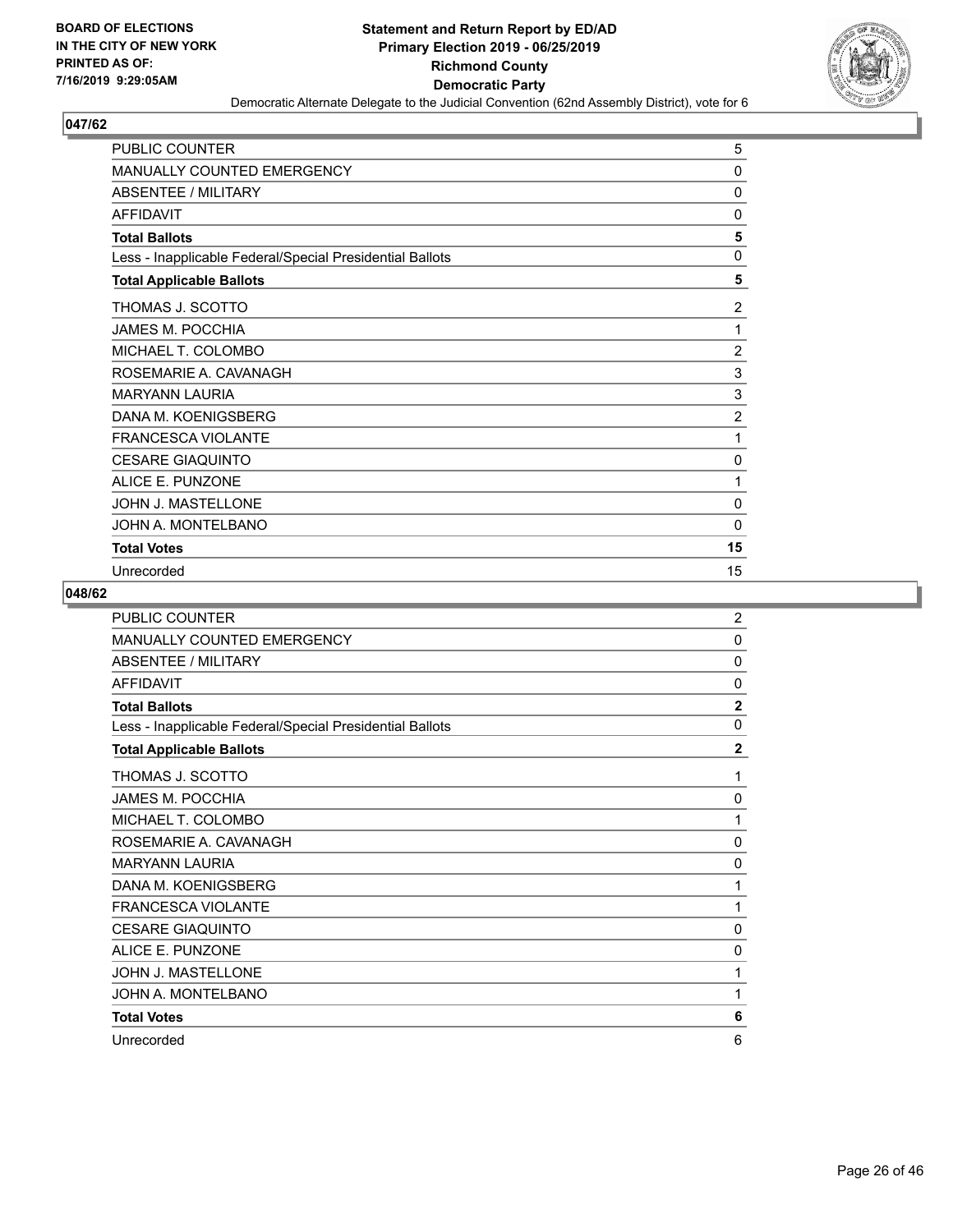**Statement and Return Report by ED/AD**
**Primary Election 2019 - 06/25/2019**
**Richmond County**
**Democratic Party**
Democratic Alternate Delegate to the Judicial Convention (62nd Assembly District), vote for 6

BOARD OF ELECTIONS IN THE CITY OF NEW YORK PRINTED AS OF: 7/16/2019 9:29:05AM

## 047/62

| | |
|---|---|
| PUBLIC COUNTER | 5 |
| MANUALLY COUNTED EMERGENCY | 0 |
| ABSENTEE / MILITARY | 0 |
| AFFIDAVIT | 0 |
| **Total Ballots** | **5** |
| Less - Inapplicable Federal/Special Presidential Ballots | 0 |
| **Total Applicable Ballots** | **5** |
| THOMAS J. SCOTTO | 2 |
| JAMES M. POCCHIA | 1 |
| MICHAEL T. COLOMBO | 2 |
| ROSEMARIE A. CAVANAGH | 3 |
| MARYANN LAURIA | 3 |
| DANA M. KOENIGSBERG | 2 |
| FRANCESCA VIOLANTE | 1 |
| CESARE GIAQUINTO | 0 |
| ALICE E. PUNZONE | 1 |
| JOHN J. MASTELLONE | 0 |
| JOHN A. MONTELBANO | 0 |
| **Total Votes** | **15** |
| Unrecorded | 15 |

## 048/62

| | |
|---|---|
| PUBLIC COUNTER | 2 |
| MANUALLY COUNTED EMERGENCY | 0 |
| ABSENTEE / MILITARY | 0 |
| AFFIDAVIT | 0 |
| **Total Ballots** | **2** |
| Less - Inapplicable Federal/Special Presidential Ballots | 0 |
| **Total Applicable Ballots** | **2** |
| THOMAS J. SCOTTO | 1 |
| JAMES M. POCCHIA | 0 |
| MICHAEL T. COLOMBO | 1 |
| ROSEMARIE A. CAVANAGH | 0 |
| MARYANN LAURIA | 0 |
| DANA M. KOENIGSBERG | 1 |
| FRANCESCA VIOLANTE | 1 |
| CESARE GIAQUINTO | 0 |
| ALICE E. PUNZONE | 0 |
| JOHN J. MASTELLONE | 1 |
| JOHN A. MONTELBANO | 1 |
| **Total Votes** | **6** |
| Unrecorded | 6 |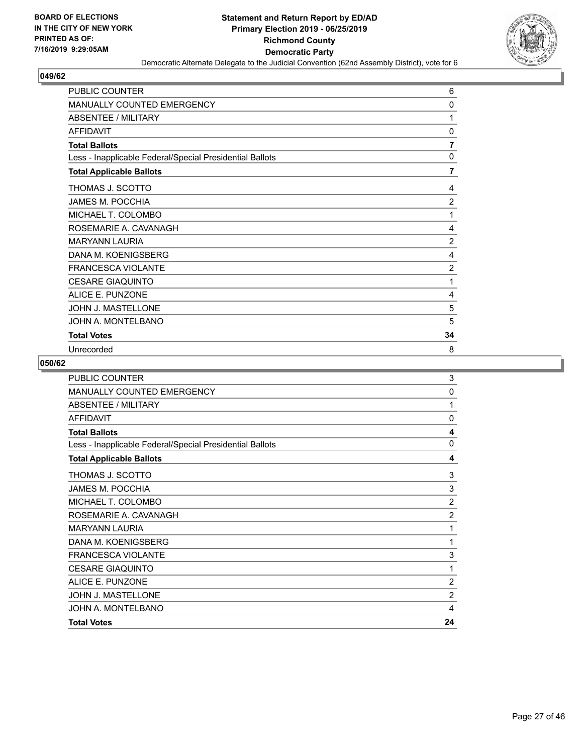# Statement and Return Report by ED/AD
## Primary Election 2019 - 06/25/2019
## Richmond County
## Democratic Party

BOARD OF ELECTIONS IN THE CITY OF NEW YORK PRINTED AS OF: 7/16/2019 9:29:05AM

Democratic Alternate Delegate to the Judicial Convention (62nd Assembly District), vote for 6

### 049/62

| | |
|---|---|
| PUBLIC COUNTER | 6 |
| MANUALLY COUNTED EMERGENCY | 0 |
| ABSENTEE / MILITARY | 1 |
| AFFIDAVIT | 0 |
| **Total Ballots** | **7** |
| Less - Inapplicable Federal/Special Presidential Ballots | 0 |
| **Total Applicable Ballots** | **7** |
| THOMAS J. SCOTTO | 4 |
| JAMES M. POCCHIA | 2 |
| MICHAEL T. COLOMBO | 1 |
| ROSEMARIE A. CAVANAGH | 4 |
| MARYANN LAURIA | 2 |
| DANA M. KOENIGSBERG | 4 |
| FRANCESCA VIOLANTE | 2 |
| CESARE GIAQUINTO | 1 |
| ALICE E. PUNZONE | 4 |
| JOHN J. MASTELLONE | 5 |
| JOHN A. MONTELBANO | 5 |
| **Total Votes** | **34** |
| Unrecorded | 8 |

### 050/62

| | |
|---|---|
| PUBLIC COUNTER | 3 |
| MANUALLY COUNTED EMERGENCY | 0 |
| ABSENTEE / MILITARY | 1 |
| AFFIDAVIT | 0 |
| **Total Ballots** | **4** |
| Less - Inapplicable Federal/Special Presidential Ballots | 0 |
| **Total Applicable Ballots** | **4** |
| THOMAS J. SCOTTO | 3 |
| JAMES M. POCCHIA | 3 |
| MICHAEL T. COLOMBO | 2 |
| ROSEMARIE A. CAVANAGH | 2 |
| MARYANN LAURIA | 1 |
| DANA M. KOENIGSBERG | 1 |
| FRANCESCA VIOLANTE | 3 |
| CESARE GIAQUINTO | 1 |
| ALICE E. PUNZONE | 2 |
| JOHN J. MASTELLONE | 2 |
| JOHN A. MONTELBANO | 4 |
| **Total Votes** | **24** |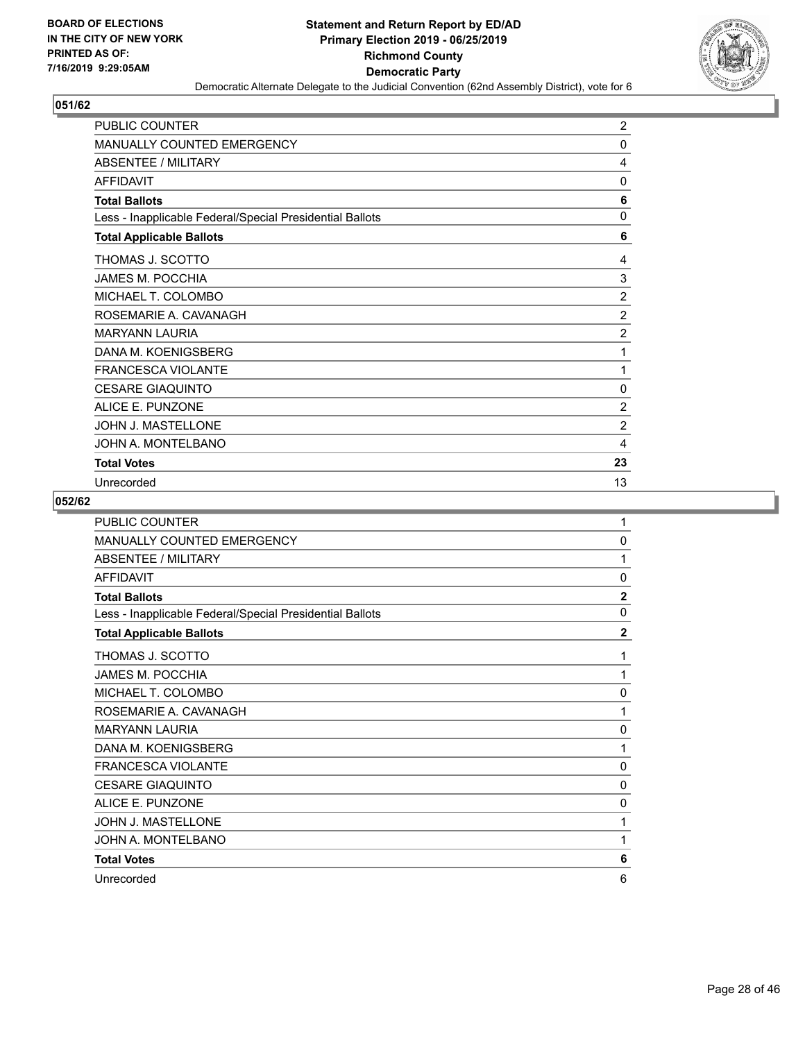## 051/62

| | |
|---|---|
| PUBLIC COUNTER | 2 |
| MANUALLY COUNTED EMERGENCY | 0 |
| ABSENTEE / MILITARY | 4 |
| AFFIDAVIT | 0 |
| **Total Ballots** | **6** |
| Less - Inapplicable Federal/Special Presidential Ballots | 0 |
| **Total Applicable Ballots** | **6** |
| THOMAS J. SCOTTO | 4 |
| JAMES M. POCCHIA | 3 |
| MICHAEL T. COLOMBO | 2 |
| ROSEMARIE A. CAVANAGH | 2 |
| MARYANN LAURIA | 2 |
| DANA M. KOENIGSBERG | 1 |
| FRANCESCA VIOLANTE | 1 |
| CESARE GIAQUINTO | 0 |
| ALICE E. PUNZONE | 2 |
| JOHN J. MASTELLONE | 2 |
| JOHN A. MONTELBANO | 4 |
| **Total Votes** | **23** |
| Unrecorded | 13 |

## 052/62

| | |
|---|---|
| PUBLIC COUNTER | 1 |
| MANUALLY COUNTED EMERGENCY | 0 |
| ABSENTEE / MILITARY | 1 |
| AFFIDAVIT | 0 |
| **Total Ballots** | **2** |
| Less - Inapplicable Federal/Special Presidential Ballots | 0 |
| **Total Applicable Ballots** | **2** |
| THOMAS J. SCOTTO | 1 |
| JAMES M. POCCHIA | 1 |
| MICHAEL T. COLOMBO | 0 |
| ROSEMARIE A. CAVANAGH | 1 |
| MARYANN LAURIA | 0 |
| DANA M. KOENIGSBERG | 1 |
| FRANCESCA VIOLANTE | 0 |
| CESARE GIAQUINTO | 0 |
| ALICE E. PUNZONE | 0 |
| JOHN J. MASTELLONE | 1 |
| JOHN A. MONTELBANO | 1 |
| **Total Votes** | **6** |
| Unrecorded | 6 |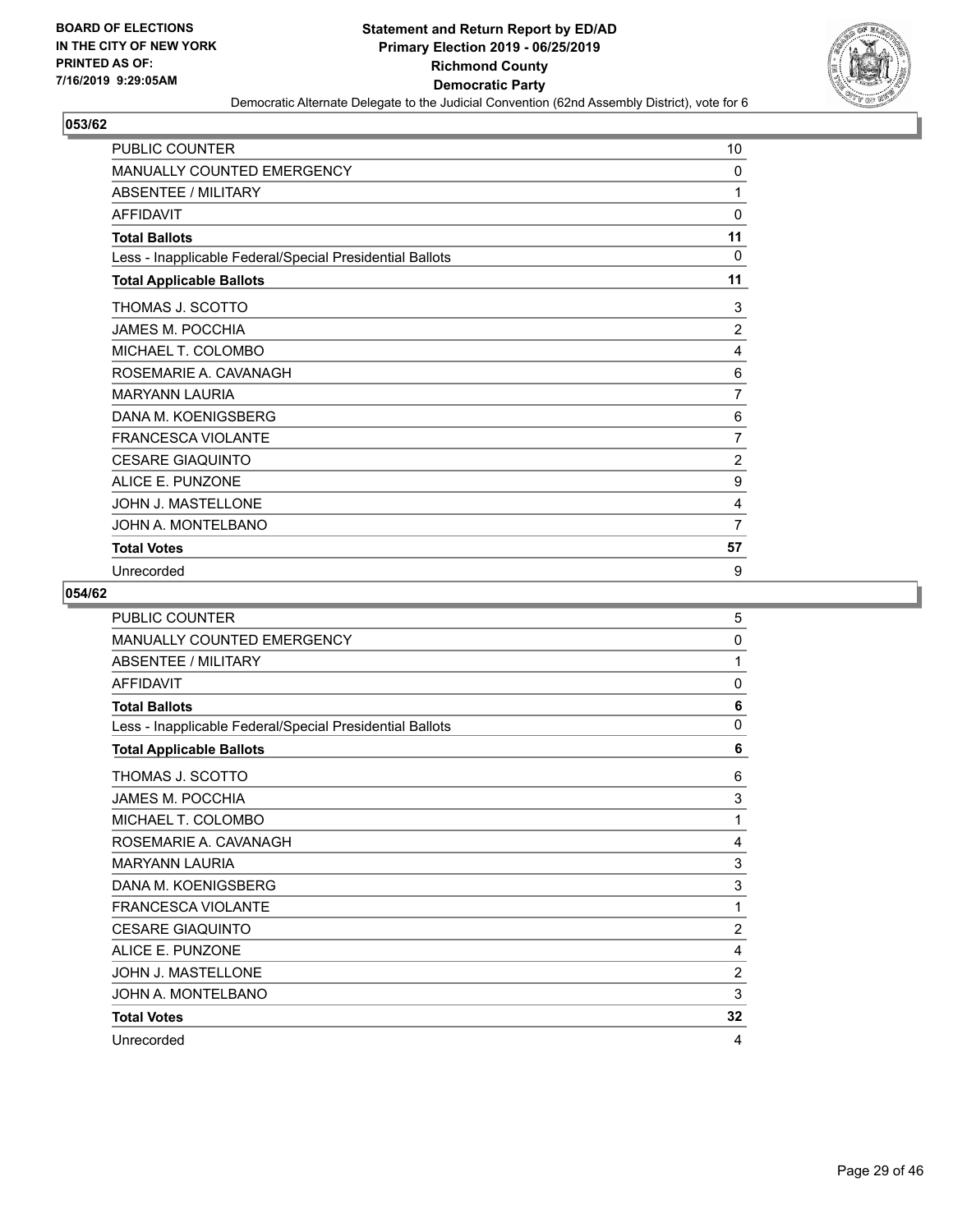**BOARD OF ELECTIONS IN THE CITY OF NEW YORK PRINTED AS OF: 7/16/2019 9:29:05AM**

# Statement and Return Report by ED/AD
## Primary Election 2019 - 06/25/2019
## Richmond County
## Democratic Party
### Democratic Alternate Delegate to the Judicial Convention (62nd Assembly District), vote for 6

### 053/62

| | |
|---|---|
| PUBLIC COUNTER | 10 |
| MANUALLY COUNTED EMERGENCY | 0 |
| ABSENTEE / MILITARY | 1 |
| AFFIDAVIT | 0 |
| **Total Ballots** | **11** |
| Less - Inapplicable Federal/Special Presidential Ballots | 0 |
| **Total Applicable Ballots** | **11** |
| THOMAS J. SCOTTO | 3 |
| JAMES M. POCCHIA | 2 |
| MICHAEL T. COLOMBO | 4 |
| ROSEMARIE A. CAVANAGH | 6 |
| MARYANN LAURIA | 7 |
| DANA M. KOENIGSBERG | 6 |
| FRANCESCA VIOLANTE | 7 |
| CESARE GIAQUINTO | 2 |
| ALICE E. PUNZONE | 9 |
| JOHN J. MASTELLONE | 4 |
| JOHN A. MONTELBANO | 7 |
| **Total Votes** | **57** |
| Unrecorded | 9 |

### 054/62

| | |
|---|---|
| PUBLIC COUNTER | 5 |
| MANUALLY COUNTED EMERGENCY | 0 |
| ABSENTEE / MILITARY | 1 |
| AFFIDAVIT | 0 |
| **Total Ballots** | **6** |
| Less - Inapplicable Federal/Special Presidential Ballots | 0 |
| **Total Applicable Ballots** | **6** |
| THOMAS J. SCOTTO | 6 |
| JAMES M. POCCHIA | 3 |
| MICHAEL T. COLOMBO | 1 |
| ROSEMARIE A. CAVANAGH | 4 |
| MARYANN LAURIA | 3 |
| DANA M. KOENIGSBERG | 3 |
| FRANCESCA VIOLANTE | 1 |
| CESARE GIAQUINTO | 2 |
| ALICE E. PUNZONE | 4 |
| JOHN J. MASTELLONE | 2 |
| JOHN A. MONTELBANO | 3 |
| **Total Votes** | **32** |
| Unrecorded | 4 |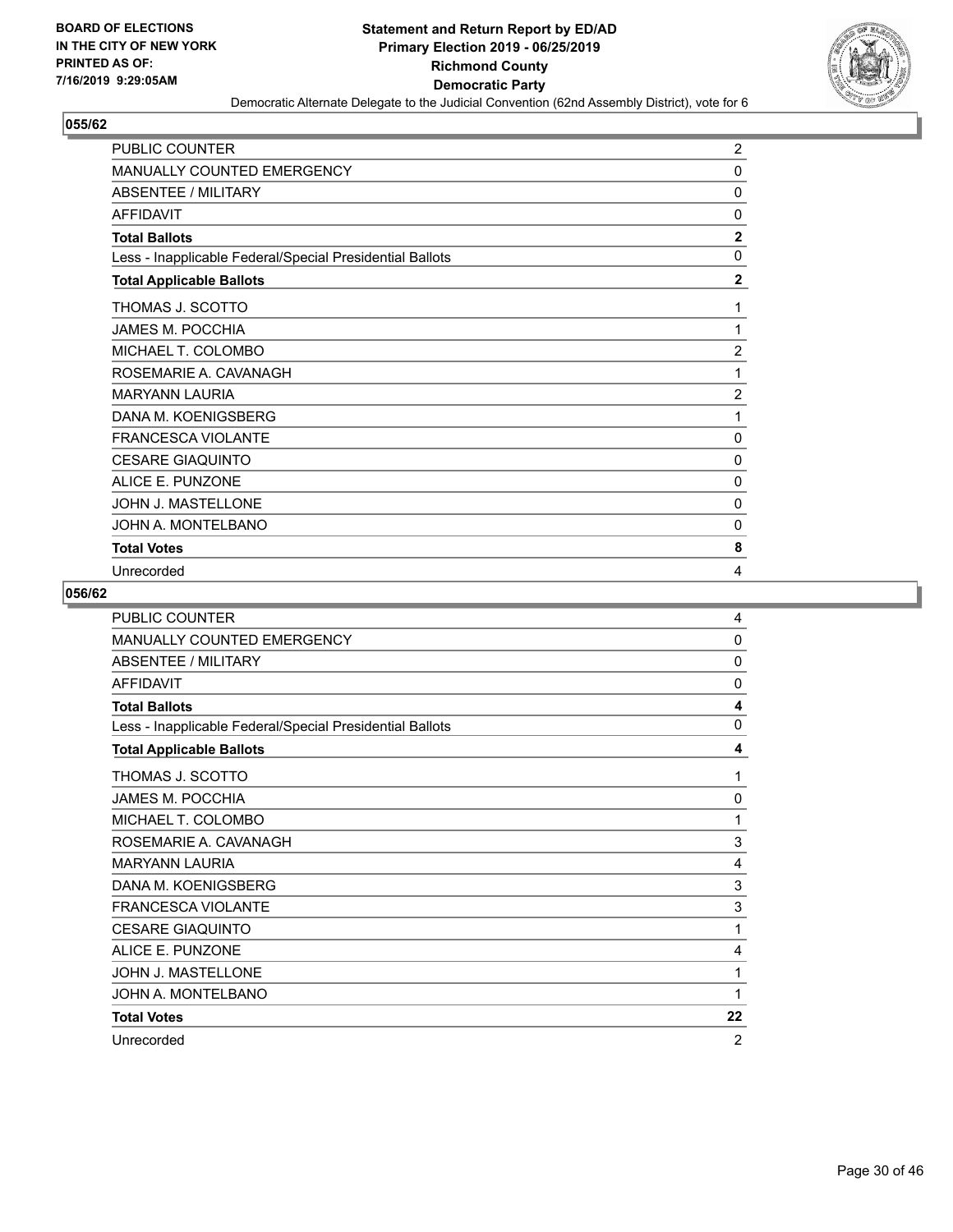BOARD OF ELECTIONS
IN THE CITY OF NEW YORK
PRINTED AS OF:
7/16/2019 9:29:05AM

**Statement and Return Report by ED/AD**
**Primary Election 2019 - 06/25/2019**
**Richmond County**
**Democratic Party**
Democratic Alternate Delegate to the Judicial Convention (62nd Assembly District), vote for 6

## 055/62

| | |
|---|---|
| PUBLIC COUNTER | 2 |
| MANUALLY COUNTED EMERGENCY | 0 |
| ABSENTEE / MILITARY | 0 |
| AFFIDAVIT | 0 |
| **Total Ballots** | **2** |
| Less - Inapplicable Federal/Special Presidential Ballots | 0 |
| **Total Applicable Ballots** | **2** |
| THOMAS J. SCOTTO | 1 |
| JAMES M. POCCHIA | 1 |
| MICHAEL T. COLOMBO | 2 |
| ROSEMARIE A. CAVANAGH | 1 |
| MARYANN LAURIA | 2 |
| DANA M. KOENIGSBERG | 1 |
| FRANCESCA VIOLANTE | 0 |
| CESARE GIAQUINTO | 0 |
| ALICE E. PUNZONE | 0 |
| JOHN J. MASTELLONE | 0 |
| JOHN A. MONTELBANO | 0 |
| **Total Votes** | **8** |
| Unrecorded | 4 |

## 056/62

| | |
|---|---|
| PUBLIC COUNTER | 4 |
| MANUALLY COUNTED EMERGENCY | 0 |
| ABSENTEE / MILITARY | 0 |
| AFFIDAVIT | 0 |
| **Total Ballots** | **4** |
| Less - Inapplicable Federal/Special Presidential Ballots | 0 |
| **Total Applicable Ballots** | **4** |
| THOMAS J. SCOTTO | 1 |
| JAMES M. POCCHIA | 0 |
| MICHAEL T. COLOMBO | 1 |
| ROSEMARIE A. CAVANAGH | 3 |
| MARYANN LAURIA | 4 |
| DANA M. KOENIGSBERG | 3 |
| FRANCESCA VIOLANTE | 3 |
| CESARE GIAQUINTO | 1 |
| ALICE E. PUNZONE | 4 |
| JOHN J. MASTELLONE | 1 |
| JOHN A. MONTELBANO | 1 |
| **Total Votes** | **22** |
| Unrecorded | 2 |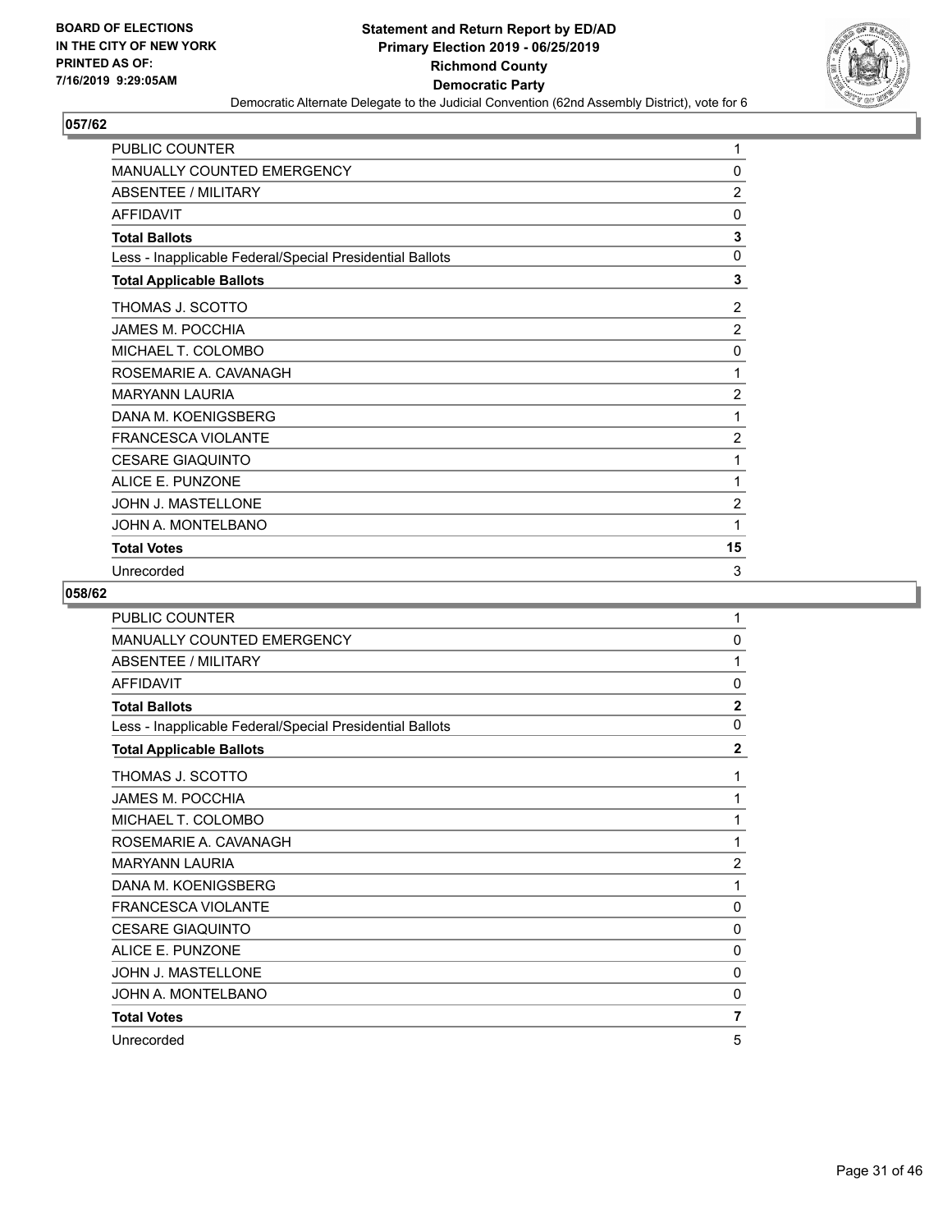## 057/62

| | |
|---|---|
| PUBLIC COUNTER | 1 |
| MANUALLY COUNTED EMERGENCY | 0 |
| ABSENTEE / MILITARY | 2 |
| AFFIDAVIT | 0 |
| **Total Ballots** | **3** |
| Less - Inapplicable Federal/Special Presidential Ballots | 0 |
| **Total Applicable Ballots** | **3** |
| THOMAS J. SCOTTO | 2 |
| JAMES M. POCCHIA | 2 |
| MICHAEL T. COLOMBO | 0 |
| ROSEMARIE A. CAVANAGH | 1 |
| MARYANN LAURIA | 2 |
| DANA M. KOENIGSBERG | 1 |
| FRANCESCA VIOLANTE | 2 |
| CESARE GIAQUINTO | 1 |
| ALICE E. PUNZONE | 1 |
| JOHN J. MASTELLONE | 2 |
| JOHN A. MONTELBANO | 1 |
| **Total Votes** | **15** |
| Unrecorded | 3 |

## 058/62

| | |
|---|---|
| PUBLIC COUNTER | 1 |
| MANUALLY COUNTED EMERGENCY | 0 |
| ABSENTEE / MILITARY | 1 |
| AFFIDAVIT | 0 |
| **Total Ballots** | **2** |
| Less - Inapplicable Federal/Special Presidential Ballots | 0 |
| **Total Applicable Ballots** | **2** |
| THOMAS J. SCOTTO | 1 |
| JAMES M. POCCHIA | 1 |
| MICHAEL T. COLOMBO | 1 |
| ROSEMARIE A. CAVANAGH | 1 |
| MARYANN LAURIA | 2 |
| DANA M. KOENIGSBERG | 1 |
| FRANCESCA VIOLANTE | 0 |
| CESARE GIAQUINTO | 0 |
| ALICE E. PUNZONE | 0 |
| JOHN J. MASTELLONE | 0 |
| JOHN A. MONTELBANO | 0 |
| **Total Votes** | **7** |
| Unrecorded | 5 |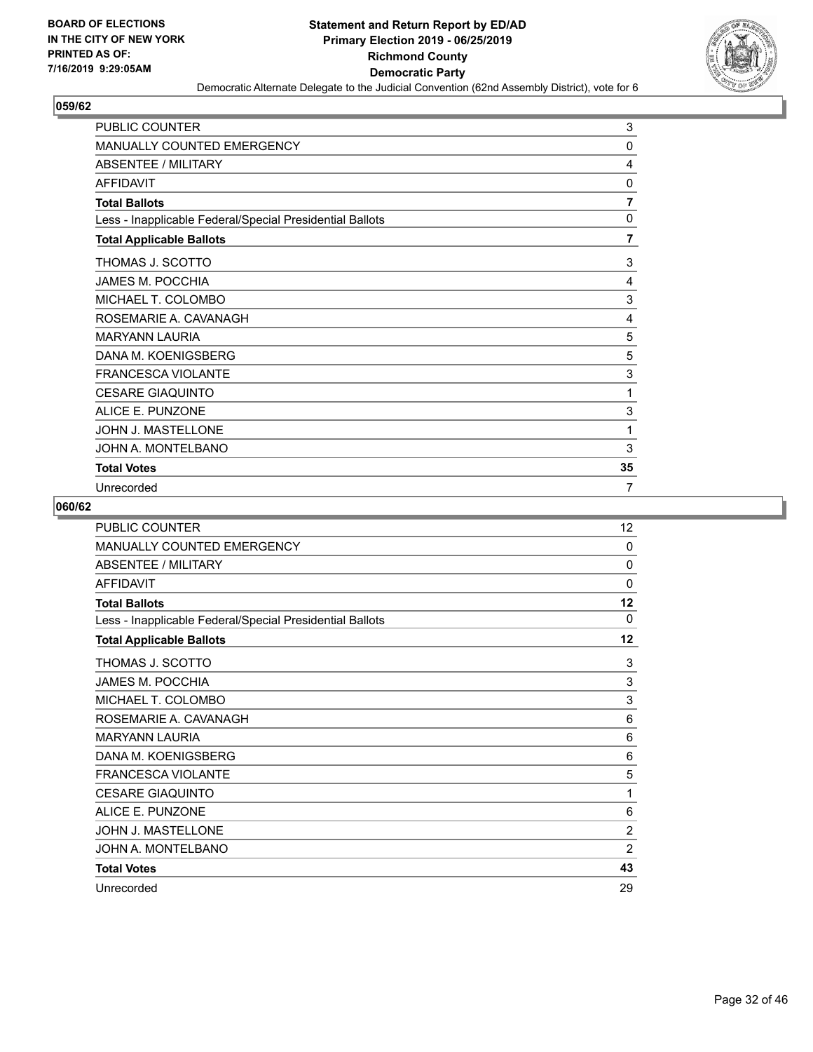**BOARD OF ELECTIONS IN THE CITY OF NEW YORK PRINTED AS OF: 7/16/2019 9:29:05AM**

# Statement and Return Report by ED/AD
## Primary Election 2019 - 06/25/2019
## Richmond County
## Democratic Party
### Democratic Alternate Delegate to the Judicial Convention (62nd Assembly District), vote for 6

**059/62**

| | |
|---|---|
| PUBLIC COUNTER | 3 |
| MANUALLY COUNTED EMERGENCY | 0 |
| ABSENTEE / MILITARY | 4 |
| AFFIDAVIT | 0 |
| **Total Ballots** | **7** |
| Less - Inapplicable Federal/Special Presidential Ballots | 0 |
| **Total Applicable Ballots** | **7** |
| THOMAS J. SCOTTO | 3 |
| JAMES M. POCCHIA | 4 |
| MICHAEL T. COLOMBO | 3 |
| ROSEMARIE A. CAVANAGH | 4 |
| MARYANN LAURIA | 5 |
| DANA M. KOENIGSBERG | 5 |
| FRANCESCA VIOLANTE | 3 |
| CESARE GIAQUINTO | 1 |
| ALICE E. PUNZONE | 3 |
| JOHN J. MASTELLONE | 1 |
| JOHN A. MONTELBANO | 3 |
| **Total Votes** | **35** |
| Unrecorded | 7 |

**060/62**

| | |
|---|---|
| PUBLIC COUNTER | 12 |
| MANUALLY COUNTED EMERGENCY | 0 |
| ABSENTEE / MILITARY | 0 |
| AFFIDAVIT | 0 |
| **Total Ballots** | **12** |
| Less - Inapplicable Federal/Special Presidential Ballots | 0 |
| **Total Applicable Ballots** | **12** |
| THOMAS J. SCOTTO | 3 |
| JAMES M. POCCHIA | 3 |
| MICHAEL T. COLOMBO | 3 |
| ROSEMARIE A. CAVANAGH | 6 |
| MARYANN LAURIA | 6 |
| DANA M. KOENIGSBERG | 6 |
| FRANCESCA VIOLANTE | 5 |
| CESARE GIAQUINTO | 1 |
| ALICE E. PUNZONE | 6 |
| JOHN J. MASTELLONE | 2 |
| JOHN A. MONTELBANO | 2 |
| **Total Votes** | **43** |
| Unrecorded | 29 |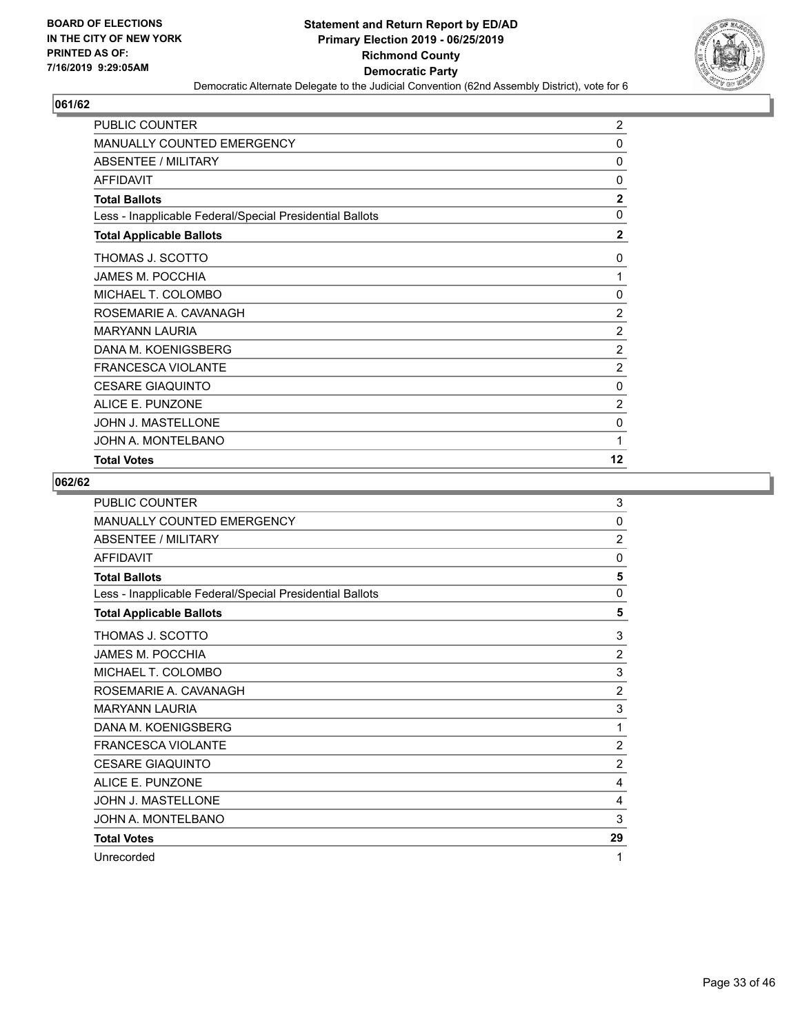**BOARD OF ELECTIONS IN THE CITY OF NEW YORK PRINTED AS OF: 7/16/2019 9:29:05AM**

# Statement and Return Report by ED/AD
## Primary Election 2019 - 06/25/2019
## Richmond County
## Democratic Party

Democratic Alternate Delegate to the Judicial Convention (62nd Assembly District), vote for 6

### 061/62

| | |
|---|---|
| PUBLIC COUNTER | 2 |
| MANUALLY COUNTED EMERGENCY | 0 |
| ABSENTEE / MILITARY | 0 |
| AFFIDAVIT | 0 |
| **Total Ballots** | **2** |
| Less - Inapplicable Federal/Special Presidential Ballots | 0 |
| **Total Applicable Ballots** | **2** |
| THOMAS J. SCOTTO | 0 |
| JAMES M. POCCHIA | 1 |
| MICHAEL T. COLOMBO | 0 |
| ROSEMARIE A. CAVANAGH | 2 |
| MARYANN LAURIA | 2 |
| DANA M. KOENIGSBERG | 2 |
| FRANCESCA VIOLANTE | 2 |
| CESARE GIAQUINTO | 0 |
| ALICE E. PUNZONE | 2 |
| JOHN J. MASTELLONE | 0 |
| JOHN A. MONTELBANO | 1 |
| **Total Votes** | **12** |

### 062/62

| | |
|---|---|
| PUBLIC COUNTER | 3 |
| MANUALLY COUNTED EMERGENCY | 0 |
| ABSENTEE / MILITARY | 2 |
| AFFIDAVIT | 0 |
| **Total Ballots** | **5** |
| Less - Inapplicable Federal/Special Presidential Ballots | 0 |
| **Total Applicable Ballots** | **5** |
| THOMAS J. SCOTTO | 3 |
| JAMES M. POCCHIA | 2 |
| MICHAEL T. COLOMBO | 3 |
| ROSEMARIE A. CAVANAGH | 2 |
| MARYANN LAURIA | 3 |
| DANA M. KOENIGSBERG | 1 |
| FRANCESCA VIOLANTE | 2 |
| CESARE GIAQUINTO | 2 |
| ALICE E. PUNZONE | 4 |
| JOHN J. MASTELLONE | 4 |
| JOHN A. MONTELBANO | 3 |
| **Total Votes** | **29** |
| Unrecorded | 1 |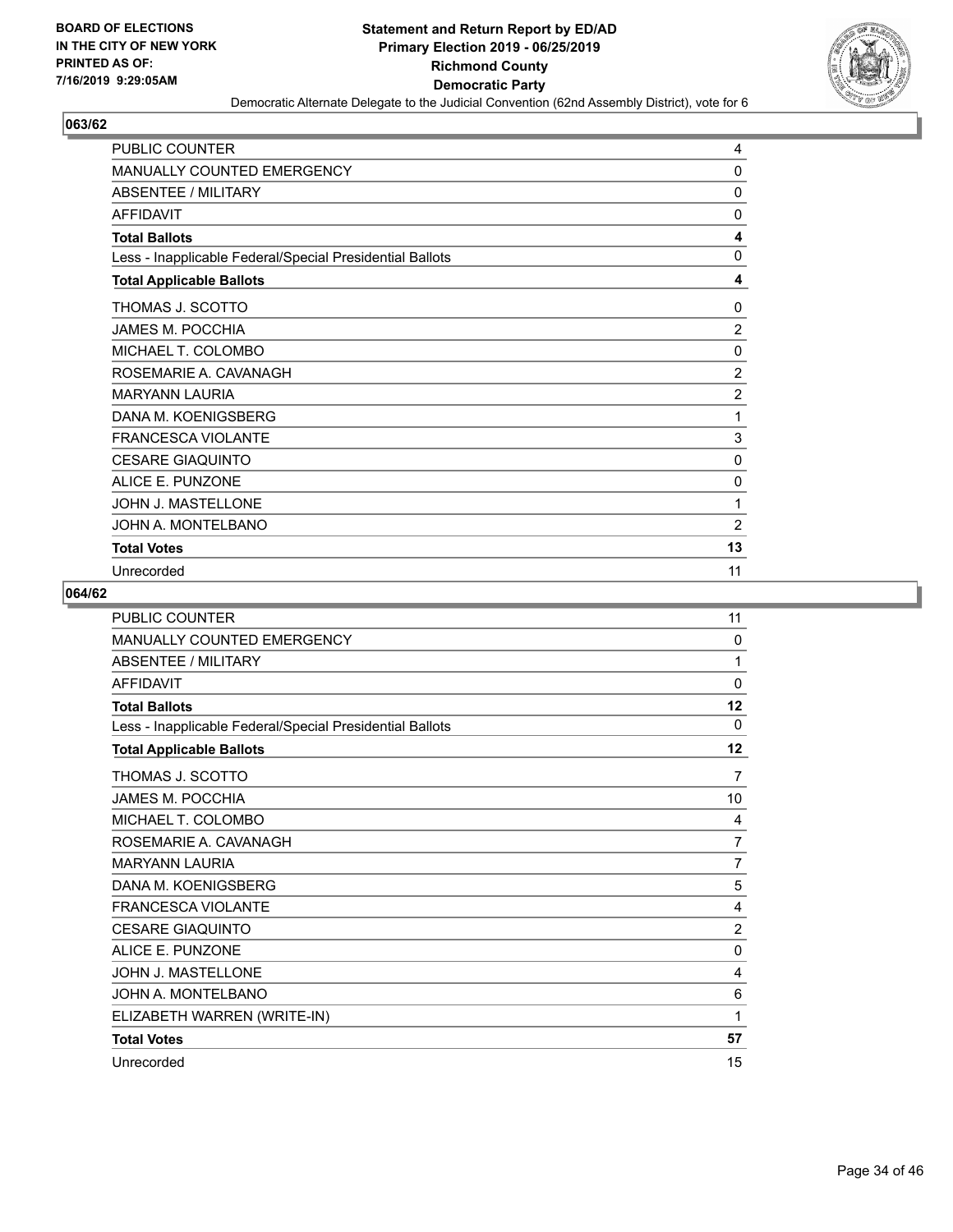BOARD OF ELECTIONS
IN THE CITY OF NEW YORK
PRINTED AS OF:
7/16/2019 9:29:05AM

**Statement and Return Report by ED/AD**
**Primary Election 2019 - 06/25/2019**
**Richmond County**
**Democratic Party**
Democratic Alternate Delegate to the Judicial Convention (62nd Assembly District), vote for 6

## 063/62

| | |
|---|---|
| PUBLIC COUNTER | 4 |
| MANUALLY COUNTED EMERGENCY | 0 |
| ABSENTEE / MILITARY | 0 |
| AFFIDAVIT | 0 |
| **Total Ballots** | **4** |
| Less - Inapplicable Federal/Special Presidential Ballots | 0 |
| **Total Applicable Ballots** | **4** |
| THOMAS J. SCOTTO | 0 |
| JAMES M. POCCHIA | 2 |
| MICHAEL T. COLOMBO | 0 |
| ROSEMARIE A. CAVANAGH | 2 |
| MARYANN LAURIA | 2 |
| DANA M. KOENIGSBERG | 1 |
| FRANCESCA VIOLANTE | 3 |
| CESARE GIAQUINTO | 0 |
| ALICE E. PUNZONE | 0 |
| JOHN J. MASTELLONE | 1 |
| JOHN A. MONTELBANO | 2 |
| **Total Votes** | **13** |
| Unrecorded | 11 |

## 064/62

| | |
|---|---|
| PUBLIC COUNTER | 11 |
| MANUALLY COUNTED EMERGENCY | 0 |
| ABSENTEE / MILITARY | 1 |
| AFFIDAVIT | 0 |
| **Total Ballots** | **12** |
| Less - Inapplicable Federal/Special Presidential Ballots | 0 |
| **Total Applicable Ballots** | **12** |
| THOMAS J. SCOTTO | 7 |
| JAMES M. POCCHIA | 10 |
| MICHAEL T. COLOMBO | 4 |
| ROSEMARIE A. CAVANAGH | 7 |
| MARYANN LAURIA | 7 |
| DANA M. KOENIGSBERG | 5 |
| FRANCESCA VIOLANTE | 4 |
| CESARE GIAQUINTO | 2 |
| ALICE E. PUNZONE | 0 |
| JOHN J. MASTELLONE | 4 |
| JOHN A. MONTELBANO | 6 |
| ELIZABETH WARREN (WRITE-IN) | 1 |
| **Total Votes** | **57** |
| Unrecorded | 15 |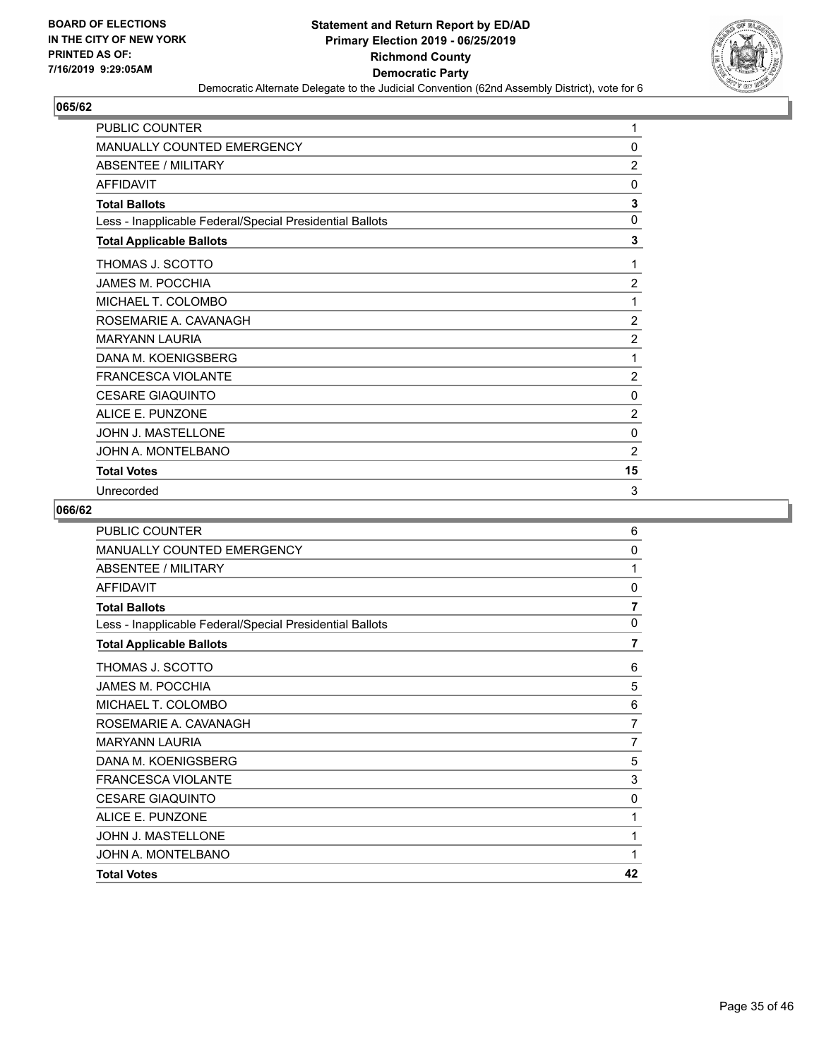**BOARD OF ELECTIONS IN THE CITY OF NEW YORK PRINTED AS OF: 7/16/2019 9:29:05AM**

**Statement and Return Report by ED/AD Primary Election 2019 - 06/25/2019 Richmond County Democratic Party**

Democratic Alternate Delegate to the Judicial Convention (62nd Assembly District), vote for 6

## 065/62

| | |
|---|---|
| PUBLIC COUNTER | 1 |
| MANUALLY COUNTED EMERGENCY | 0 |
| ABSENTEE / MILITARY | 2 |
| AFFIDAVIT | 0 |
| **Total Ballots** | **3** |
| Less - Inapplicable Federal/Special Presidential Ballots | 0 |
| **Total Applicable Ballots** | **3** |
| THOMAS J. SCOTTO | 1 |
| JAMES M. POCCHIA | 2 |
| MICHAEL T. COLOMBO | 1 |
| ROSEMARIE A. CAVANAGH | 2 |
| MARYANN LAURIA | 2 |
| DANA M. KOENIGSBERG | 1 |
| FRANCESCA VIOLANTE | 2 |
| CESARE GIAQUINTO | 0 |
| ALICE E. PUNZONE | 2 |
| JOHN J. MASTELLONE | 0 |
| JOHN A. MONTELBANO | 2 |
| **Total Votes** | **15** |
| Unrecorded | 3 |

## 066/62

| | |
|---|---|
| PUBLIC COUNTER | 6 |
| MANUALLY COUNTED EMERGENCY | 0 |
| ABSENTEE / MILITARY | 1 |
| AFFIDAVIT | 0 |
| **Total Ballots** | **7** |
| Less - Inapplicable Federal/Special Presidential Ballots | 0 |
| **Total Applicable Ballots** | **7** |
| THOMAS J. SCOTTO | 6 |
| JAMES M. POCCHIA | 5 |
| MICHAEL T. COLOMBO | 6 |
| ROSEMARIE A. CAVANAGH | 7 |
| MARYANN LAURIA | 7 |
| DANA M. KOENIGSBERG | 5 |
| FRANCESCA VIOLANTE | 3 |
| CESARE GIAQUINTO | 0 |
| ALICE E. PUNZONE | 1 |
| JOHN J. MASTELLONE | 1 |
| JOHN A. MONTELBANO | 1 |
| **Total Votes** | **42** |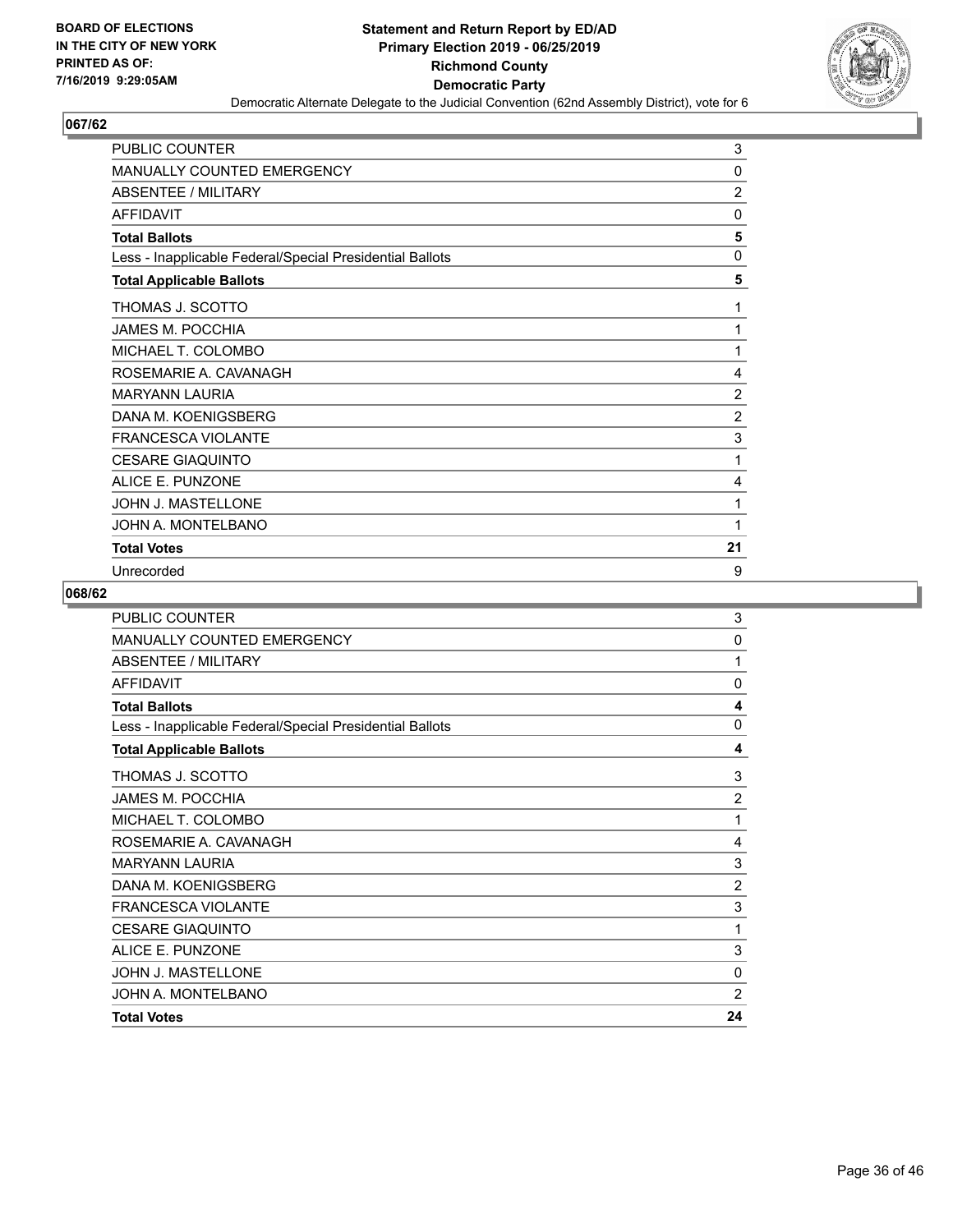## 067/62

| | |
|---|---|
| PUBLIC COUNTER | 3 |
| MANUALLY COUNTED EMERGENCY | 0 |
| ABSENTEE / MILITARY | 2 |
| AFFIDAVIT | 0 |
| **Total Ballots** | **5** |
| Less - Inapplicable Federal/Special Presidential Ballots | 0 |
| **Total Applicable Ballots** | **5** |
| THOMAS J. SCOTTO | 1 |
| JAMES M. POCCHIA | 1 |
| MICHAEL T. COLOMBO | 1 |
| ROSEMARIE A. CAVANAGH | 4 |
| MARYANN LAURIA | 2 |
| DANA M. KOENIGSBERG | 2 |
| FRANCESCA VIOLANTE | 3 |
| CESARE GIAQUINTO | 1 |
| ALICE E. PUNZONE | 4 |
| JOHN J. MASTELLONE | 1 |
| JOHN A. MONTELBANO | 1 |
| **Total Votes** | **21** |
| Unrecorded | 9 |

## 068/62

| | |
|---|---|
| PUBLIC COUNTER | 3 |
| MANUALLY COUNTED EMERGENCY | 0 |
| ABSENTEE / MILITARY | 1 |
| AFFIDAVIT | 0 |
| **Total Ballots** | **4** |
| Less - Inapplicable Federal/Special Presidential Ballots | 0 |
| **Total Applicable Ballots** | **4** |
| THOMAS J. SCOTTO | 3 |
| JAMES M. POCCHIA | 2 |
| MICHAEL T. COLOMBO | 1 |
| ROSEMARIE A. CAVANAGH | 4 |
| MARYANN LAURIA | 3 |
| DANA M. KOENIGSBERG | 2 |
| FRANCESCA VIOLANTE | 3 |
| CESARE GIAQUINTO | 1 |
| ALICE E. PUNZONE | 3 |
| JOHN J. MASTELLONE | 0 |
| JOHN A. MONTELBANO | 2 |
| **Total Votes** | **24** |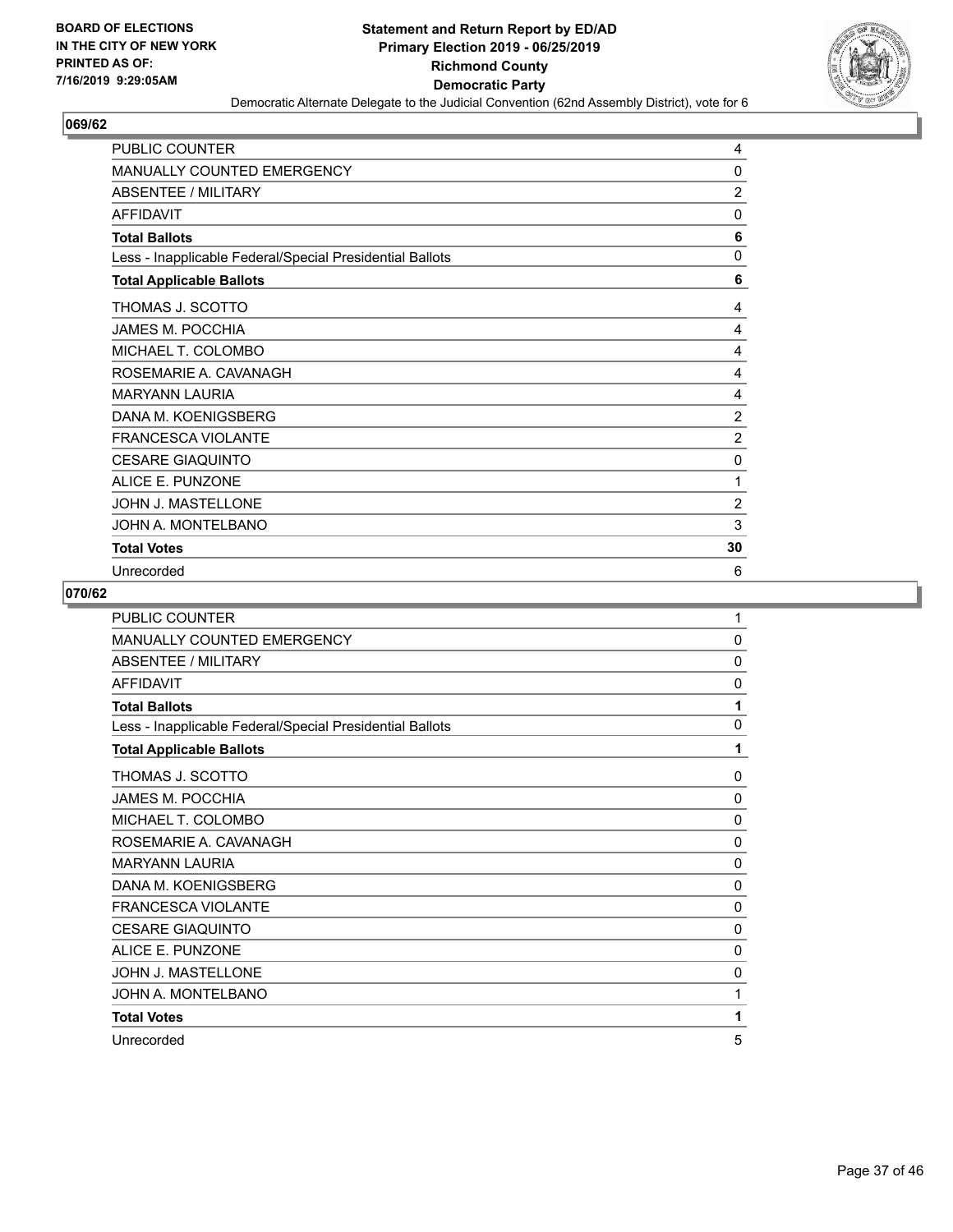**BOARD OF ELECTIONS IN THE CITY OF NEW YORK PRINTED AS OF: 7/16/2019 9:29:05AM**

**Statement and Return Report by ED/AD**
**Primary Election 2019 - 06/25/2019**
**Richmond County**
**Democratic Party**
Democratic Alternate Delegate to the Judicial Convention (62nd Assembly District), vote for 6

## 069/62

| | |
|---|---|
| PUBLIC COUNTER | 4 |
| MANUALLY COUNTED EMERGENCY | 0 |
| ABSENTEE / MILITARY | 2 |
| AFFIDAVIT | 0 |
| **Total Ballots** | **6** |
| Less - Inapplicable Federal/Special Presidential Ballots | 0 |
| **Total Applicable Ballots** | **6** |
| THOMAS J. SCOTTO | 4 |
| JAMES M. POCCHIA | 4 |
| MICHAEL T. COLOMBO | 4 |
| ROSEMARIE A. CAVANAGH | 4 |
| MARYANN LAURIA | 4 |
| DANA M. KOENIGSBERG | 2 |
| FRANCESCA VIOLANTE | 2 |
| CESARE GIAQUINTO | 0 |
| ALICE E. PUNZONE | 1 |
| JOHN J. MASTELLONE | 2 |
| JOHN A. MONTELBANO | 3 |
| **Total Votes** | **30** |
| Unrecorded | 6 |

## 070/62

| | |
|---|---|
| PUBLIC COUNTER | 1 |
| MANUALLY COUNTED EMERGENCY | 0 |
| ABSENTEE / MILITARY | 0 |
| AFFIDAVIT | 0 |
| **Total Ballots** | **1** |
| Less - Inapplicable Federal/Special Presidential Ballots | 0 |
| **Total Applicable Ballots** | **1** |
| THOMAS J. SCOTTO | 0 |
| JAMES M. POCCHIA | 0 |
| MICHAEL T. COLOMBO | 0 |
| ROSEMARIE A. CAVANAGH | 0 |
| MARYANN LAURIA | 0 |
| DANA M. KOENIGSBERG | 0 |
| FRANCESCA VIOLANTE | 0 |
| CESARE GIAQUINTO | 0 |
| ALICE E. PUNZONE | 0 |
| JOHN J. MASTELLONE | 0 |
| JOHN A. MONTELBANO | 1 |
| **Total Votes** | **1** |
| Unrecorded | 5 |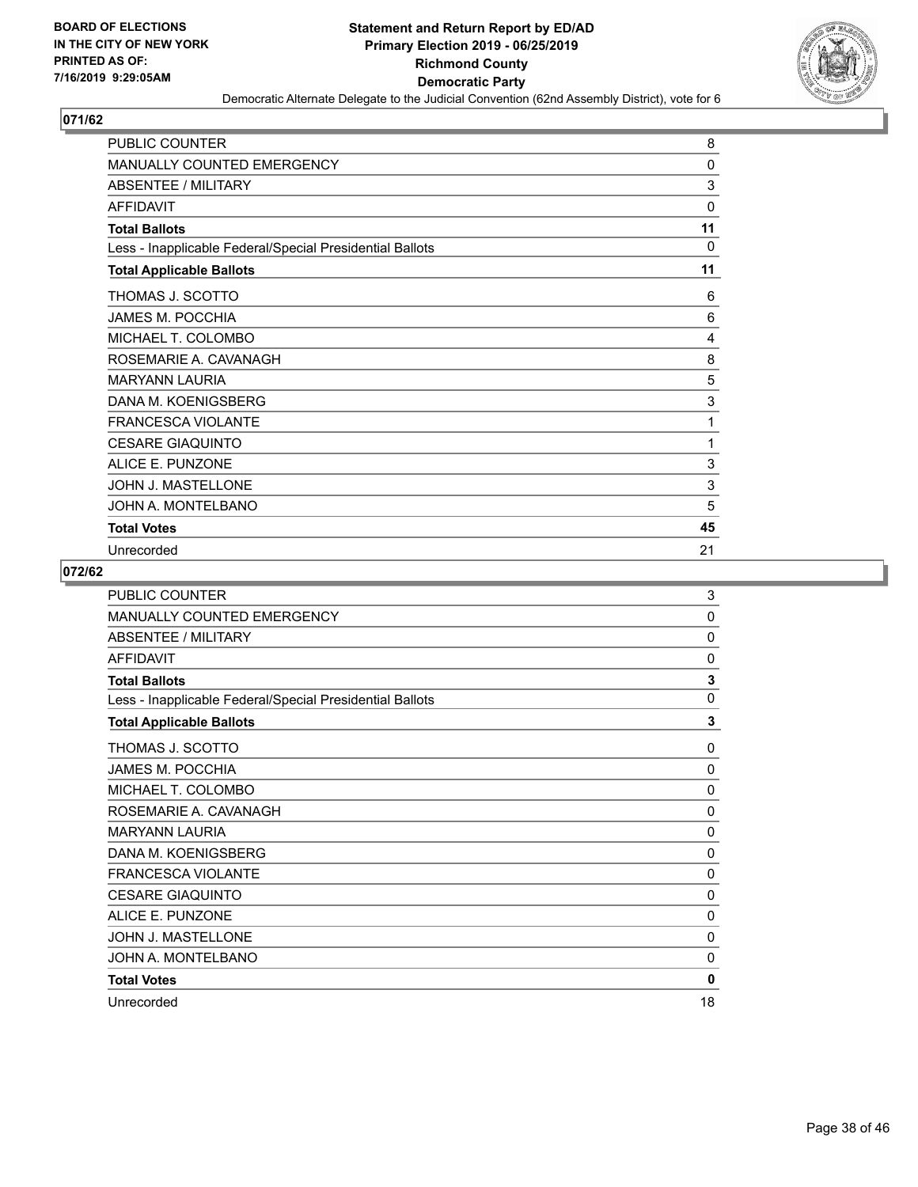**BOARD OF ELECTIONS IN THE CITY OF NEW YORK PRINTED AS OF: 7/16/2019 9:29:05AM**

**Statement and Return Report by ED/AD Primary Election 2019 - 06/25/2019 Richmond County Democratic Party**

Democratic Alternate Delegate to the Judicial Convention (62nd Assembly District), vote for 6

## 071/62

| | |
|---|---|
| PUBLIC COUNTER | 8 |
| MANUALLY COUNTED EMERGENCY | 0 |
| ABSENTEE / MILITARY | 3 |
| AFFIDAVIT | 0 |
| **Total Ballots** | **11** |
| Less - Inapplicable Federal/Special Presidential Ballots | 0 |
| **Total Applicable Ballots** | **11** |
| THOMAS J. SCOTTO | 6 |
| JAMES M. POCCHIA | 6 |
| MICHAEL T. COLOMBO | 4 |
| ROSEMARIE A. CAVANAGH | 8 |
| MARYANN LAURIA | 5 |
| DANA M. KOENIGSBERG | 3 |
| FRANCESCA VIOLANTE | 1 |
| CESARE GIAQUINTO | 1 |
| ALICE E. PUNZONE | 3 |
| JOHN J. MASTELLONE | 3 |
| JOHN A. MONTELBANO | 5 |
| **Total Votes** | **45** |
| Unrecorded | 21 |

## 072/62

| | |
|---|---|
| PUBLIC COUNTER | 3 |
| MANUALLY COUNTED EMERGENCY | 0 |
| ABSENTEE / MILITARY | 0 |
| AFFIDAVIT | 0 |
| **Total Ballots** | **3** |
| Less - Inapplicable Federal/Special Presidential Ballots | 0 |
| **Total Applicable Ballots** | **3** |
| THOMAS J. SCOTTO | 0 |
| JAMES M. POCCHIA | 0 |
| MICHAEL T. COLOMBO | 0 |
| ROSEMARIE A. CAVANAGH | 0 |
| MARYANN LAURIA | 0 |
| DANA M. KOENIGSBERG | 0 |
| FRANCESCA VIOLANTE | 0 |
| CESARE GIAQUINTO | 0 |
| ALICE E. PUNZONE | 0 |
| JOHN J. MASTELLONE | 0 |
| JOHN A. MONTELBANO | 0 |
| **Total Votes** | **0** |
| Unrecorded | 18 |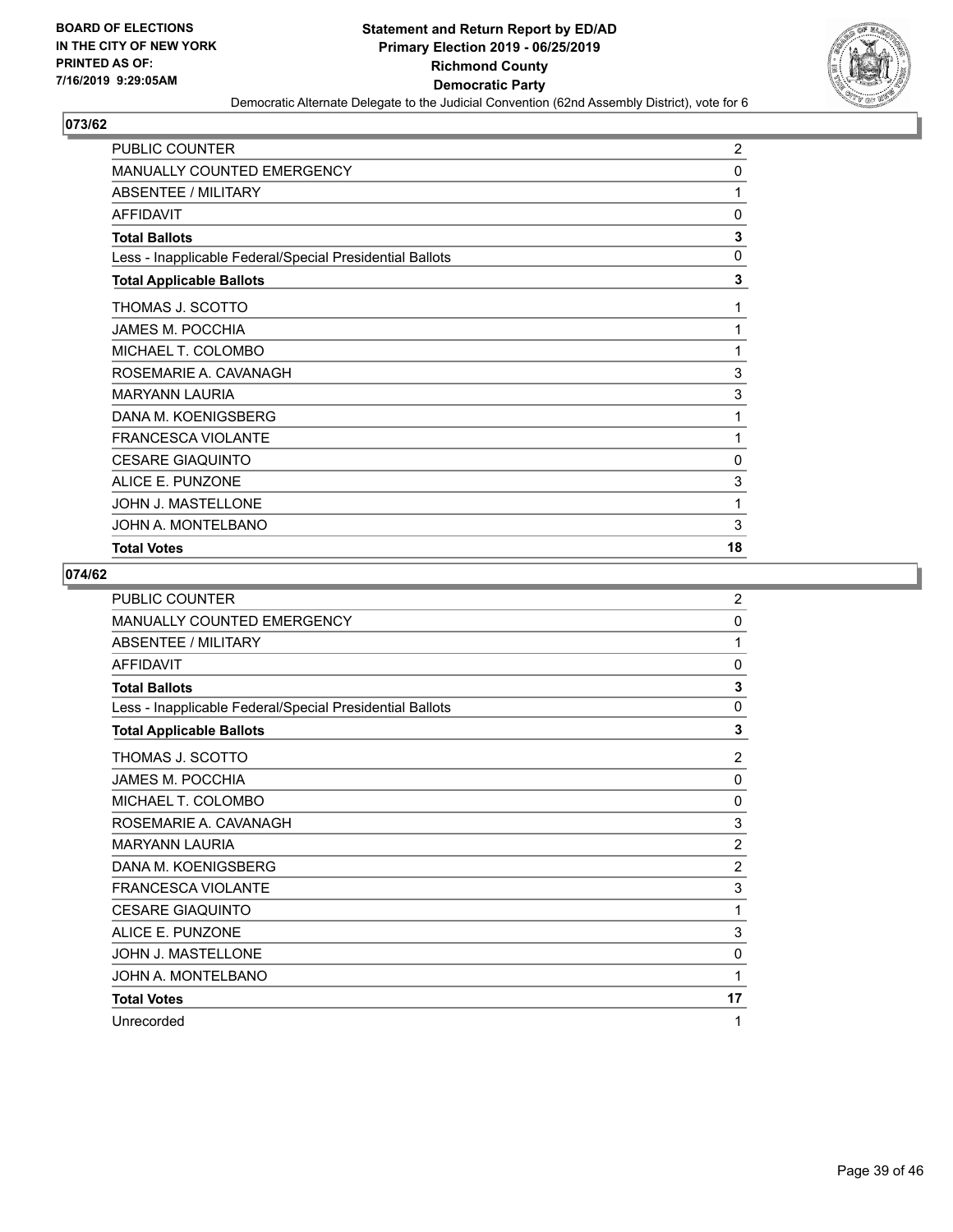BOARD OF ELECTIONS
IN THE CITY OF NEW YORK
PRINTED AS OF:
7/16/2019 9:29:05AM

**Statement and Return Report by ED/AD**
**Primary Election 2019 - 06/25/2019**
**Richmond County**
**Democratic Party**
Democratic Alternate Delegate to the Judicial Convention (62nd Assembly District), vote for 6

## 073/62

| | |
|---|---|
| PUBLIC COUNTER | 2 |
| MANUALLY COUNTED EMERGENCY | 0 |
| ABSENTEE / MILITARY | 1 |
| AFFIDAVIT | 0 |
| **Total Ballots** | **3** |
| Less - Inapplicable Federal/Special Presidential Ballots | 0 |
| **Total Applicable Ballots** | **3** |
| THOMAS J. SCOTTO | 1 |
| JAMES M. POCCHIA | 1 |
| MICHAEL T. COLOMBO | 1 |
| ROSEMARIE A. CAVANAGH | 3 |
| MARYANN LAURIA | 3 |
| DANA M. KOENIGSBERG | 1 |
| FRANCESCA VIOLANTE | 1 |
| CESARE GIAQUINTO | 0 |
| ALICE E. PUNZONE | 3 |
| JOHN J. MASTELLONE | 1 |
| JOHN A. MONTELBANO | 3 |
| **Total Votes** | **18** |

## 074/62

| | |
|---|---|
| PUBLIC COUNTER | 2 |
| MANUALLY COUNTED EMERGENCY | 0 |
| ABSENTEE / MILITARY | 1 |
| AFFIDAVIT | 0 |
| **Total Ballots** | **3** |
| Less - Inapplicable Federal/Special Presidential Ballots | 0 |
| **Total Applicable Ballots** | **3** |
| THOMAS J. SCOTTO | 2 |
| JAMES M. POCCHIA | 0 |
| MICHAEL T. COLOMBO | 0 |
| ROSEMARIE A. CAVANAGH | 3 |
| MARYANN LAURIA | 2 |
| DANA M. KOENIGSBERG | 2 |
| FRANCESCA VIOLANTE | 3 |
| CESARE GIAQUINTO | 1 |
| ALICE E. PUNZONE | 3 |
| JOHN J. MASTELLONE | 0 |
| JOHN A. MONTELBANO | 1 |
| **Total Votes** | **17** |
| Unrecorded | 1 |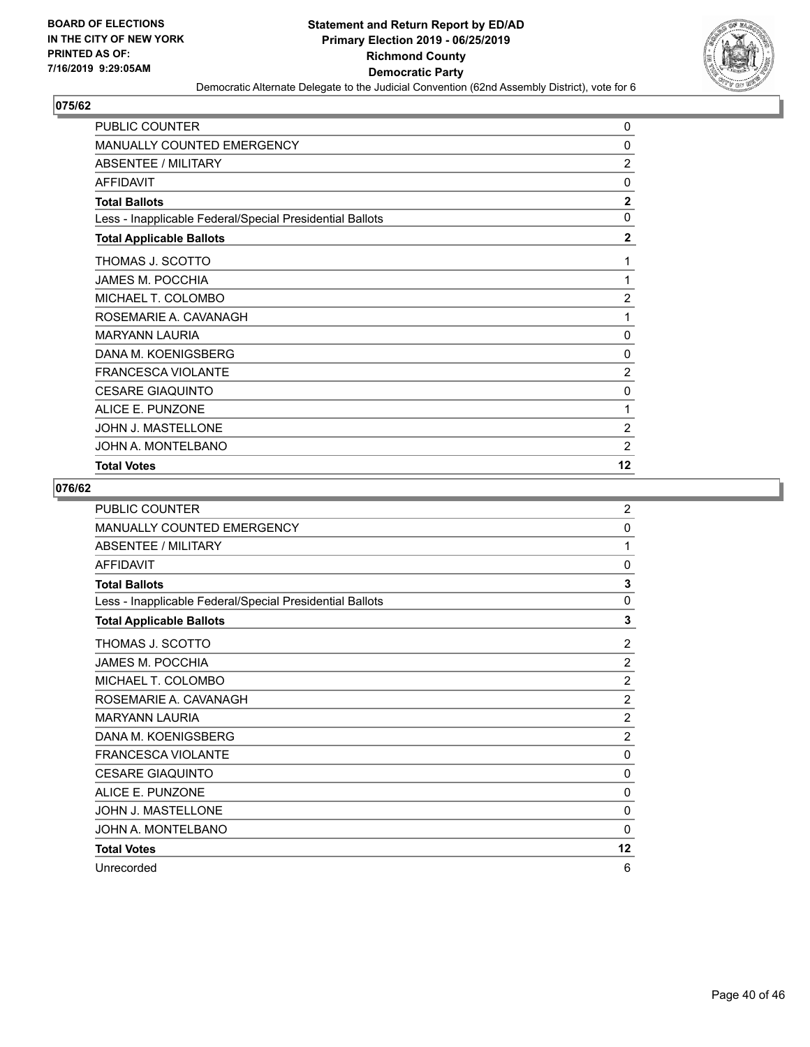BOARD OF ELECTIONS
IN THE CITY OF NEW YORK
PRINTED AS OF:
7/16/2019 9:29:05AM

# Statement and Return Report by ED/AD
## Primary Election 2019 - 06/25/2019
## Richmond County
## Democratic Party

Democratic Alternate Delegate to the Judicial Convention (62nd Assembly District), vote for 6

### 075/62

| | |
|---|---|
| PUBLIC COUNTER | 0 |
| MANUALLY COUNTED EMERGENCY | 0 |
| ABSENTEE / MILITARY | 2 |
| AFFIDAVIT | 0 |
| **Total Ballots** | **2** |
| Less - Inapplicable Federal/Special Presidential Ballots | 0 |
| **Total Applicable Ballots** | **2** |
| THOMAS J. SCOTTO | 1 |
| JAMES M. POCCHIA | 1 |
| MICHAEL T. COLOMBO | 2 |
| ROSEMARIE A. CAVANAGH | 1 |
| MARYANN LAURIA | 0 |
| DANA M. KOENIGSBERG | 0 |
| FRANCESCA VIOLANTE | 2 |
| CESARE GIAQUINTO | 0 |
| ALICE E. PUNZONE | 1 |
| JOHN J. MASTELLONE | 2 |
| JOHN A. MONTELBANO | 2 |
| **Total Votes** | **12** |

### 076/62

| | |
|---|---|
| PUBLIC COUNTER | 2 |
| MANUALLY COUNTED EMERGENCY | 0 |
| ABSENTEE / MILITARY | 1 |
| AFFIDAVIT | 0 |
| **Total Ballots** | **3** |
| Less - Inapplicable Federal/Special Presidential Ballots | 0 |
| **Total Applicable Ballots** | **3** |
| THOMAS J. SCOTTO | 2 |
| JAMES M. POCCHIA | 2 |
| MICHAEL T. COLOMBO | 2 |
| ROSEMARIE A. CAVANAGH | 2 |
| MARYANN LAURIA | 2 |
| DANA M. KOENIGSBERG | 2 |
| FRANCESCA VIOLANTE | 0 |
| CESARE GIAQUINTO | 0 |
| ALICE E. PUNZONE | 0 |
| JOHN J. MASTELLONE | 0 |
| JOHN A. MONTELBANO | 0 |
| **Total Votes** | **12** |
| Unrecorded | 6 |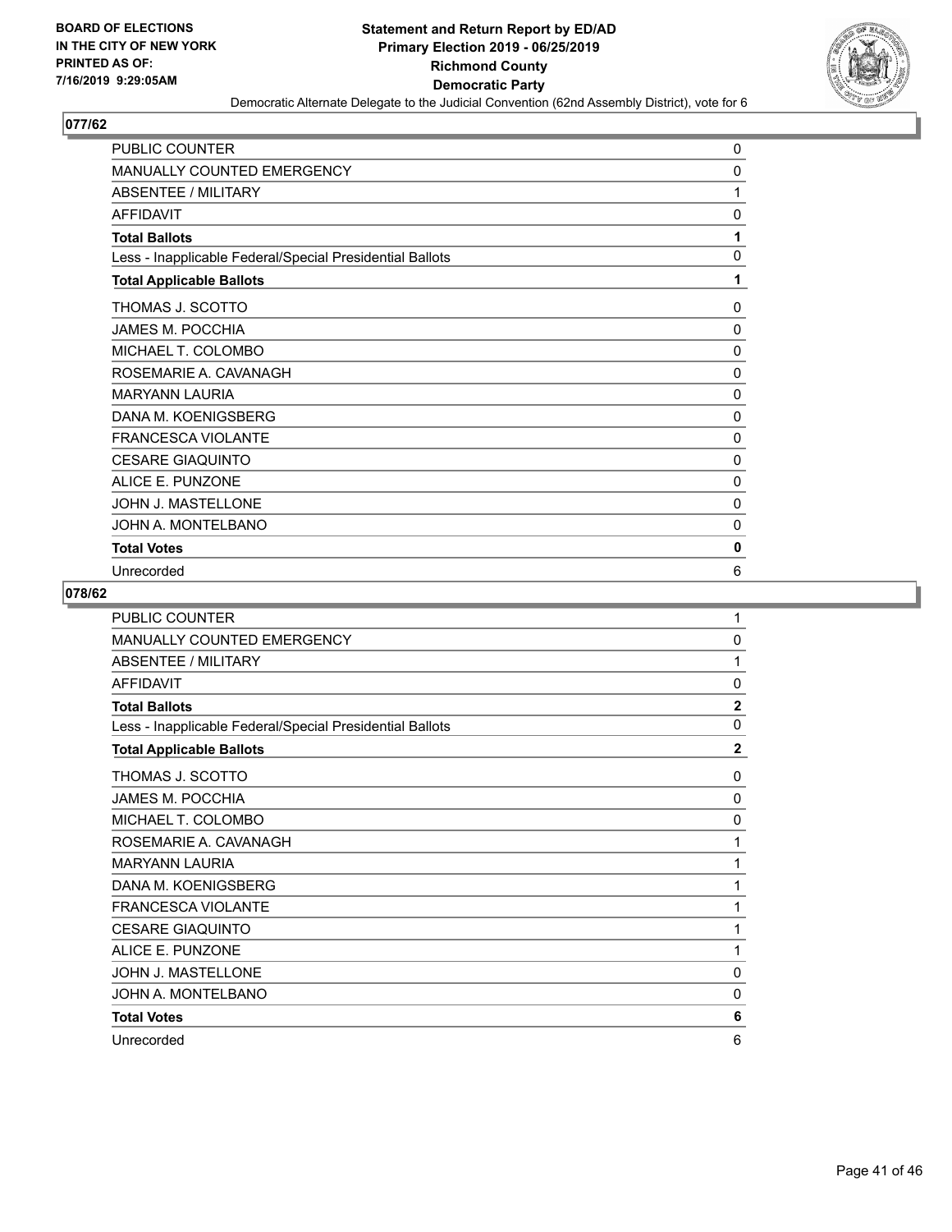BOARD OF ELECTIONS
IN THE CITY OF NEW YORK
PRINTED AS OF:
7/16/2019 9:29:05AM

**Statement and Return Report by ED/AD**
**Primary Election 2019 - 06/25/2019**
**Richmond County**
**Democratic Party**
Democratic Alternate Delegate to the Judicial Convention (62nd Assembly District), vote for 6

## 077/62

| | |
|---|---|
| PUBLIC COUNTER | 0 |
| MANUALLY COUNTED EMERGENCY | 0 |
| ABSENTEE / MILITARY | 1 |
| AFFIDAVIT | 0 |
| **Total Ballots** | **1** |
| Less - Inapplicable Federal/Special Presidential Ballots | 0 |
| **Total Applicable Ballots** | **1** |
| THOMAS J. SCOTTO | 0 |
| JAMES M. POCCHIA | 0 |
| MICHAEL T. COLOMBO | 0 |
| ROSEMARIE A. CAVANAGH | 0 |
| MARYANN LAURIA | 0 |
| DANA M. KOENIGSBERG | 0 |
| FRANCESCA VIOLANTE | 0 |
| CESARE GIAQUINTO | 0 |
| ALICE E. PUNZONE | 0 |
| JOHN J. MASTELLONE | 0 |
| JOHN A. MONTELBANO | 0 |
| **Total Votes** | **0** |
| Unrecorded | 6 |

## 078/62

| | |
|---|---|
| PUBLIC COUNTER | 1 |
| MANUALLY COUNTED EMERGENCY | 0 |
| ABSENTEE / MILITARY | 1 |
| AFFIDAVIT | 0 |
| **Total Ballots** | **2** |
| Less - Inapplicable Federal/Special Presidential Ballots | 0 |
| **Total Applicable Ballots** | **2** |
| THOMAS J. SCOTTO | 0 |
| JAMES M. POCCHIA | 0 |
| MICHAEL T. COLOMBO | 0 |
| ROSEMARIE A. CAVANAGH | 1 |
| MARYANN LAURIA | 1 |
| DANA M. KOENIGSBERG | 1 |
| FRANCESCA VIOLANTE | 1 |
| CESARE GIAQUINTO | 1 |
| ALICE E. PUNZONE | 1 |
| JOHN J. MASTELLONE | 0 |
| JOHN A. MONTELBANO | 0 |
| **Total Votes** | **6** |
| Unrecorded | 6 |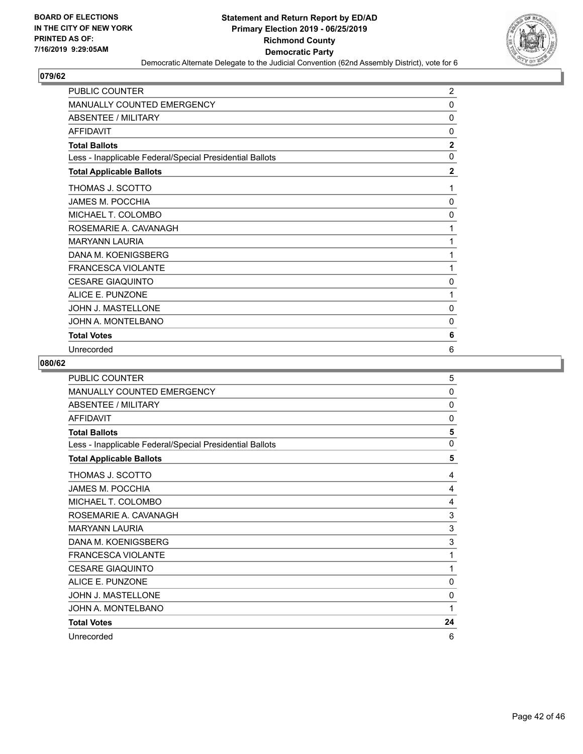BOARD OF ELECTIONS
IN THE CITY OF NEW YORK
PRINTED AS OF:
7/16/2019 9:29:05AM

**Statement and Return Report by ED/AD**
**Primary Election 2019 - 06/25/2019**
**Richmond County**
**Democratic Party**
Democratic Alternate Delegate to the Judicial Convention (62nd Assembly District), vote for 6

### 079/62

| | |
|---|---|
| PUBLIC COUNTER | 2 |
| MANUALLY COUNTED EMERGENCY | 0 |
| ABSENTEE / MILITARY | 0 |
| AFFIDAVIT | 0 |
| **Total Ballots** | **2** |
| Less - Inapplicable Federal/Special Presidential Ballots | 0 |
| **Total Applicable Ballots** | **2** |
| THOMAS J. SCOTTO | 1 |
| JAMES M. POCCHIA | 0 |
| MICHAEL T. COLOMBO | 0 |
| ROSEMARIE A. CAVANAGH | 1 |
| MARYANN LAURIA | 1 |
| DANA M. KOENIGSBERG | 1 |
| FRANCESCA VIOLANTE | 1 |
| CESARE GIAQUINTO | 0 |
| ALICE E. PUNZONE | 1 |
| JOHN J. MASTELLONE | 0 |
| JOHN A. MONTELBANO | 0 |
| **Total Votes** | **6** |
| Unrecorded | 6 |

### 080/62

| | |
|---|---|
| PUBLIC COUNTER | 5 |
| MANUALLY COUNTED EMERGENCY | 0 |
| ABSENTEE / MILITARY | 0 |
| AFFIDAVIT | 0 |
| **Total Ballots** | **5** |
| Less - Inapplicable Federal/Special Presidential Ballots | 0 |
| **Total Applicable Ballots** | **5** |
| THOMAS J. SCOTTO | 4 |
| JAMES M. POCCHIA | 4 |
| MICHAEL T. COLOMBO | 4 |
| ROSEMARIE A. CAVANAGH | 3 |
| MARYANN LAURIA | 3 |
| DANA M. KOENIGSBERG | 3 |
| FRANCESCA VIOLANTE | 1 |
| CESARE GIAQUINTO | 1 |
| ALICE E. PUNZONE | 0 |
| JOHN J. MASTELLONE | 0 |
| JOHN A. MONTELBANO | 1 |
| **Total Votes** | **24** |
| Unrecorded | 6 |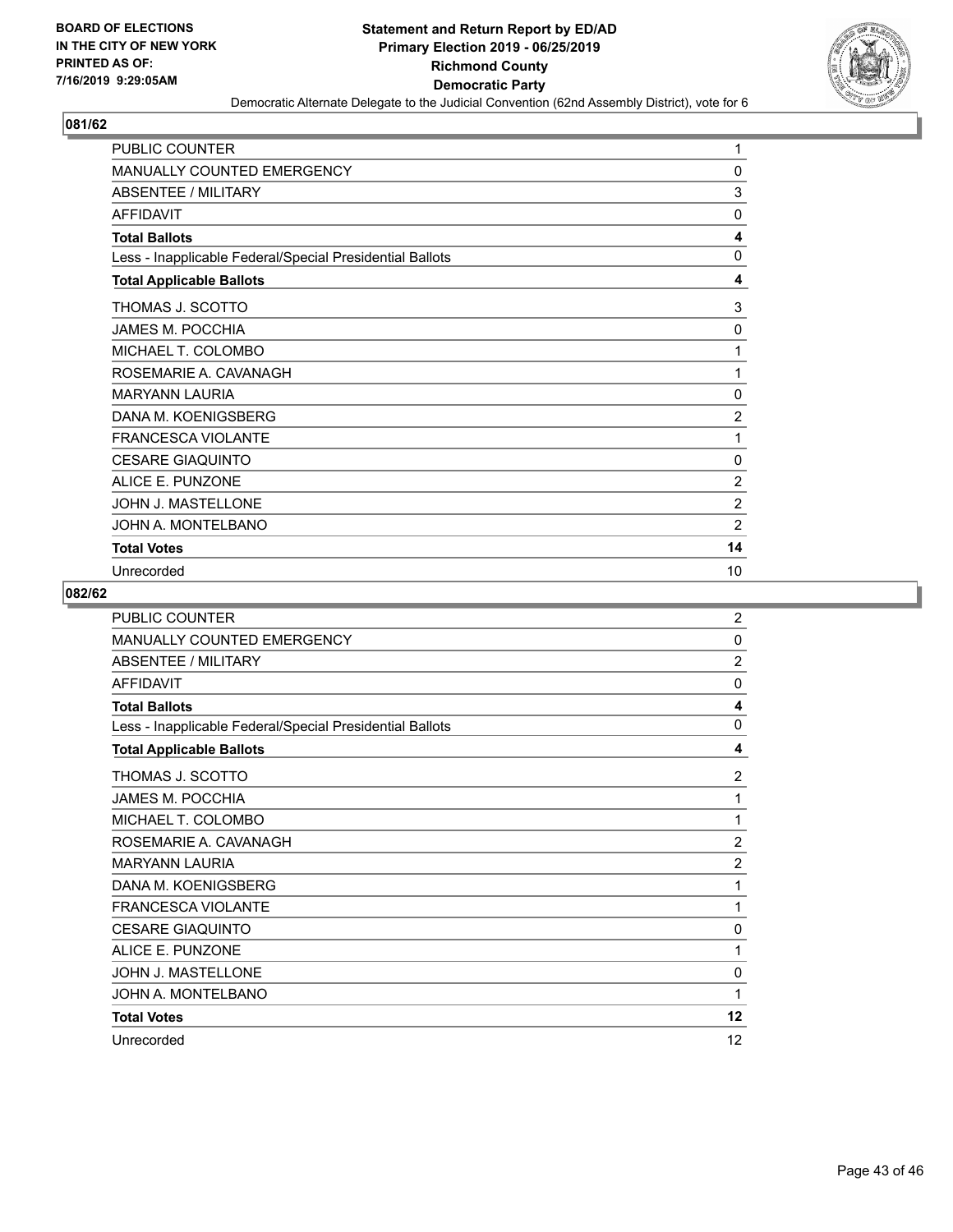BOARD OF ELECTIONS
IN THE CITY OF NEW YORK
PRINTED AS OF:
7/16/2019 9:29:05AM

**Statement and Return Report by ED/AD**
**Primary Election 2019 - 06/25/2019**
**Richmond County**
**Democratic Party**
Democratic Alternate Delegate to the Judicial Convention (62nd Assembly District), vote for 6

## 081/62

| | |
|---|---|
| PUBLIC COUNTER | 1 |
| MANUALLY COUNTED EMERGENCY | 0 |
| ABSENTEE / MILITARY | 3 |
| AFFIDAVIT | 0 |
| **Total Ballots** | **4** |
| Less - Inapplicable Federal/Special Presidential Ballots | 0 |
| **Total Applicable Ballots** | **4** |
| THOMAS J. SCOTTO | 3 |
| JAMES M. POCCHIA | 0 |
| MICHAEL T. COLOMBO | 1 |
| ROSEMARIE A. CAVANAGH | 1 |
| MARYANN LAURIA | 0 |
| DANA M. KOENIGSBERG | 2 |
| FRANCESCA VIOLANTE | 1 |
| CESARE GIAQUINTO | 0 |
| ALICE E. PUNZONE | 2 |
| JOHN J. MASTELLONE | 2 |
| JOHN A. MONTELBANO | 2 |
| **Total Votes** | **14** |
| Unrecorded | 10 |

## 082/62

| | |
|---|---|
| PUBLIC COUNTER | 2 |
| MANUALLY COUNTED EMERGENCY | 0 |
| ABSENTEE / MILITARY | 2 |
| AFFIDAVIT | 0 |
| **Total Ballots** | **4** |
| Less - Inapplicable Federal/Special Presidential Ballots | 0 |
| **Total Applicable Ballots** | **4** |
| THOMAS J. SCOTTO | 2 |
| JAMES M. POCCHIA | 1 |
| MICHAEL T. COLOMBO | 1 |
| ROSEMARIE A. CAVANAGH | 2 |
| MARYANN LAURIA | 2 |
| DANA M. KOENIGSBERG | 1 |
| FRANCESCA VIOLANTE | 1 |
| CESARE GIAQUINTO | 0 |
| ALICE E. PUNZONE | 1 |
| JOHN J. MASTELLONE | 0 |
| JOHN A. MONTELBANO | 1 |
| **Total Votes** | **12** |
| Unrecorded | 12 |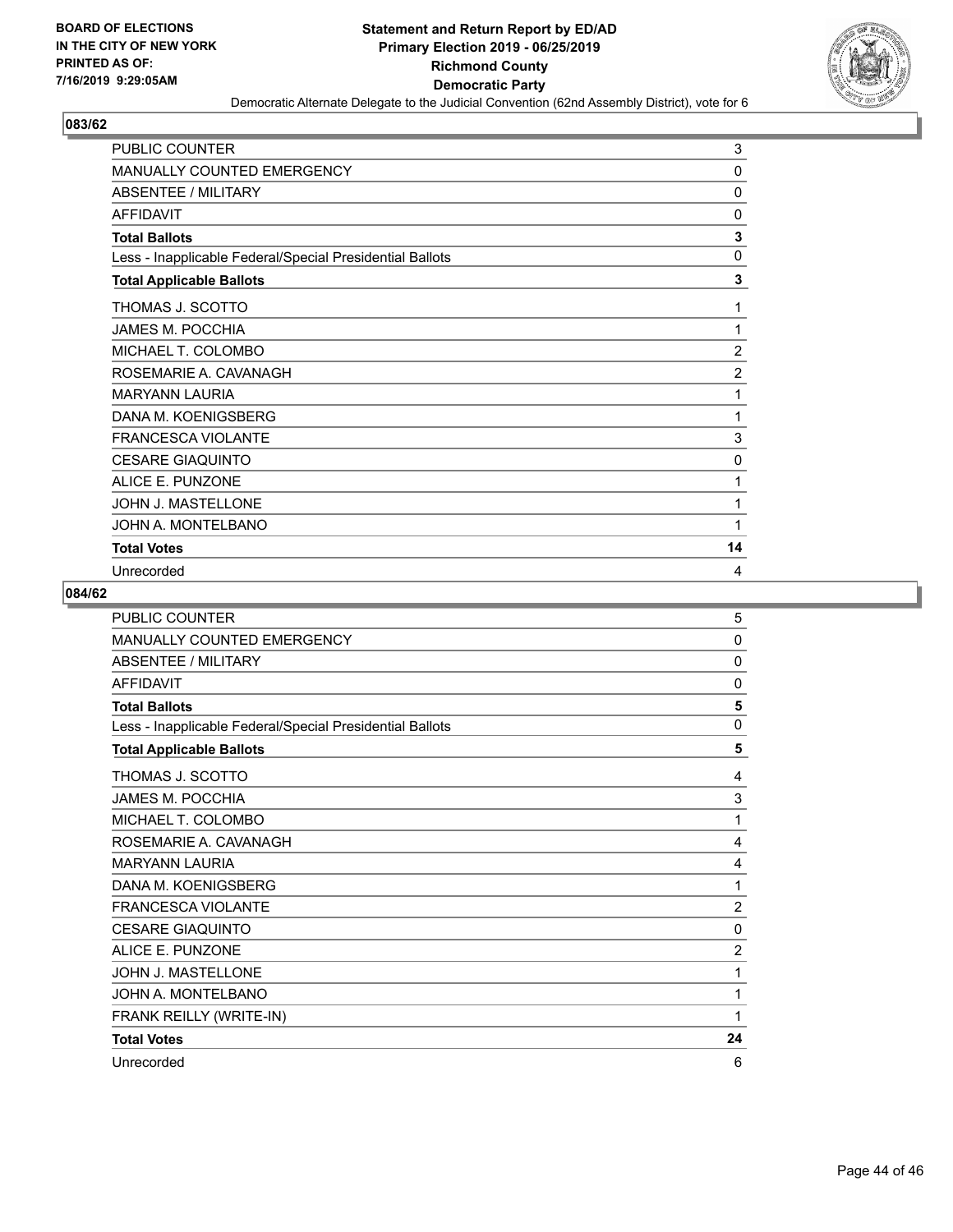BOARD OF ELECTIONS
IN THE CITY OF NEW YORK
PRINTED AS OF:
7/16/2019 9:29:05AM

**Statement and Return Report by ED/AD**
**Primary Election 2019 - 06/25/2019**
**Richmond County**
**Democratic Party**
Democratic Alternate Delegate to the Judicial Convention (62nd Assembly District), vote for 6

## 083/62

| | |
|---|---|
| PUBLIC COUNTER | 3 |
| MANUALLY COUNTED EMERGENCY | 0 |
| ABSENTEE / MILITARY | 0 |
| AFFIDAVIT | 0 |
| **Total Ballots** | **3** |
| Less - Inapplicable Federal/Special Presidential Ballots | 0 |
| **Total Applicable Ballots** | **3** |
| THOMAS J. SCOTTO | 1 |
| JAMES M. POCCHIA | 1 |
| MICHAEL T. COLOMBO | 2 |
| ROSEMARIE A. CAVANAGH | 2 |
| MARYANN LAURIA | 1 |
| DANA M. KOENIGSBERG | 1 |
| FRANCESCA VIOLANTE | 3 |
| CESARE GIAQUINTO | 0 |
| ALICE E. PUNZONE | 1 |
| JOHN J. MASTELLONE | 1 |
| JOHN A. MONTELBANO | 1 |
| **Total Votes** | **14** |
| Unrecorded | 4 |

## 084/62

| | |
|---|---|
| PUBLIC COUNTER | 5 |
| MANUALLY COUNTED EMERGENCY | 0 |
| ABSENTEE / MILITARY | 0 |
| AFFIDAVIT | 0 |
| **Total Ballots** | **5** |
| Less - Inapplicable Federal/Special Presidential Ballots | 0 |
| **Total Applicable Ballots** | **5** |
| THOMAS J. SCOTTO | 4 |
| JAMES M. POCCHIA | 3 |
| MICHAEL T. COLOMBO | 1 |
| ROSEMARIE A. CAVANAGH | 4 |
| MARYANN LAURIA | 4 |
| DANA M. KOENIGSBERG | 1 |
| FRANCESCA VIOLANTE | 2 |
| CESARE GIAQUINTO | 0 |
| ALICE E. PUNZONE | 2 |
| JOHN J. MASTELLONE | 1 |
| JOHN A. MONTELBANO | 1 |
| FRANK REILLY (WRITE-IN) | 1 |
| **Total Votes** | **24** |
| Unrecorded | 6 |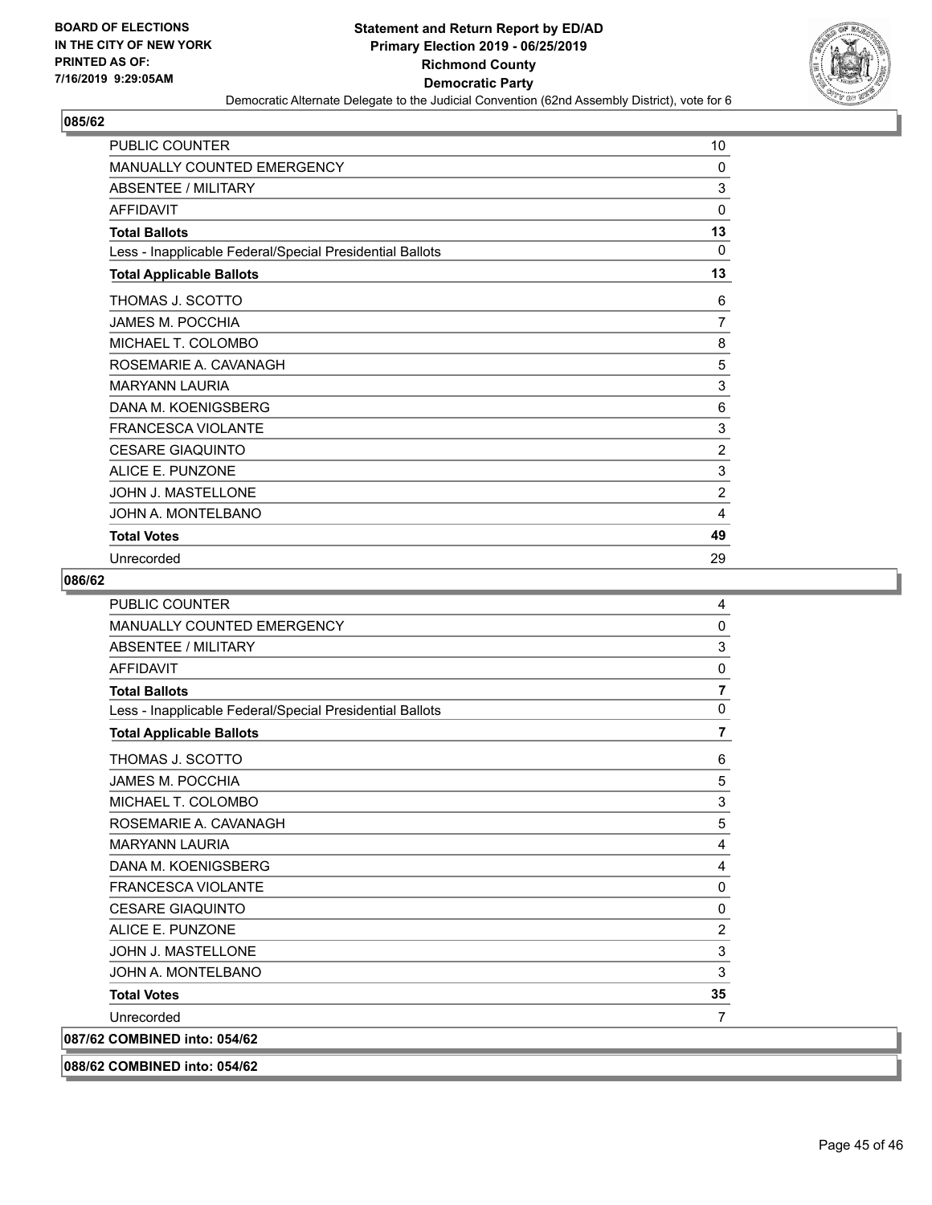## 085/62

| | |
|---|---|
| PUBLIC COUNTER | 10 |
| MANUALLY COUNTED EMERGENCY | 0 |
| ABSENTEE / MILITARY | 3 |
| AFFIDAVIT | 0 |
| **Total Ballots** | **13** |
| Less - Inapplicable Federal/Special Presidential Ballots | 0 |
| **Total Applicable Ballots** | **13** |
| THOMAS J. SCOTTO | 6 |
| JAMES M. POCCHIA | 7 |
| MICHAEL T. COLOMBO | 8 |
| ROSEMARIE A. CAVANAGH | 5 |
| MARYANN LAURIA | 3 |
| DANA M. KOENIGSBERG | 6 |
| FRANCESCA VIOLANTE | 3 |
| CESARE GIAQUINTO | 2 |
| ALICE E. PUNZONE | 3 |
| JOHN J. MASTELLONE | 2 |
| JOHN A. MONTELBANO | 4 |
| **Total Votes** | **49** |
| Unrecorded | 29 |

## 086/62

| | |
|---|---|
| PUBLIC COUNTER | 4 |
| MANUALLY COUNTED EMERGENCY | 0 |
| ABSENTEE / MILITARY | 3 |
| AFFIDAVIT | 0 |
| **Total Ballots** | **7** |
| Less - Inapplicable Federal/Special Presidential Ballots | 0 |
| **Total Applicable Ballots** | **7** |
| THOMAS J. SCOTTO | 6 |
| JAMES M. POCCHIA | 5 |
| MICHAEL T. COLOMBO | 3 |
| ROSEMARIE A. CAVANAGH | 5 |
| MARYANN LAURIA | 4 |
| DANA M. KOENIGSBERG | 4 |
| FRANCESCA VIOLANTE | 0 |
| CESARE GIAQUINTO | 0 |
| ALICE E. PUNZONE | 2 |
| JOHN J. MASTELLONE | 3 |
| JOHN A. MONTELBANO | 3 |
| **Total Votes** | **35** |
| Unrecorded | 7 |

## 087/62 COMBINED into: 054/62

## 088/62 COMBINED into: 054/62